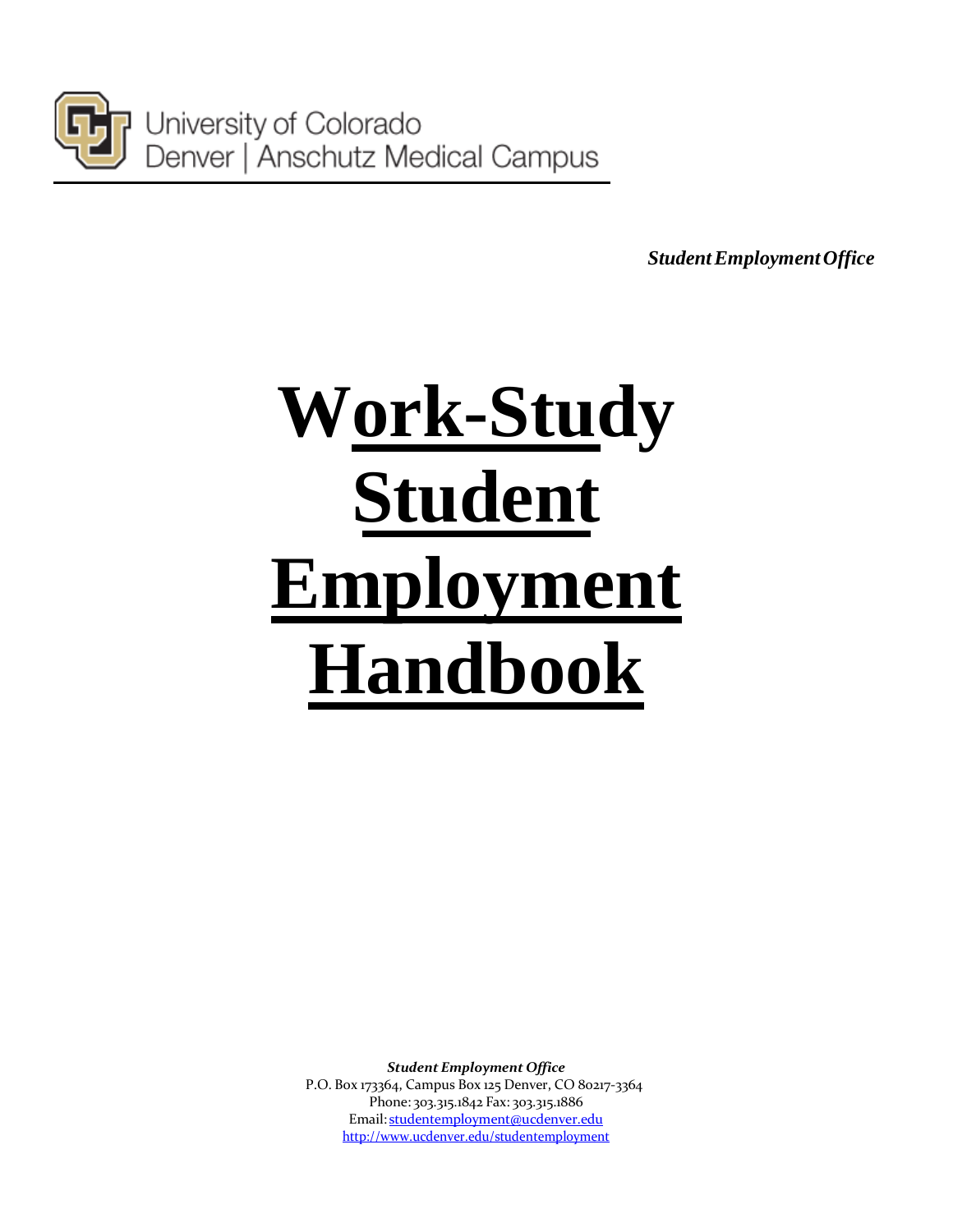University of Colorado
Denver | Anschutz Medical Campus

*Student Employment Office*

# Work-Study Student Employment Handbook

***Student Employment Office***
P.O. Box 173364, Campus Box 125 Denver, CO 80217-3364
Phone: 303.315.1842 Fax: 303.315.1886
Email: studentemployment@ucdenver.edu
http://www.ucdenver.edu/studentemployment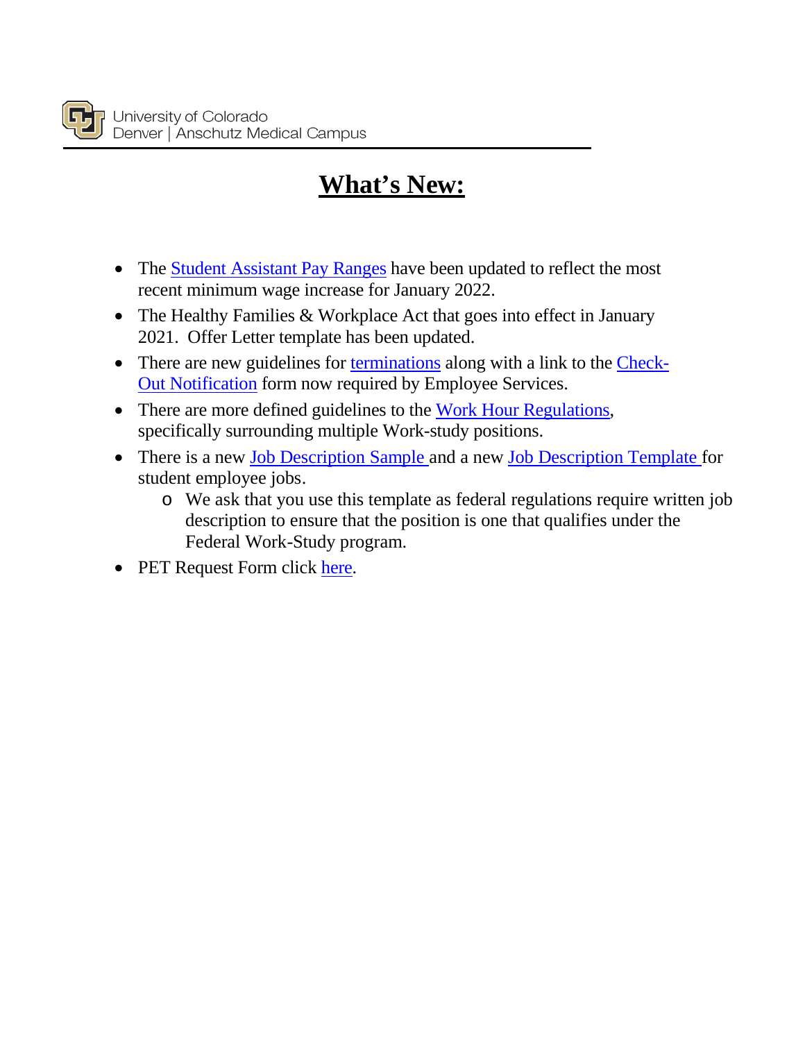# What's New:

- The Student Assistant Pay Ranges have been updated to reflect the most recent minimum wage increase for January 2022.
- The Healthy Families & Workplace Act that goes into effect in January 2021. Offer Letter template has been updated.
- There are new guidelines for terminations along with a link to the Check-Out Notification form now required by Employee Services.
- There are more defined guidelines to the Work Hour Regulations, specifically surrounding multiple Work-study positions.
- There is a new Job Description Sample and a new Job Description Template for student employee jobs.
  - We ask that you use this template as federal regulations require written job description to ensure that the position is one that qualifies under the Federal Work-Study program.
- PET Request Form click here.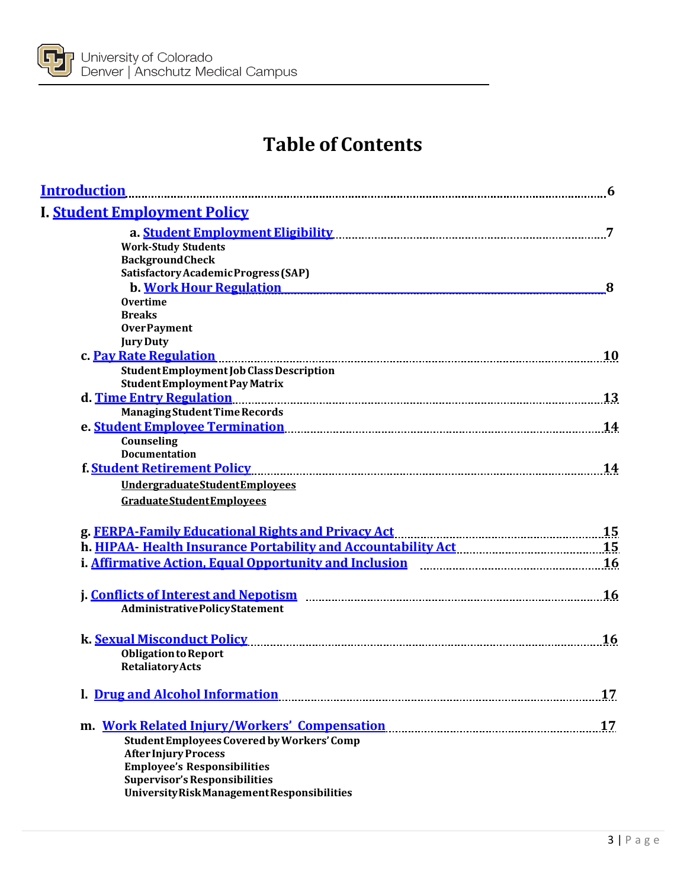# Table of Contents

**Introduction** ........ 6

**I. Student Employment Policy**

- **a. Student Employment Eligibility** ........ 7
  - Work-Study Students
  - Background Check
  - Satisfactory Academic Progress (SAP)
- **b. Work Hour Regulation** ........ 8
  - Overtime
  - Breaks
  - Over Payment
  - Jury Duty
- **c. Pay Rate Regulation** ........ 10
  - Student Employment Job Class Description
  - Student Employment Pay Matrix
- **d. Time Entry Regulation** ........ 13
  - Managing Student Time Records
- **e. Student Employee Termination** ........ 14
  - Counseling
  - Documentation
- **f. Student Retirement Policy** ........ 14
  - Undergraduate Student Employees
  - Graduate Student Employees
- **g. FERPA-Family Educational Rights and Privacy Act** ........ 15
- **h. HIPAA- Health Insurance Portability and Accountability Act** ........ 15
- **i. Affirmative Action, Equal Opportunity and Inclusion** ........ 16
- **j. Conflicts of Interest and Nepotism** ........ 16
  - Administrative Policy Statement
- **k. Sexual Misconduct Policy** ........ 16
  - Obligation to Report
  - Retaliatory Acts
- **l. Drug and Alcohol Information** ........ 17
- **m. Work Related Injury/Workers' Compensation** ........ 17
  - Student Employees Covered by Workers' Comp
  - After Injury Process
  - Employee's Responsibilities
  - Supervisor's Responsibilities
  - University Risk Management Responsibilities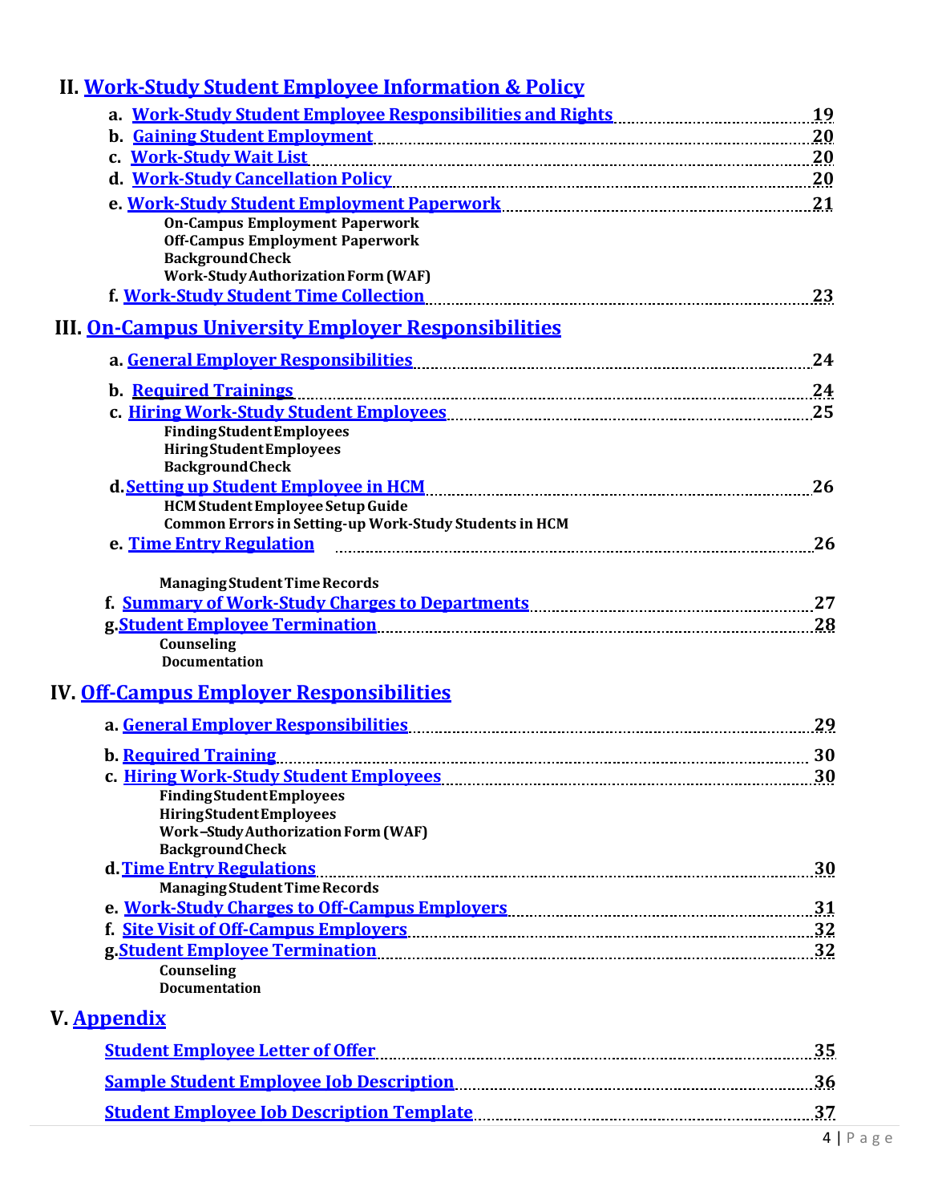## II. Work-Study Student Employee Information & Policy

- a. Work-Study Student Employee Responsibilities and Rights ........ 19
- b. Gaining Student Employment ........ 20
- c. Work-Study Wait List ........ 20
- d. Work-Study Cancellation Policy ........ 20
- e. Work-Study Student Employment Paperwork ........ 21
  - On-Campus Employment Paperwork
  - Off-Campus Employment Paperwork
  - Background Check
  - Work-Study Authorization Form (WAF)
- f. Work-Study Student Time Collection ........ 23

## III. On-Campus University Employer Responsibilities

- a. General Employer Responsibilities ........ 24
- b. Required Trainings ........ 24
- c. Hiring Work-Study Student Employees ........ 25
  - Finding Student Employees
  - Hiring Student Employees
  - Background Check
- d. Setting up Student Employee in HCM ........ 26
  - HCM Student Employee Setup Guide
  - Common Errors in Setting-up Work-Study Students in HCM
- e. Time Entry Regulation ........ 26
  - Managing Student Time Records
- f. Summary of Work-Study Charges to Departments ........ 27
- g. Student Employee Termination ........ 28
  - Counseling
  - Documentation

## IV. Off-Campus Employer Responsibilities

- a. General Employer Responsibilities ........ 29
- b. Required Training ........ 30
- c. Hiring Work-Study Student Employees ........ 30
  - Finding Student Employees
  - Hiring Student Employees
  - Work –Study Authorization Form (WAF)
  - Background Check
- d. Time Entry Regulations ........ 30
  - Managing Student Time Records
- e. Work-Study Charges to Off-Campus Employers ........ 31
- f. Site Visit of Off-Campus Employers ........ 32
- g. Student Employee Termination ........ 32
  - Counseling
  - Documentation

## V. Appendix

- Student Employee Letter of Offer ........ 35
- Sample Student Employee Job Description ........ 36
- Student Employee Job Description Template ........ 37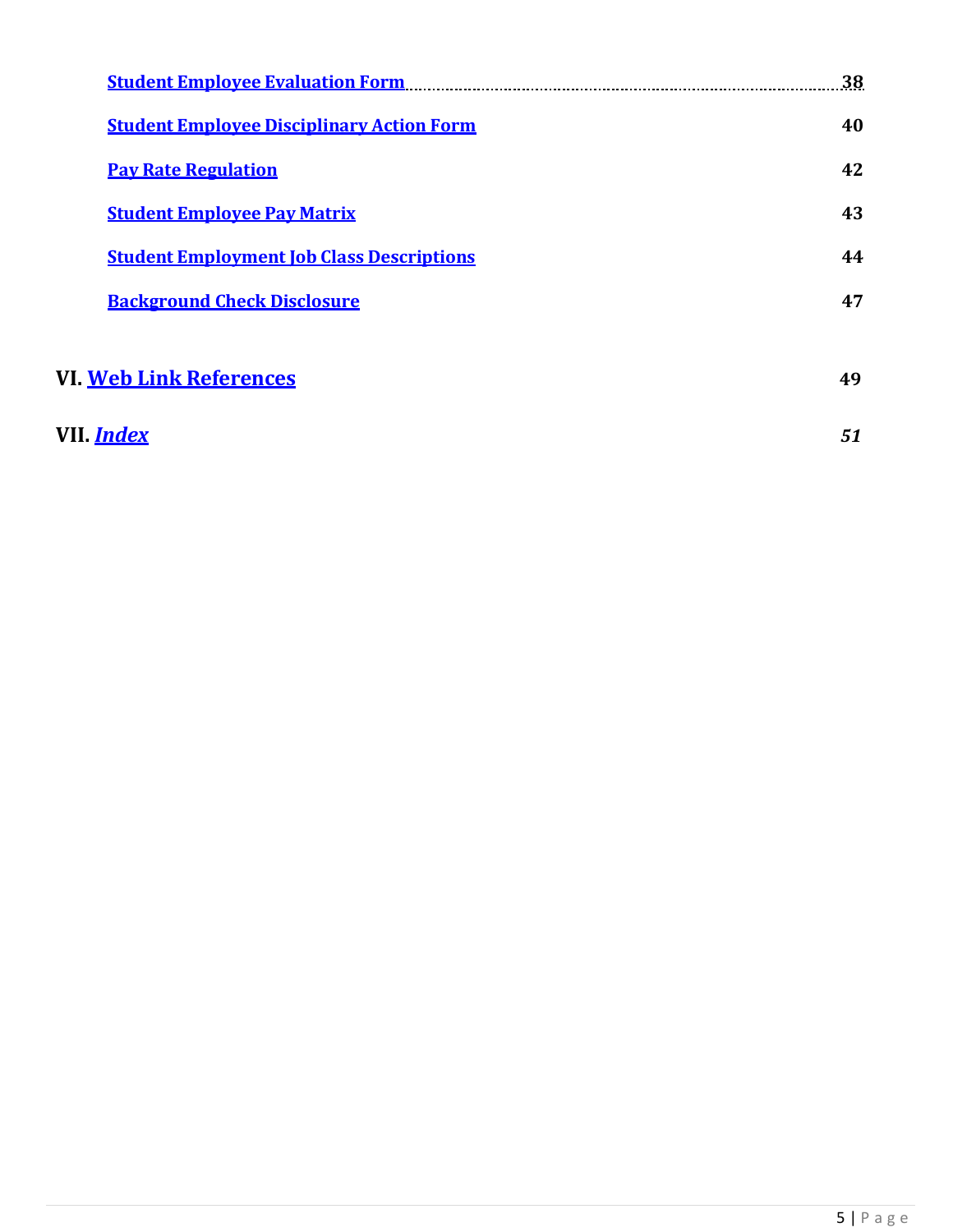| | |
|---|---|
| Student Employee Evaluation Form | 38 |
| Student Employee Disciplinary Action Form | 40 |
| Pay Rate Regulation | 42 |
| Student Employee Pay Matrix | 43 |
| Student Employment Job Class Descriptions | 44 |
| Background Check Disclosure | 47 |

**VI. Web Link References** **49**

**VII. *Index*** ***51***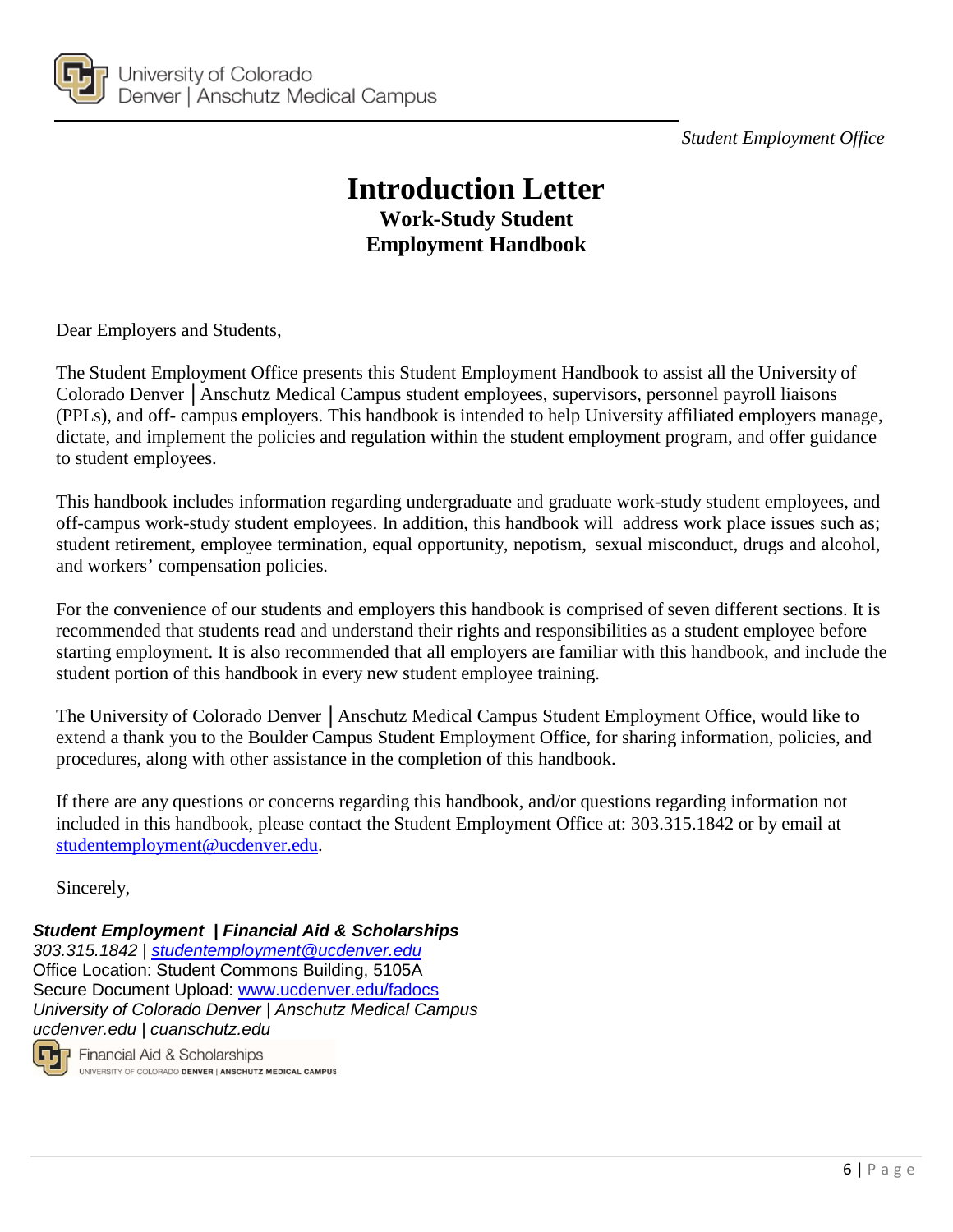*Student Employment Office*

# Introduction Letter
## Work-Study Student Employment Handbook

Dear Employers and Students,

The Student Employment Office presents this Student Employment Handbook to assist all the University of Colorado Denver │Anschutz Medical Campus student employees, supervisors, personnel payroll liaisons (PPLs), and off- campus employers. This handbook is intended to help University affiliated employers manage, dictate, and implement the policies and regulation within the student employment program, and offer guidance to student employees.

This handbook includes information regarding undergraduate and graduate work-study student employees, and off-campus work-study student employees. In addition, this handbook will address work place issues such as; student retirement, employee termination, equal opportunity, nepotism, sexual misconduct, drugs and alcohol, and workers' compensation policies.

For the convenience of our students and employers this handbook is comprised of seven different sections. It is recommended that students read and understand their rights and responsibilities as a student employee before starting employment. It is also recommended that all employers are familiar with this handbook, and include the student portion of this handbook in every new student employee training.

The University of Colorado Denver │Anschutz Medical Campus Student Employment Office, would like to extend a thank you to the Boulder Campus Student Employment Office, for sharing information, policies, and procedures, along with other assistance in the completion of this handbook.

If there are any questions or concerns regarding this handbook, and/or questions regarding information not included in this handbook, please contact the Student Employment Office at: 303.315.1842 or by email at studentemployment@ucdenver.edu.

Sincerely,

***Student Employment | Financial Aid & Scholarships***
*303.315.1842 | studentemployment@ucdenver.edu*
Office Location: Student Commons Building, 5105A
Secure Document Upload: www.ucdenver.edu/fadocs
*University of Colorado Denver | Anschutz Medical Campus*
*ucdenver.edu | cuanschutz.edu*
Financial Aid & Scholarships
UNIVERSITY OF COLORADO DENVER | ANSCHUTZ MEDICAL CAMPUS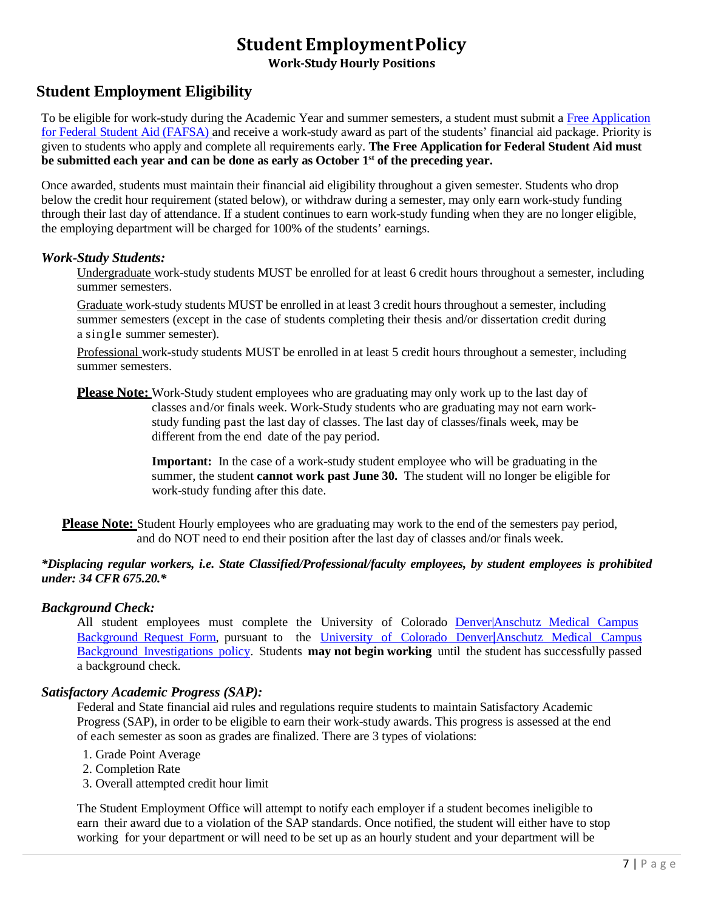# Student Employment Policy

**Work-Study Hourly Positions**

## Student Employment Eligibility

To be eligible for work-study during the Academic Year and summer semesters, a student must submit a [Free Application for Federal Student Aid (FAFSA)]() and receive a work-study award as part of the students' financial aid package. Priority is given to students who apply and complete all requirements early. **The Free Application for Federal Student Aid must be submitted each year and can be done as early as October 1st of the preceding year.**

Once awarded, students must maintain their financial aid eligibility throughout a given semester. Students who drop below the credit hour requirement (stated below), or withdraw during a semester, may only earn work-study funding through their last day of attendance. If a student continues to earn work-study funding when they are no longer eligible, the employing department will be charged for 100% of the students' earnings.

### *Work-Study Students:*

Undergraduate work-study students MUST be enrolled for at least 6 credit hours throughout a semester, including summer semesters.

Graduate work-study students MUST be enrolled in at least 3 credit hours throughout a semester, including summer semesters (except in the case of students completing their thesis and/or dissertation credit during a single summer semester).

Professional work-study students MUST be enrolled in at least 5 credit hours throughout a semester, including summer semesters.

**Please Note:** Work-Study student employees who are graduating may only work up to the last day of classes and/or finals week. Work-Study students who are graduating may not earn work-study funding past the last day of classes. The last day of classes/finals week, may be different from the end date of the pay period.

**Important:** In the case of a work-study student employee who will be graduating in the summer, the student **cannot work past June 30.** The student will no longer be eligible for work-study funding after this date.

**Please Note:** Student Hourly employees who are graduating may work to the end of the semesters pay period, and do NOT need to end their position after the last day of classes and/or finals week.

***Displacing regular workers, i.e. State Classified/Professional/faculty employees, by student employees is prohibited under: 34 CFR 675.20.***

### *Background Check:*

All student employees must complete the University of Colorado [Denver|Anschutz Medical Campus Background Request Form](), pursuant to the [University of Colorado Denver|Anschutz Medical Campus Background Investigations policy](). Students **may not begin working** until the student has successfully passed a background check.

### *Satisfactory Academic Progress (SAP):*

Federal and State financial aid rules and regulations require students to maintain Satisfactory Academic Progress (SAP), in order to be eligible to earn their work-study awards. This progress is assessed at the end of each semester as soon as grades are finalized. There are 3 types of violations:

1. Grade Point Average
2. Completion Rate
3. Overall attempted credit hour limit

The Student Employment Office will attempt to notify each employer if a student becomes ineligible to earn their award due to a violation of the SAP standards. Once notified, the student will either have to stop working for your department or will need to be set up as an hourly student and your department will be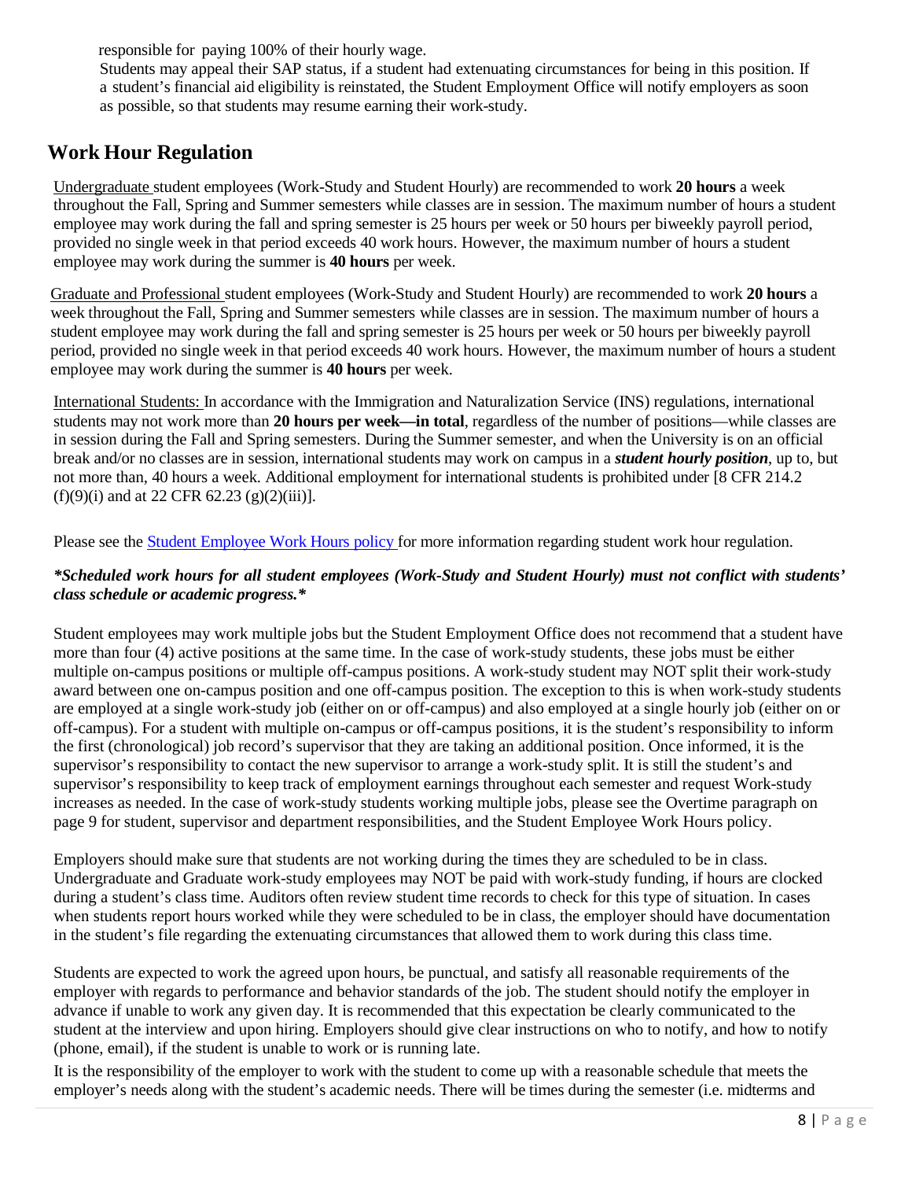responsible for paying 100% of their hourly wage.

Students may appeal their SAP status, if a student had extenuating circumstances for being in this position. If a student's financial aid eligibility is reinstated, the Student Employment Office will notify employers as soon as possible, so that students may resume earning their work-study.

## Work Hour Regulation

Undergraduate student employees (Work-Study and Student Hourly) are recommended to work **20 hours** a week throughout the Fall, Spring and Summer semesters while classes are in session. The maximum number of hours a student employee may work during the fall and spring semester is 25 hours per week or 50 hours per biweekly payroll period, provided no single week in that period exceeds 40 work hours. However, the maximum number of hours a student employee may work during the summer is **40 hours** per week.

Graduate and Professional student employees (Work-Study and Student Hourly) are recommended to work **20 hours** a week throughout the Fall, Spring and Summer semesters while classes are in session. The maximum number of hours a student employee may work during the fall and spring semester is 25 hours per week or 50 hours per biweekly payroll period, provided no single week in that period exceeds 40 work hours. However, the maximum number of hours a student employee may work during the summer is **40 hours** per week.

International Students: In accordance with the Immigration and Naturalization Service (INS) regulations, international students may not work more than **20 hours per week—in total**, regardless of the number of positions—while classes are in session during the Fall and Spring semesters. During the Summer semester, and when the University is on an official break and/or no classes are in session, international students may work on campus in a ***student hourly position***, up to, but not more than, 40 hours a week. Additional employment for international students is prohibited under [8 CFR 214.2 (f)(9)(i) and at 22 CFR 62.23 (g)(2)(iii)].

Please see the Student Employee Work Hours policy for more information regarding student work hour regulation.

***Scheduled work hours for all student employees (Work-Study and Student Hourly) must not conflict with students' class schedule or academic progress.***

Student employees may work multiple jobs but the Student Employment Office does not recommend that a student have more than four (4) active positions at the same time. In the case of work-study students, these jobs must be either multiple on-campus positions or multiple off-campus positions. A work-study student may NOT split their work-study award between one on-campus position and one off-campus position. The exception to this is when work-study students are employed at a single work-study job (either on or off-campus) and also employed at a single hourly job (either on or off-campus). For a student with multiple on-campus or off-campus positions, it is the student's responsibility to inform the first (chronological) job record's supervisor that they are taking an additional position. Once informed, it is the supervisor's responsibility to contact the new supervisor to arrange a work-study split. It is still the student's and supervisor's responsibility to keep track of employment earnings throughout each semester and request Work-study increases as needed. In the case of work-study students working multiple jobs, please see the Overtime paragraph on page 9 for student, supervisor and department responsibilities, and the Student Employee Work Hours policy.

Employers should make sure that students are not working during the times they are scheduled to be in class. Undergraduate and Graduate work-study employees may NOT be paid with work-study funding, if hours are clocked during a student's class time. Auditors often review student time records to check for this type of situation. In cases when students report hours worked while they were scheduled to be in class, the employer should have documentation in the student's file regarding the extenuating circumstances that allowed them to work during this class time.

Students are expected to work the agreed upon hours, be punctual, and satisfy all reasonable requirements of the employer with regards to performance and behavior standards of the job. The student should notify the employer in advance if unable to work any given day. It is recommended that this expectation be clearly communicated to the student at the interview and upon hiring. Employers should give clear instructions on who to notify, and how to notify (phone, email), if the student is unable to work or is running late.

It is the responsibility of the employer to work with the student to come up with a reasonable schedule that meets the employer's needs along with the student's academic needs. There will be times during the semester (i.e. midterms and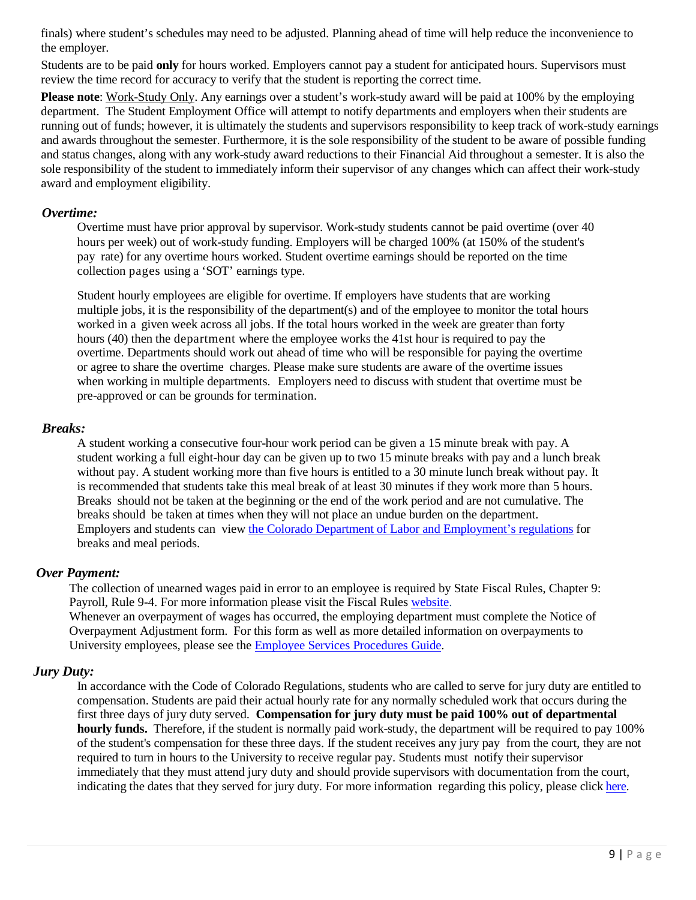finals) where student's schedules may need to be adjusted. Planning ahead of time will help reduce the inconvenience to the employer.

Students are to be paid **only** for hours worked. Employers cannot pay a student for anticipated hours. Supervisors must review the time record for accuracy to verify that the student is reporting the correct time.

**Please note**: Work-Study Only. Any earnings over a student's work-study award will be paid at 100% by the employing department. The Student Employment Office will attempt to notify departments and employers when their students are running out of funds; however, it is ultimately the students and supervisors responsibility to keep track of work-study earnings and awards throughout the semester. Furthermore, it is the sole responsibility of the student to be aware of possible funding and status changes, along with any work-study award reductions to their Financial Aid throughout a semester. It is also the sole responsibility of the student to immediately inform their supervisor of any changes which can affect their work-study award and employment eligibility.

### *Overtime:*

Overtime must have prior approval by supervisor. Work-study students cannot be paid overtime (over 40 hours per week) out of work-study funding. Employers will be charged 100% (at 150% of the student's pay rate) for any overtime hours worked. Student overtime earnings should be reported on the time collection pages using a 'SOT' earnings type.

Student hourly employees are eligible for overtime. If employers have students that are working multiple jobs, it is the responsibility of the department(s) and of the employee to monitor the total hours worked in a given week across all jobs. If the total hours worked in the week are greater than forty hours (40) then the department where the employee works the 41st hour is required to pay the overtime. Departments should work out ahead of time who will be responsible for paying the overtime or agree to share the overtime charges. Please make sure students are aware of the overtime issues when working in multiple departments. Employers need to discuss with student that overtime must be pre-approved or can be grounds for termination.

### *Breaks:*

A student working a consecutive four-hour work period can be given a 15 minute break with pay. A student working a full eight-hour day can be given up to two 15 minute breaks with pay and a lunch break without pay. A student working more than five hours is entitled to a 30 minute lunch break without pay. It is recommended that students take this meal break of at least 30 minutes if they work more than 5 hours. Breaks should not be taken at the beginning or the end of the work period and are not cumulative. The breaks should be taken at times when they will not place an undue burden on the department. Employers and students can view the Colorado Department of Labor and Employment's regulations for breaks and meal periods.

### *Over Payment:*

The collection of unearned wages paid in error to an employee is required by State Fiscal Rules, Chapter 9: Payroll, Rule 9-4. For more information please visit the Fiscal Rules website.

Whenever an overpayment of wages has occurred, the employing department must complete the Notice of Overpayment Adjustment form. For this form as well as more detailed information on overpayments to University employees, please see the Employee Services Procedures Guide.

### *Jury Duty:*

In accordance with the Code of Colorado Regulations, students who are called to serve for jury duty are entitled to compensation. Students are paid their actual hourly rate for any normally scheduled work that occurs during the first three days of jury duty served. **Compensation for jury duty must be paid 100% out of departmental hourly funds.** Therefore, if the student is normally paid work-study, the department will be required to pay 100% of the student's compensation for these three days. If the student receives any jury pay from the court, they are not required to turn in hours to the University to receive regular pay. Students must notify their supervisor immediately that they must attend jury duty and should provide supervisors with documentation from the court, indicating the dates that they served for jury duty. For more information regarding this policy, please click here.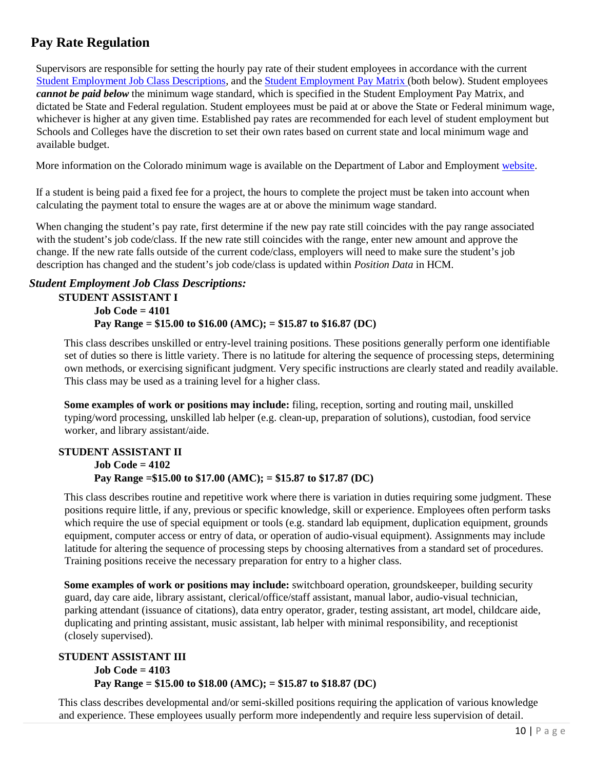## Pay Rate Regulation

Supervisors are responsible for setting the hourly pay rate of their student employees in accordance with the current Student Employment Job Class Descriptions, and the Student Employment Pay Matrix (both below). Student employees ***cannot be paid below*** the minimum wage standard, which is specified in the Student Employment Pay Matrix, and dictated be State and Federal regulation. Student employees must be paid at or above the State or Federal minimum wage, whichever is higher at any given time. Established pay rates are recommended for each level of student employment but Schools and Colleges have the discretion to set their own rates based on current state and local minimum wage and available budget.

More information on the Colorado minimum wage is available on the Department of Labor and Employment website.

If a student is being paid a fixed fee for a project, the hours to complete the project must be taken into account when calculating the payment total to ensure the wages are at or above the minimum wage standard.

When changing the student's pay rate, first determine if the new pay rate still coincides with the pay range associated with the student's job code/class. If the new rate still coincides with the range, enter new amount and approve the change. If the new rate falls outside of the current code/class, employers will need to make sure the student's job description has changed and the student's job code/class is updated within *Position Data* in HCM.

### *Student Employment Job Class Descriptions:*

**STUDENT ASSISTANT I**

**Job Code = 4101**

**Pay Range = $15.00 to $16.00 (AMC); = $15.87 to $16.87 (DC)**

This class describes unskilled or entry-level training positions. These positions generally perform one identifiable set of duties so there is little variety. There is no latitude for altering the sequence of processing steps, determining own methods, or exercising significant judgment. Very specific instructions are clearly stated and readily available. This class may be used as a training level for a higher class.

**Some examples of work or positions may include:** filing, reception, sorting and routing mail, unskilled typing/word processing, unskilled lab helper (e.g. clean-up, preparation of solutions), custodian, food service worker, and library assistant/aide.

**STUDENT ASSISTANT II**

**Job Code = 4102**

**Pay Range =$15.00 to $17.00 (AMC); = $15.87 to $17.87 (DC)**

This class describes routine and repetitive work where there is variation in duties requiring some judgment. These positions require little, if any, previous or specific knowledge, skill or experience. Employees often perform tasks which require the use of special equipment or tools (e.g. standard lab equipment, duplication equipment, grounds equipment, computer access or entry of data, or operation of audio-visual equipment). Assignments may include latitude for altering the sequence of processing steps by choosing alternatives from a standard set of procedures. Training positions receive the necessary preparation for entry to a higher class.

**Some examples of work or positions may include:** switchboard operation, groundskeeper, building security guard, day care aide, library assistant, clerical/office/staff assistant, manual labor, audio-visual technician, parking attendant (issuance of citations), data entry operator, grader, testing assistant, art model, childcare aide, duplicating and printing assistant, music assistant, lab helper with minimal responsibility, and receptionist (closely supervised).

**STUDENT ASSISTANT III**

**Job Code = 4103**

**Pay Range = $15.00 to $18.00 (AMC); = $15.87 to $18.87 (DC)**

This class describes developmental and/or semi-skilled positions requiring the application of various knowledge and experience. These employees usually perform more independently and require less supervision of detail.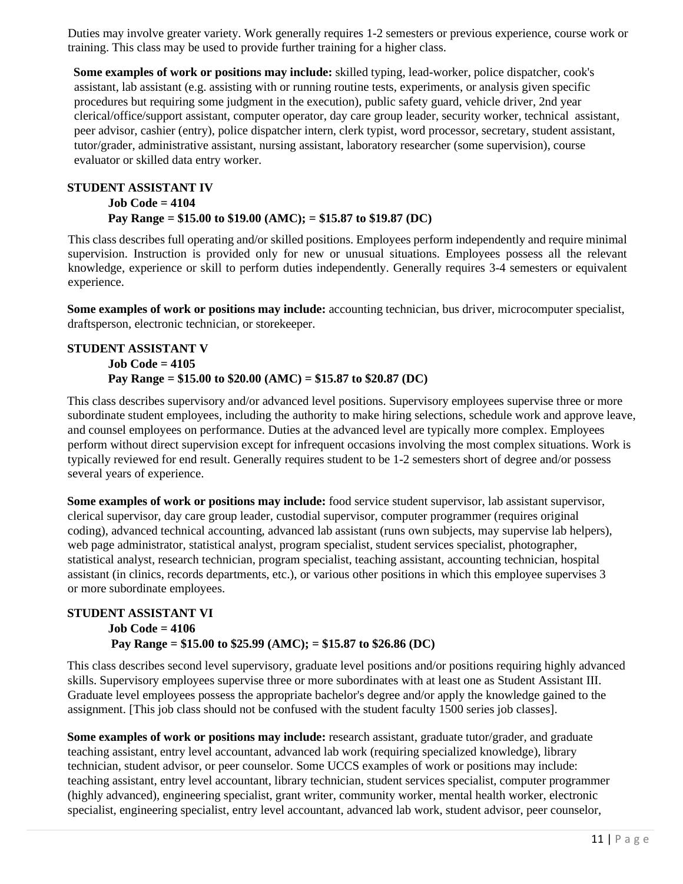Duties may involve greater variety. Work generally requires 1-2 semesters or previous experience, course work or training. This class may be used to provide further training for a higher class.

**Some examples of work or positions may include:** skilled typing, lead-worker, police dispatcher, cook's assistant, lab assistant (e.g. assisting with or running routine tests, experiments, or analysis given specific procedures but requiring some judgment in the execution), public safety guard, vehicle driver, 2nd year clerical/office/support assistant, computer operator, day care group leader, security worker, technical assistant, peer advisor, cashier (entry), police dispatcher intern, clerk typist, word processor, secretary, student assistant, tutor/grader, administrative assistant, nursing assistant, laboratory researcher (some supervision), course evaluator or skilled data entry worker.

**STUDENT ASSISTANT IV**

**Job Code = 4104**

**Pay Range = $15.00 to $19.00 (AMC); = $15.87 to $19.87 (DC)**

This class describes full operating and/or skilled positions. Employees perform independently and require minimal supervision. Instruction is provided only for new or unusual situations. Employees possess all the relevant knowledge, experience or skill to perform duties independently. Generally requires 3-4 semesters or equivalent experience.

**Some examples of work or positions may include:** accounting technician, bus driver, microcomputer specialist, draftsperson, electronic technician, or storekeeper.

**STUDENT ASSISTANT V**

**Job Code = 4105**

**Pay Range = $15.00 to $20.00 (AMC) = $15.87 to $20.87 (DC)**

This class describes supervisory and/or advanced level positions. Supervisory employees supervise three or more subordinate student employees, including the authority to make hiring selections, schedule work and approve leave, and counsel employees on performance. Duties at the advanced level are typically more complex. Employees perform without direct supervision except for infrequent occasions involving the most complex situations. Work is typically reviewed for end result. Generally requires student to be 1-2 semesters short of degree and/or possess several years of experience.

**Some examples of work or positions may include:** food service student supervisor, lab assistant supervisor, clerical supervisor, day care group leader, custodial supervisor, computer programmer (requires original coding), advanced technical accounting, advanced lab assistant (runs own subjects, may supervise lab helpers), web page administrator, statistical analyst, program specialist, student services specialist, photographer, statistical analyst, research technician, program specialist, teaching assistant, accounting technician, hospital assistant (in clinics, records departments, etc.), or various other positions in which this employee supervises 3 or more subordinate employees.

**STUDENT ASSISTANT VI**

**Job Code = 4106**

**Pay Range = $15.00 to $25.99 (AMC); = $15.87 to $26.86 (DC)**

This class describes second level supervisory, graduate level positions and/or positions requiring highly advanced skills. Supervisory employees supervise three or more subordinates with at least one as Student Assistant III. Graduate level employees possess the appropriate bachelor's degree and/or apply the knowledge gained to the assignment. [This job class should not be confused with the student faculty 1500 series job classes].

**Some examples of work or positions may include:** research assistant, graduate tutor/grader, and graduate teaching assistant, entry level accountant, advanced lab work (requiring specialized knowledge), library technician, student advisor, or peer counselor. Some UCCS examples of work or positions may include: teaching assistant, entry level accountant, library technician, student services specialist, computer programmer (highly advanced), engineering specialist, grant writer, community worker, mental health worker, electronic specialist, engineering specialist, entry level accountant, advanced lab work, student advisor, peer counselor,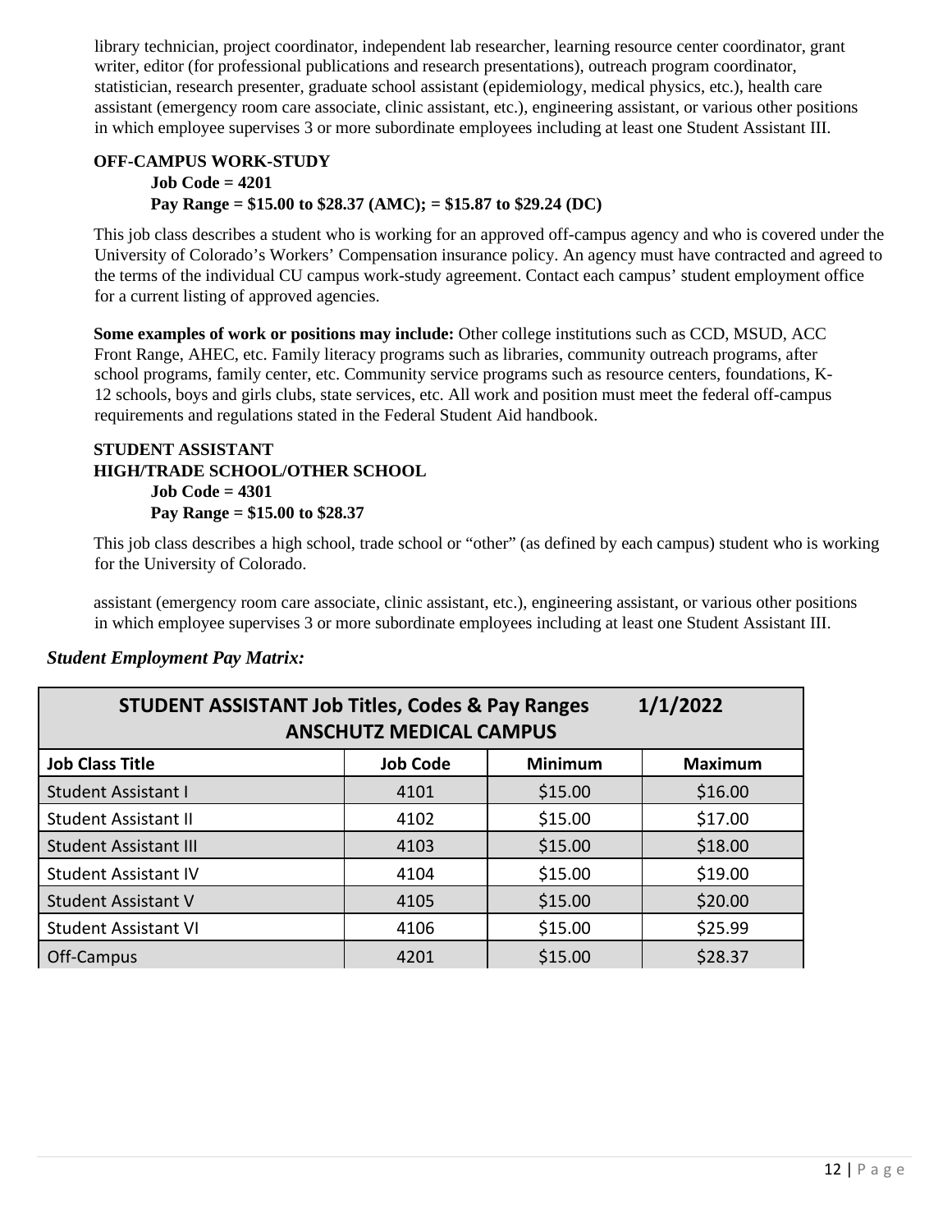library technician, project coordinator, independent lab researcher, learning resource center coordinator, grant writer, editor (for professional publications and research presentations), outreach program coordinator, statistician, research presenter, graduate school assistant (epidemiology, medical physics, etc.), health care assistant (emergency room care associate, clinic assistant, etc.), engineering assistant, or various other positions in which employee supervises 3 or more subordinate employees including at least one Student Assistant III.

**OFF-CAMPUS WORK-STUDY**

**Job Code = 4201**
**Pay Range = $15.00 to $28.37 (AMC); = $15.87 to $29.24 (DC)**

This job class describes a student who is working for an approved off-campus agency and who is covered under the University of Colorado's Workers' Compensation insurance policy. An agency must have contracted and agreed to the terms of the individual CU campus work-study agreement. Contact each campus' student employment office for a current listing of approved agencies.

**Some examples of work or positions may include:** Other college institutions such as CCD, MSUD, ACC Front Range, AHEC, etc. Family literacy programs such as libraries, community outreach programs, after school programs, family center, etc. Community service programs such as resource centers, foundations, K-12 schools, boys and girls clubs, state services, etc. All work and position must meet the federal off-campus requirements and regulations stated in the Federal Student Aid handbook.

**STUDENT ASSISTANT**
**HIGH/TRADE SCHOOL/OTHER SCHOOL**

**Job Code = 4301**
**Pay Range = $15.00 to $28.37**

This job class describes a high school, trade school or "other" (as defined by each campus) student who is working for the University of Colorado.

assistant (emergency room care associate, clinic assistant, etc.), engineering assistant, or various other positions in which employee supervises 3 or more subordinate employees including at least one Student Assistant III.

***Student Employment Pay Matrix:***

| STUDENT ASSISTANT Job Titles, Codes & Pay Ranges 1/1/2022 ANSCHUTZ MEDICAL CAMPUS | | | |
|---|---|---|---|
| **Job Class Title** | **Job Code** | **Minimum** | **Maximum** |
| Student Assistant I | 4101 | $15.00 | $16.00 |
| Student Assistant II | 4102 | $15.00 | $17.00 |
| Student Assistant III | 4103 | $15.00 | $18.00 |
| Student Assistant IV | 4104 | $15.00 | $19.00 |
| Student Assistant V | 4105 | $15.00 | $20.00 |
| Student Assistant VI | 4106 | $15.00 | $25.99 |
| Off-Campus | 4201 | $15.00 | $28.37 |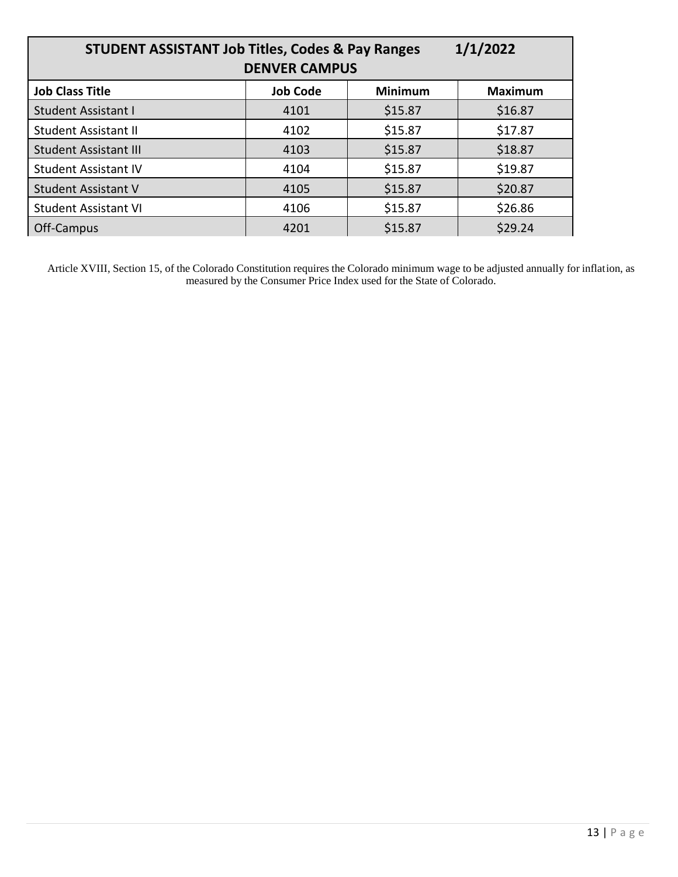| STUDENT ASSISTANT Job Titles, Codes & Pay Ranges 1/1/2022 DENVER CAMPUS | | | |
|---|---|---|---|
| **Job Class Title** | **Job Code** | **Minimum** | **Maximum** |
| Student Assistant I | 4101 | $15.87 | $16.87 |
| Student Assistant II | 4102 | $15.87 | $17.87 |
| Student Assistant III | 4103 | $15.87 | $18.87 |
| Student Assistant IV | 4104 | $15.87 | $19.87 |
| Student Assistant V | 4105 | $15.87 | $20.87 |
| Student Assistant VI | 4106 | $15.87 | $26.86 |
| Off-Campus | 4201 | $15.87 | $29.24 |

Article XVIII, Section 15, of the Colorado Constitution requires the Colorado minimum wage to be adjusted annually for inflation, as measured by the Consumer Price Index used for the State of Colorado.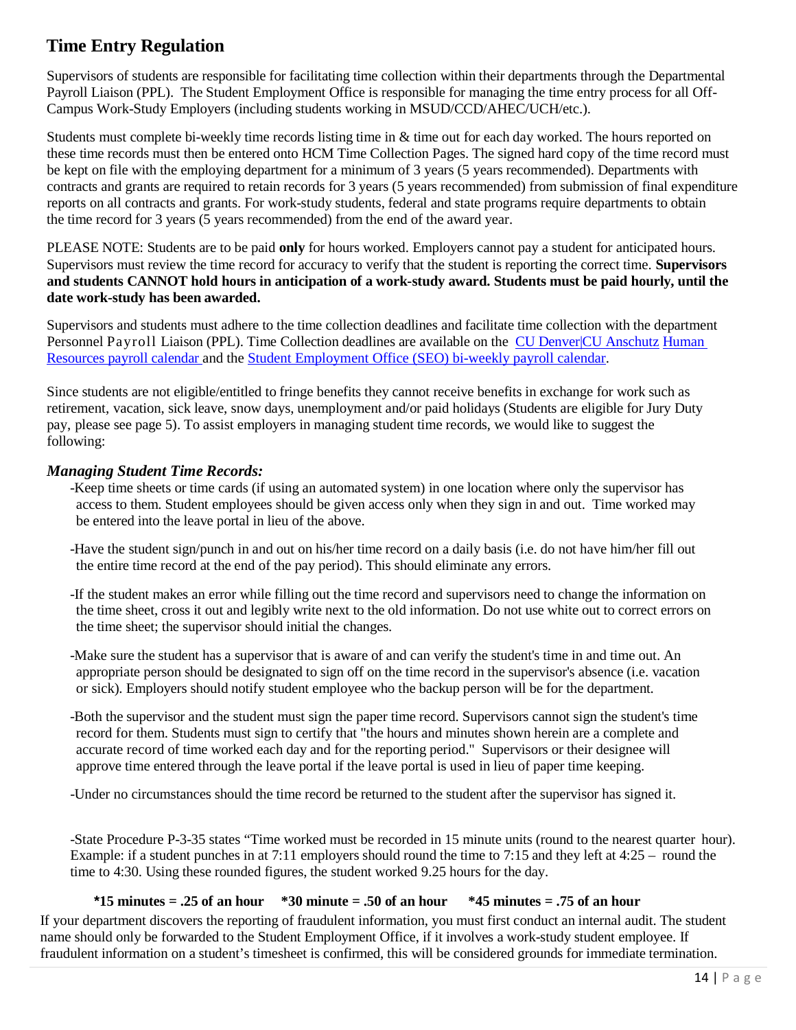## Time Entry Regulation

Supervisors of students are responsible for facilitating time collection within their departments through the Departmental Payroll Liaison (PPL). The Student Employment Office is responsible for managing the time entry process for all Off-Campus Work-Study Employers (including students working in MSUD/CCD/AHEC/UCH/etc.).

Students must complete bi-weekly time records listing time in & time out for each day worked. The hours reported on these time records must then be entered onto HCM Time Collection Pages. The signed hard copy of the time record must be kept on file with the employing department for a minimum of 3 years (5 years recommended). Departments with contracts and grants are required to retain records for 3 years (5 years recommended) from submission of final expenditure reports on all contracts and grants. For work-study students, federal and state programs require departments to obtain the time record for 3 years (5 years recommended) from the end of the award year.

PLEASE NOTE: Students are to be paid **only** for hours worked. Employers cannot pay a student for anticipated hours. Supervisors must review the time record for accuracy to verify that the student is reporting the correct time. **Supervisors and students CANNOT hold hours in anticipation of a work-study award. Students must be paid hourly, until the date work-study has been awarded.**

Supervisors and students must adhere to the time collection deadlines and facilitate time collection with the department Personnel Payroll Liaison (PPL). Time Collection deadlines are available on the CU Denver|CU Anschutz Human Resources payroll calendar and the Student Employment Office (SEO) bi-weekly payroll calendar.

Since students are not eligible/entitled to fringe benefits they cannot receive benefits in exchange for work such as retirement, vacation, sick leave, snow days, unemployment and/or paid holidays (Students are eligible for Jury Duty pay, please see page 5). To assist employers in managing student time records, we would like to suggest the following:

### *Managing Student Time Records:*

-Keep time sheets or time cards (if using an automated system) in one location where only the supervisor has access to them. Student employees should be given access only when they sign in and out. Time worked may be entered into the leave portal in lieu of the above.

-Have the student sign/punch in and out on his/her time record on a daily basis (i.e. do not have him/her fill out the entire time record at the end of the pay period). This should eliminate any errors.

-If the student makes an error while filling out the time record and supervisors need to change the information on the time sheet, cross it out and legibly write next to the old information. Do not use white out to correct errors on the time sheet; the supervisor should initial the changes.

-Make sure the student has a supervisor that is aware of and can verify the student's time in and time out. An appropriate person should be designated to sign off on the time record in the supervisor's absence (i.e. vacation or sick). Employers should notify student employee who the backup person will be for the department.

-Both the supervisor and the student must sign the paper time record. Supervisors cannot sign the student's time record for them. Students must sign to certify that "the hours and minutes shown herein are a complete and accurate record of time worked each day and for the reporting period." Supervisors or their designee will approve time entered through the leave portal if the leave portal is used in lieu of paper time keeping.

-Under no circumstances should the time record be returned to the student after the supervisor has signed it.

-State Procedure P-3-35 states "Time worked must be recorded in 15 minute units (round to the nearest quarter hour). Example: if a student punches in at 7:11 employers should round the time to 7:15 and they left at 4:25 – round the time to 4:30. Using these rounded figures, the student worked 9.25 hours for the day.

**\*15 minutes = .25 of an hour    \*30 minute = .50 of an hour    \*45 minutes = .75 of an hour**

If your department discovers the reporting of fraudulent information, you must first conduct an internal audit. The student name should only be forwarded to the Student Employment Office, if it involves a work-study student employee. If fraudulent information on a student's timesheet is confirmed, this will be considered grounds for immediate termination.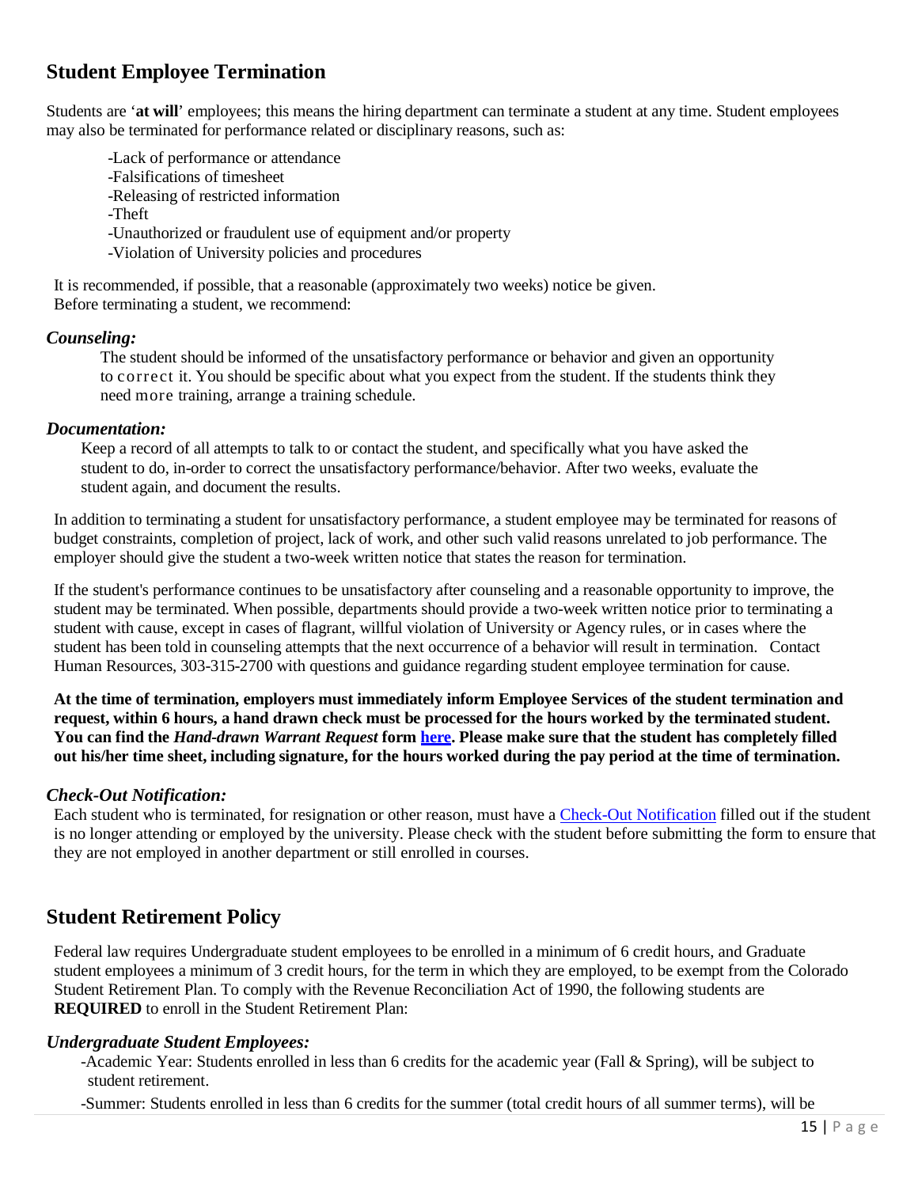## Student Employee Termination

Students are '**at will**' employees; this means the hiring department can terminate a student at any time. Student employees may also be terminated for performance related or disciplinary reasons, such as:

- -Lack of performance or attendance
- -Falsifications of timesheet
- -Releasing of restricted information
- -Theft
- -Unauthorized or fraudulent use of equipment and/or property
- -Violation of University policies and procedures

It is recommended, if possible, that a reasonable (approximately two weeks) notice be given. Before terminating a student, we recommend:

### *Counseling:*

The student should be informed of the unsatisfactory performance or behavior and given an opportunity to correct it. You should be specific about what you expect from the student. If the students think they need more training, arrange a training schedule.

### *Documentation:*

Keep a record of all attempts to talk to or contact the student, and specifically what you have asked the student to do, in-order to correct the unsatisfactory performance/behavior. After two weeks, evaluate the student again, and document the results.

In addition to terminating a student for unsatisfactory performance, a student employee may be terminated for reasons of budget constraints, completion of project, lack of work, and other such valid reasons unrelated to job performance. The employer should give the student a two-week written notice that states the reason for termination.

If the student's performance continues to be unsatisfactory after counseling and a reasonable opportunity to improve, the student may be terminated. When possible, departments should provide a two-week written notice prior to terminating a student with cause, except in cases of flagrant, willful violation of University or Agency rules, or in cases where the student has been told in counseling attempts that the next occurrence of a behavior will result in termination. Contact Human Resources, 303-315-2700 with questions and guidance regarding student employee termination for cause.

**At the time of termination, employers must immediately inform Employee Services of the student termination and request, within 6 hours, a hand drawn check must be processed for the hours worked by the terminated student. You can find the *Hand-drawn Warrant Request* form here. Please make sure that the student has completely filled out his/her time sheet, including signature, for the hours worked during the pay period at the time of termination.**

### *Check-Out Notification:*

Each student who is terminated, for resignation or other reason, must have a Check-Out Notification filled out if the student is no longer attending or employed by the university. Please check with the student before submitting the form to ensure that they are not employed in another department or still enrolled in courses.

## Student Retirement Policy

Federal law requires Undergraduate student employees to be enrolled in a minimum of 6 credit hours, and Graduate student employees a minimum of 3 credit hours, for the term in which they are employed, to be exempt from the Colorado Student Retirement Plan. To comply with the Revenue Reconciliation Act of 1990, the following students are **REQUIRED** to enroll in the Student Retirement Plan:

### *Undergraduate Student Employees:*

-Academic Year: Students enrolled in less than 6 credits for the academic year (Fall & Spring), will be subject to student retirement.

-Summer: Students enrolled in less than 6 credits for the summer (total credit hours of all summer terms), will be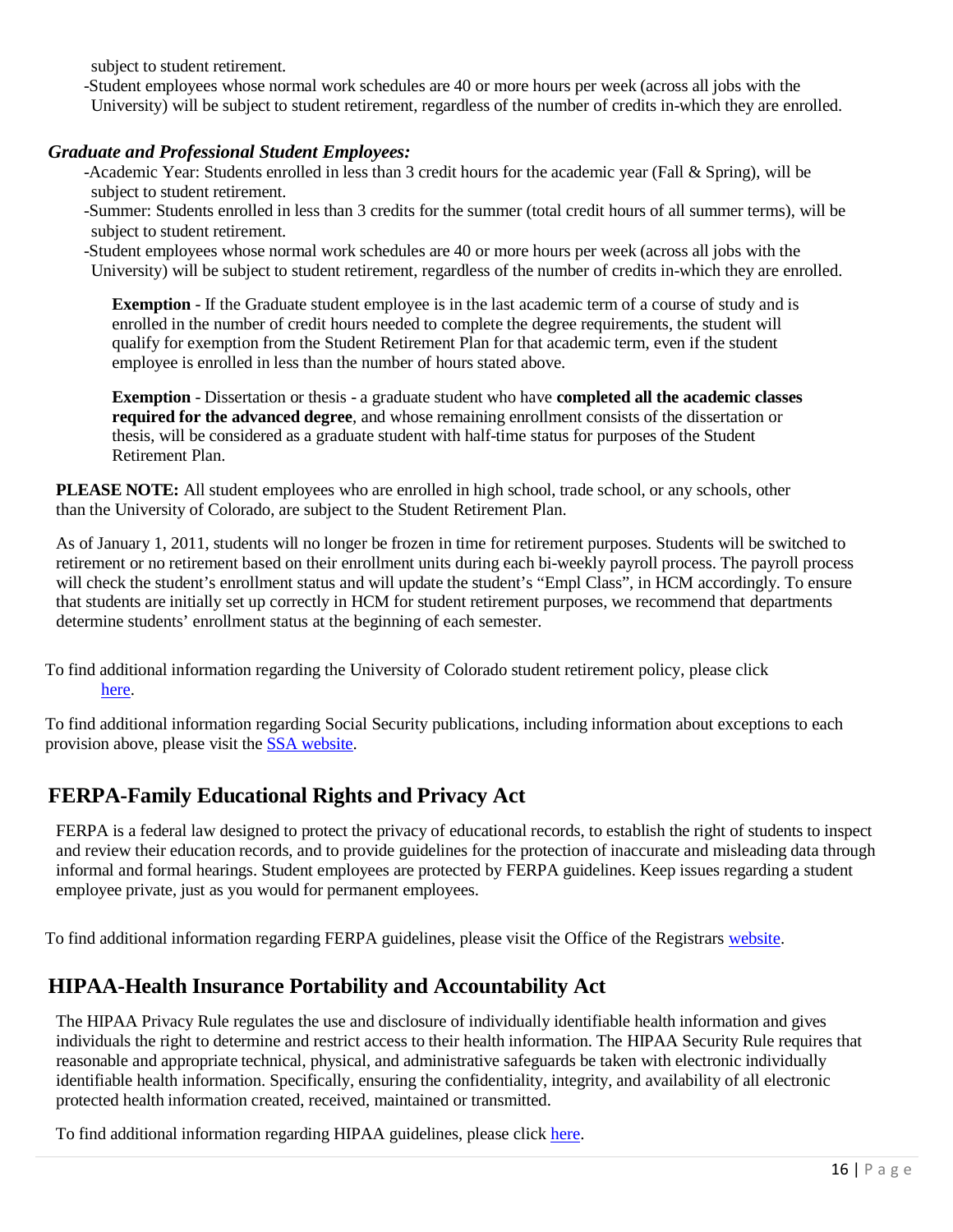subject to student retirement.

-Student employees whose normal work schedules are 40 or more hours per week (across all jobs with the University) will be subject to student retirement, regardless of the number of credits in-which they are enrolled.

***Graduate and Professional Student Employees:***

-Academic Year: Students enrolled in less than 3 credit hours for the academic year (Fall & Spring), will be subject to student retirement.

-Summer: Students enrolled in less than 3 credits for the summer (total credit hours of all summer terms), will be subject to student retirement.

-Student employees whose normal work schedules are 40 or more hours per week (across all jobs with the University) will be subject to student retirement, regardless of the number of credits in-which they are enrolled.

> **Exemption** - If the Graduate student employee is in the last academic term of a course of study and is enrolled in the number of credit hours needed to complete the degree requirements, the student will qualify for exemption from the Student Retirement Plan for that academic term, even if the student employee is enrolled in less than the number of hours stated above.
>
> **Exemption** - Dissertation or thesis - a graduate student who have **completed all the academic classes required for the advanced degree**, and whose remaining enrollment consists of the dissertation or thesis, will be considered as a graduate student with half-time status for purposes of the Student Retirement Plan.

**PLEASE NOTE:** All student employees who are enrolled in high school, trade school, or any schools, other than the University of Colorado, are subject to the Student Retirement Plan.

As of January 1, 2011, students will no longer be frozen in time for retirement purposes. Students will be switched to retirement or no retirement based on their enrollment units during each bi-weekly payroll process. The payroll process will check the student's enrollment status and will update the student's "Empl Class", in HCM accordingly. To ensure that students are initially set up correctly in HCM for student retirement purposes, we recommend that departments determine students' enrollment status at the beginning of each semester.

To find additional information regarding the University of Colorado student retirement policy, please click here.

To find additional information regarding Social Security publications, including information about exceptions to each provision above, please visit the SSA website.

## FERPA-Family Educational Rights and Privacy Act

FERPA is a federal law designed to protect the privacy of educational records, to establish the right of students to inspect and review their education records, and to provide guidelines for the protection of inaccurate and misleading data through informal and formal hearings. Student employees are protected by FERPA guidelines. Keep issues regarding a student employee private, just as you would for permanent employees.

To find additional information regarding FERPA guidelines, please visit the Office of the Registrars website.

## HIPAA-Health Insurance Portability and Accountability Act

The HIPAA Privacy Rule regulates the use and disclosure of individually identifiable health information and gives individuals the right to determine and restrict access to their health information. The HIPAA Security Rule requires that reasonable and appropriate technical, physical, and administrative safeguards be taken with electronic individually identifiable health information. Specifically, ensuring the confidentiality, integrity, and availability of all electronic protected health information created, received, maintained or transmitted.

To find additional information regarding HIPAA guidelines, please click here.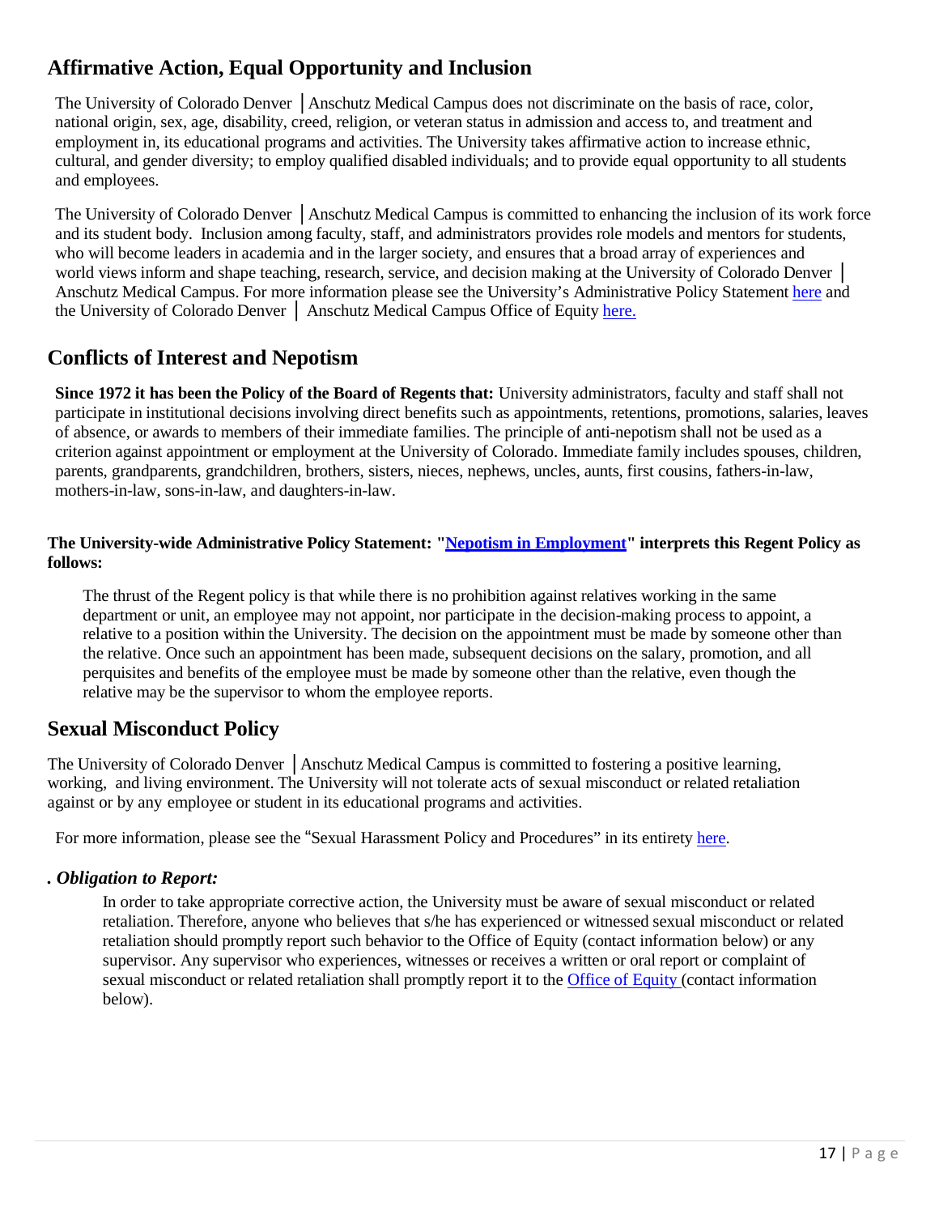## Affirmative Action, Equal Opportunity and Inclusion

The University of Colorado Denver │Anschutz Medical Campus does not discriminate on the basis of race, color, national origin, sex, age, disability, creed, religion, or veteran status in admission and access to, and treatment and employment in, its educational programs and activities. The University takes affirmative action to increase ethnic, cultural, and gender diversity; to employ qualified disabled individuals; and to provide equal opportunity to all students and employees.

The University of Colorado Denver │Anschutz Medical Campus is committed to enhancing the inclusion of its work force and its student body. Inclusion among faculty, staff, and administrators provides role models and mentors for students, who will become leaders in academia and in the larger society, and ensures that a broad array of experiences and world views inform and shape teaching, research, service, and decision making at the University of Colorado Denver │ Anschutz Medical Campus. For more information please see the University's Administrative Policy Statement here and the University of Colorado Denver │ Anschutz Medical Campus Office of Equity here.

## Conflicts of Interest and Nepotism

**Since 1972 it has been the Policy of the Board of Regents that:** University administrators, faculty and staff shall not participate in institutional decisions involving direct benefits such as appointments, retentions, promotions, salaries, leaves of absence, or awards to members of their immediate families. The principle of anti-nepotism shall not be used as a criterion against appointment or employment at the University of Colorado. Immediate family includes spouses, children, parents, grandparents, grandchildren, brothers, sisters, nieces, nephews, uncles, aunts, first cousins, fathers-in-law, mothers-in-law, sons-in-law, and daughters-in-law.

**The University-wide Administrative Policy Statement: "Nepotism in Employment" interprets this Regent Policy as follows:**

> The thrust of the Regent policy is that while there is no prohibition against relatives working in the same department or unit, an employee may not appoint, nor participate in the decision-making process to appoint, a relative to a position within the University. The decision on the appointment must be made by someone other than the relative. Once such an appointment has been made, subsequent decisions on the salary, promotion, and all perquisites and benefits of the employee must be made by someone other than the relative, even though the relative may be the supervisor to whom the employee reports.

## Sexual Misconduct Policy

The University of Colorado Denver │Anschutz Medical Campus is committed to fostering a positive learning, working, and living environment. The University will not tolerate acts of sexual misconduct or related retaliation against or by any employee or student in its educational programs and activities.

For more information, please see the "Sexual Harassment Policy and Procedures" in its entirety here.

### . *Obligation to Report:*

In order to take appropriate corrective action, the University must be aware of sexual misconduct or related retaliation. Therefore, anyone who believes that s/he has experienced or witnessed sexual misconduct or related retaliation should promptly report such behavior to the Office of Equity (contact information below) or any supervisor. Any supervisor who experiences, witnesses or receives a written or oral report or complaint of sexual misconduct or related retaliation shall promptly report it to the Office of Equity (contact information below).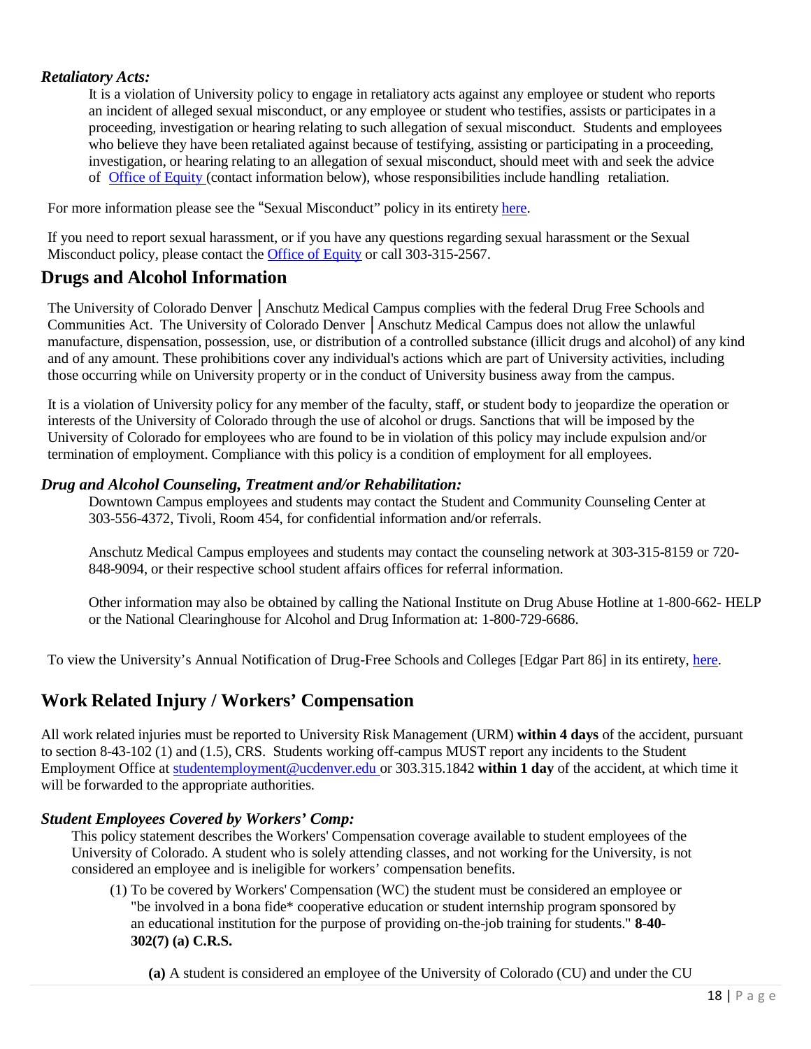### *Retaliatory Acts:*

It is a violation of University policy to engage in retaliatory acts against any employee or student who reports an incident of alleged sexual misconduct, or any employee or student who testifies, assists or participates in a proceeding, investigation or hearing relating to such allegation of sexual misconduct. Students and employees who believe they have been retaliated against because of testifying, assisting or participating in a proceeding, investigation, or hearing relating to an allegation of sexual misconduct, should meet with and seek the advice of [Office of Equity](#) (contact information below), whose responsibilities include handling retaliation.

For more information please see the "Sexual Misconduct" policy in its entirety [here](#).

If you need to report sexual harassment, or if you have any questions regarding sexual harassment or the Sexual Misconduct policy, please contact the [Office of Equity](#) or call 303-315-2567.

## Drugs and Alcohol Information

The University of Colorado Denver │Anschutz Medical Campus complies with the federal Drug Free Schools and Communities Act. The University of Colorado Denver │Anschutz Medical Campus does not allow the unlawful manufacture, dispensation, possession, use, or distribution of a controlled substance (illicit drugs and alcohol) of any kind and of any amount. These prohibitions cover any individual's actions which are part of University activities, including those occurring while on University property or in the conduct of University business away from the campus.

It is a violation of University policy for any member of the faculty, staff, or student body to jeopardize the operation or interests of the University of Colorado through the use of alcohol or drugs. Sanctions that will be imposed by the University of Colorado for employees who are found to be in violation of this policy may include expulsion and/or termination of employment. Compliance with this policy is a condition of employment for all employees.

### *Drug and Alcohol Counseling, Treatment and/or Rehabilitation:*

Downtown Campus employees and students may contact the Student and Community Counseling Center at 303-556-4372, Tivoli, Room 454, for confidential information and/or referrals.

Anschutz Medical Campus employees and students may contact the counseling network at 303-315-8159 or 720-848-9094, or their respective school student affairs offices for referral information.

Other information may also be obtained by calling the National Institute on Drug Abuse Hotline at 1-800-662- HELP or the National Clearinghouse for Alcohol and Drug Information at: 1-800-729-6686.

To view the University's Annual Notification of Drug-Free Schools and Colleges [Edgar Part 86] in its entirety, [here](#).

## Work Related Injury / Workers' Compensation

All work related injuries must be reported to University Risk Management (URM) **within 4 days** of the accident, pursuant to section 8-43-102 (1) and (1.5), CRS. Students working off-campus MUST report any incidents to the Student Employment Office at [studentemployment@ucdenver.edu](mailto:studentemployment@ucdenver.edu) or 303.315.1842 **within 1 day** of the accident, at which time it will be forwarded to the appropriate authorities.

### *Student Employees Covered by Workers' Comp:*

This policy statement describes the Workers' Compensation coverage available to student employees of the University of Colorado. A student who is solely attending classes, and not working for the University, is not considered an employee and is ineligible for workers' compensation benefits.

(1) To be covered by Workers' Compensation (WC) the student must be considered an employee or "be involved in a bona fide* cooperative education or student internship program sponsored by an educational institution for the purpose of providing on-the-job training for students." **8-40-302(7) (a) C.R.S.**

**(a)** A student is considered an employee of the University of Colorado (CU) and under the CU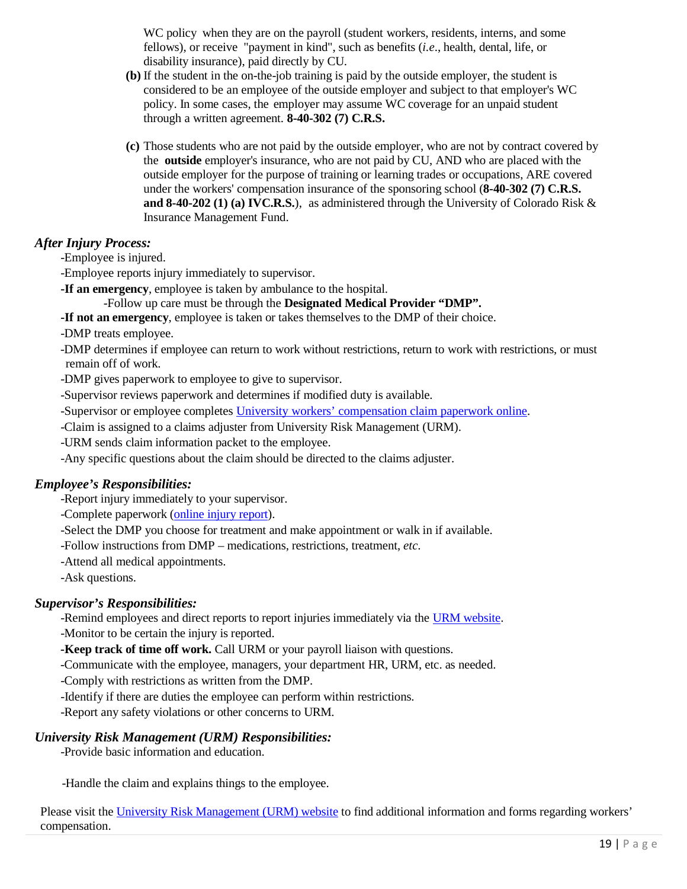WC policy when they are on the payroll (student workers, residents, interns, and some fellows), or receive "payment in kind", such as benefits (*i.e*., health, dental, life, or disability insurance), paid directly by CU.

**(b)** If the student in the on-the-job training is paid by the outside employer, the student is considered to be an employee of the outside employer and subject to that employer's WC policy. In some cases, the employer may assume WC coverage for an unpaid student through a written agreement. **8-40-302 (7) C.R.S.**

**(c)** Those students who are not paid by the outside employer, who are not by contract covered by the **outside** employer's insurance, who are not paid by CU, AND who are placed with the outside employer for the purpose of training or learning trades or occupations, ARE covered under the workers' compensation insurance of the sponsoring school (**8-40-302 (7) C.R.S. and 8-40-202 (1) (a) IVC.R.S.**), as administered through the University of Colorado Risk & Insurance Management Fund.

***After Injury Process:***

-Employee is injured.

-Employee reports injury immediately to supervisor.

**-If an emergency**, employee is taken by ambulance to the hospital.

-Follow up care must be through the **Designated Medical Provider "DMP".**

**-If not an emergency**, employee is taken or takes themselves to the DMP of their choice.

-DMP treats employee.

-DMP determines if employee can return to work without restrictions, return to work with restrictions, or must remain off of work.

-DMP gives paperwork to employee to give to supervisor.

-Supervisor reviews paperwork and determines if modified duty is available.

-Supervisor or employee completes University workers' compensation claim paperwork online.

-Claim is assigned to a claims adjuster from University Risk Management (URM).

-URM sends claim information packet to the employee.

-Any specific questions about the claim should be directed to the claims adjuster.

***Employee's Responsibilities:***

-Report injury immediately to your supervisor.

-Complete paperwork (online injury report).

-Select the DMP you choose for treatment and make appointment or walk in if available.

-Follow instructions from DMP – medications, restrictions, treatment, *etc*.

-Attend all medical appointments.

-Ask questions.

***Supervisor's Responsibilities:***

-Remind employees and direct reports to report injuries immediately via the URM website.

-Monitor to be certain the injury is reported.

**-Keep track of time off work.** Call URM or your payroll liaison with questions.

-Communicate with the employee, managers, your department HR, URM, etc. as needed.

-Comply with restrictions as written from the DMP.

-Identify if there are duties the employee can perform within restrictions.

-Report any safety violations or other concerns to URM.

***University Risk Management (URM) Responsibilities:***

-Provide basic information and education.

-Handle the claim and explains things to the employee.

Please visit the University Risk Management (URM) website to find additional information and forms regarding workers' compensation.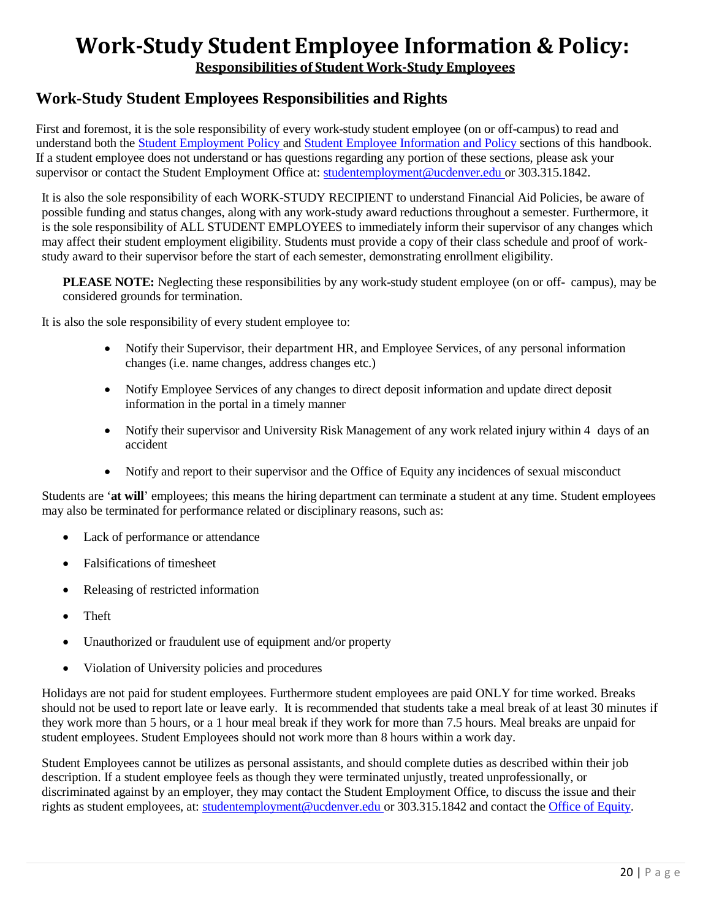# Work-Study Student Employee Information & Policy:

**Responsibilities of Student Work-Study Employees**

## Work-Study Student Employees Responsibilities and Rights

First and foremost, it is the sole responsibility of every work-study student employee (on or off-campus) to read and understand both the Student Employment Policy and Student Employee Information and Policy sections of this handbook. If a student employee does not understand or has questions regarding any portion of these sections, please ask your supervisor or contact the Student Employment Office at: studentemployment@ucdenver.edu or 303.315.1842.

It is also the sole responsibility of each WORK-STUDY RECIPIENT to understand Financial Aid Policies, be aware of possible funding and status changes, along with any work-study award reductions throughout a semester. Furthermore, it is the sole responsibility of ALL STUDENT EMPLOYEES to immediately inform their supervisor of any changes which may affect their student employment eligibility. Students must provide a copy of their class schedule and proof of work-study award to their supervisor before the start of each semester, demonstrating enrollment eligibility.

**PLEASE NOTE:** Neglecting these responsibilities by any work-study student employee (on or off- campus), may be considered grounds for termination.

It is also the sole responsibility of every student employee to:

- Notify their Supervisor, their department HR, and Employee Services, of any personal information changes (i.e. name changes, address changes etc.)
- Notify Employee Services of any changes to direct deposit information and update direct deposit information in the portal in a timely manner
- Notify their supervisor and University Risk Management of any work related injury within 4 days of an accident
- Notify and report to their supervisor and the Office of Equity any incidences of sexual misconduct

Students are '**at will**' employees; this means the hiring department can terminate a student at any time. Student employees may also be terminated for performance related or disciplinary reasons, such as:

- Lack of performance or attendance
- Falsifications of timesheet
- Releasing of restricted information
- Theft
- Unauthorized or fraudulent use of equipment and/or property
- Violation of University policies and procedures

Holidays are not paid for student employees. Furthermore student employees are paid ONLY for time worked. Breaks should not be used to report late or leave early. It is recommended that students take a meal break of at least 30 minutes if they work more than 5 hours, or a 1 hour meal break if they work for more than 7.5 hours. Meal breaks are unpaid for student employees. Student Employees should not work more than 8 hours within a work day.

Student Employees cannot be utilizes as personal assistants, and should complete duties as described within their job description. If a student employee feels as though they were terminated unjustly, treated unprofessionally, or discriminated against by an employer, they may contact the Student Employment Office, to discuss the issue and their rights as student employees, at: studentemployment@ucdenver.edu or 303.315.1842 and contact the Office of Equity.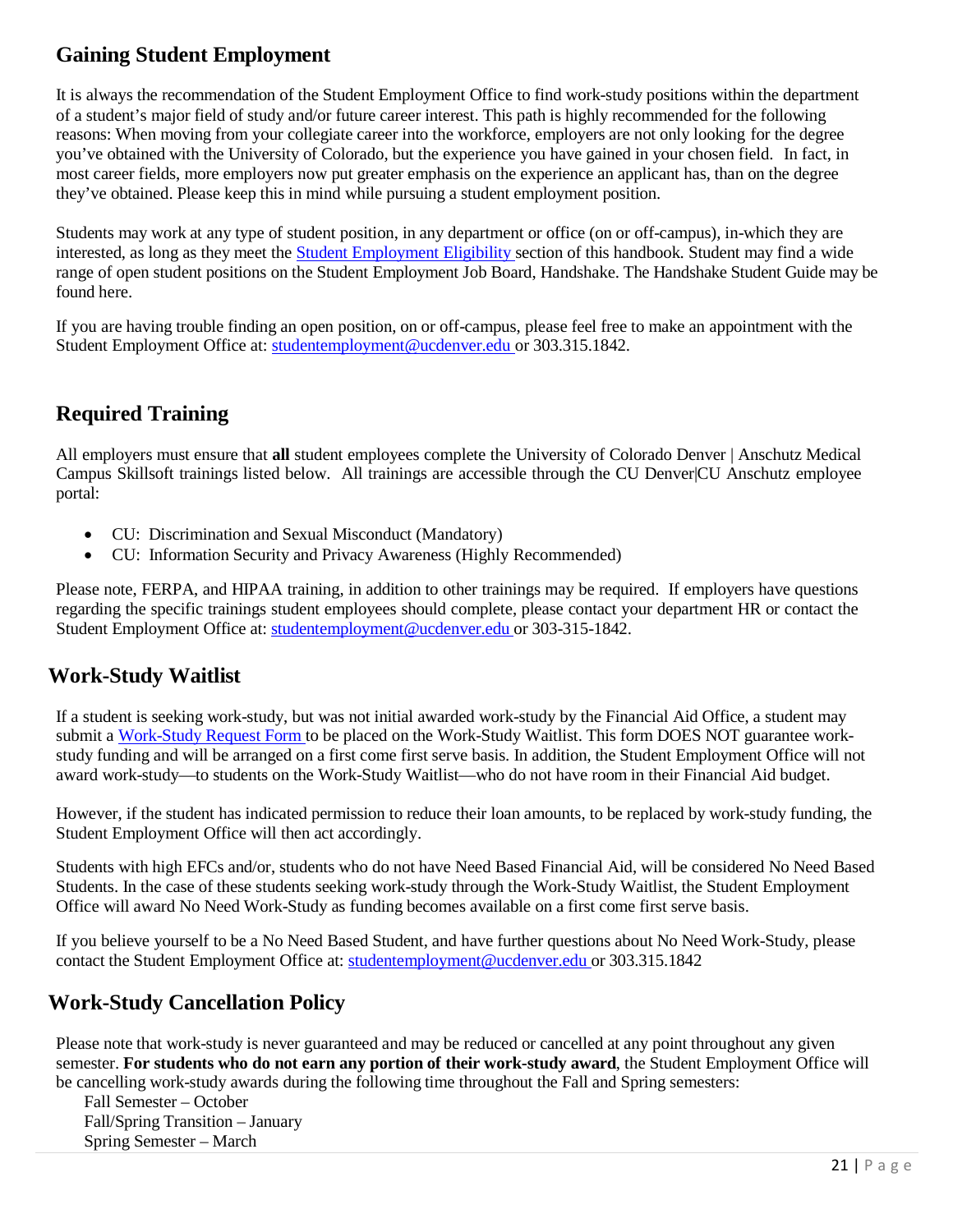## Gaining Student Employment

It is always the recommendation of the Student Employment Office to find work-study positions within the department of a student's major field of study and/or future career interest. This path is highly recommended for the following reasons: When moving from your collegiate career into the workforce, employers are not only looking for the degree you've obtained with the University of Colorado, but the experience you have gained in your chosen field. In fact, in most career fields, more employers now put greater emphasis on the experience an applicant has, than on the degree they've obtained. Please keep this in mind while pursuing a student employment position.

Students may work at any type of student position, in any department or office (on or off-campus), in-which they are interested, as long as they meet the Student Employment Eligibility section of this handbook. Student may find a wide range of open student positions on the Student Employment Job Board, Handshake. The Handshake Student Guide may be found here.

If you are having trouble finding an open position, on or off-campus, please feel free to make an appointment with the Student Employment Office at: studentemployment@ucdenver.edu or 303.315.1842.

## Required Training

All employers must ensure that **all** student employees complete the University of Colorado Denver | Anschutz Medical Campus Skillsoft trainings listed below. All trainings are accessible through the CU Denver|CU Anschutz employee portal:

- CU: Discrimination and Sexual Misconduct (Mandatory)
- CU: Information Security and Privacy Awareness (Highly Recommended)

Please note, FERPA, and HIPAA training, in addition to other trainings may be required. If employers have questions regarding the specific trainings student employees should complete, please contact your department HR or contact the Student Employment Office at: studentemployment@ucdenver.edu or 303-315-1842.

## Work-Study Waitlist

If a student is seeking work-study, but was not initial awarded work-study by the Financial Aid Office, a student may submit a Work-Study Request Form to be placed on the Work-Study Waitlist. This form DOES NOT guarantee work-study funding and will be arranged on a first come first serve basis. In addition, the Student Employment Office will not award work-study—to students on the Work-Study Waitlist—who do not have room in their Financial Aid budget.

However, if the student has indicated permission to reduce their loan amounts, to be replaced by work-study funding, the Student Employment Office will then act accordingly.

Students with high EFCs and/or, students who do not have Need Based Financial Aid, will be considered No Need Based Students. In the case of these students seeking work-study through the Work-Study Waitlist, the Student Employment Office will award No Need Work-Study as funding becomes available on a first come first serve basis.

If you believe yourself to be a No Need Based Student, and have further questions about No Need Work-Study, please contact the Student Employment Office at: studentemployment@ucdenver.edu or 303.315.1842

## Work-Study Cancellation Policy

Please note that work-study is never guaranteed and may be reduced or cancelled at any point throughout any given semester. **For students who do not earn any portion of their work-study award**, the Student Employment Office will be cancelling work-study awards during the following time throughout the Fall and Spring semesters:

Fall Semester – October
Fall/Spring Transition – January
Spring Semester – March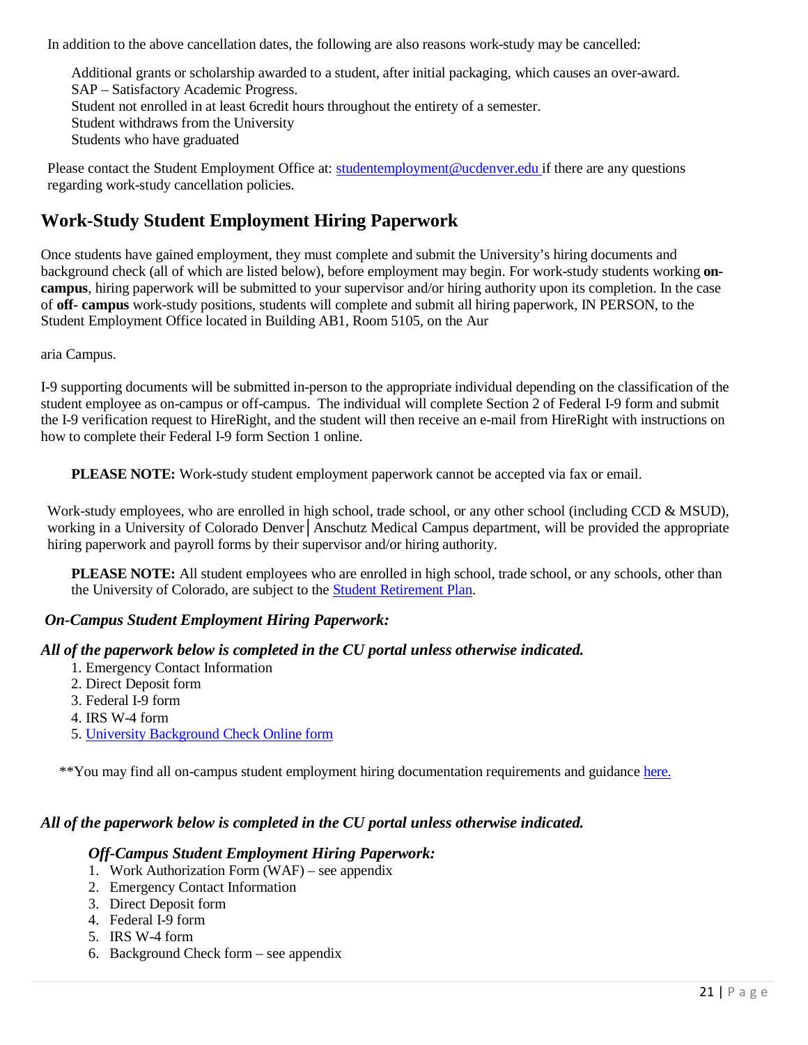In addition to the above cancellation dates, the following are also reasons work-study may be cancelled:

Additional grants or scholarship awarded to a student, after initial packaging, which causes an over-award.
SAP – Satisfactory Academic Progress.
Student not enrolled in at least 6credit hours throughout the entirety of a semester.
Student withdraws from the University
Students who have graduated

Please contact the Student Employment Office at: studentemployment@ucdenver.edu if there are any questions regarding work-study cancellation policies.

## Work-Study Student Employment Hiring Paperwork

Once students have gained employment, they must complete and submit the University's hiring documents and background check (all of which are listed below), before employment may begin. For work-study students working **on-campus**, hiring paperwork will be submitted to your supervisor and/or hiring authority upon its completion. In the case of **off- campus** work-study positions, students will complete and submit all hiring paperwork, IN PERSON, to the Student Employment Office located in Building AB1, Room 5105, on the Aur

aria Campus.

I-9 supporting documents will be submitted in-person to the appropriate individual depending on the classification of the student employee as on-campus or off-campus. The individual will complete Section 2 of Federal I-9 form and submit the I-9 verification request to HireRight, and the student will then receive an e-mail from HireRight with instructions on how to complete their Federal I-9 form Section 1 online.

**PLEASE NOTE:** Work-study student employment paperwork cannot be accepted via fax or email.

Work-study employees, who are enrolled in high school, trade school, or any other school (including CCD & MSUD), working in a University of Colorado Denver│Anschutz Medical Campus department, will be provided the appropriate hiring paperwork and payroll forms by their supervisor and/or hiring authority.

**PLEASE NOTE:** All student employees who are enrolled in high school, trade school, or any schools, other than the University of Colorado, are subject to the Student Retirement Plan.

### *On-Campus Student Employment Hiring Paperwork:*

***All of the paperwork below is completed in the CU portal unless otherwise indicated.***

1. Emergency Contact Information
2. Direct Deposit form
3. Federal I-9 form
4. IRS W-4 form
5. University Background Check Online form

**You may find all on-campus student employment hiring documentation requirements and guidance here.

***All of the paperwork below is completed in the CU portal unless otherwise indicated.***

### *Off-Campus Student Employment Hiring Paperwork:*

1. Work Authorization Form (WAF) – see appendix
2. Emergency Contact Information
3. Direct Deposit form
4. Federal I-9 form
5. IRS W-4 form
6. Background Check form – see appendix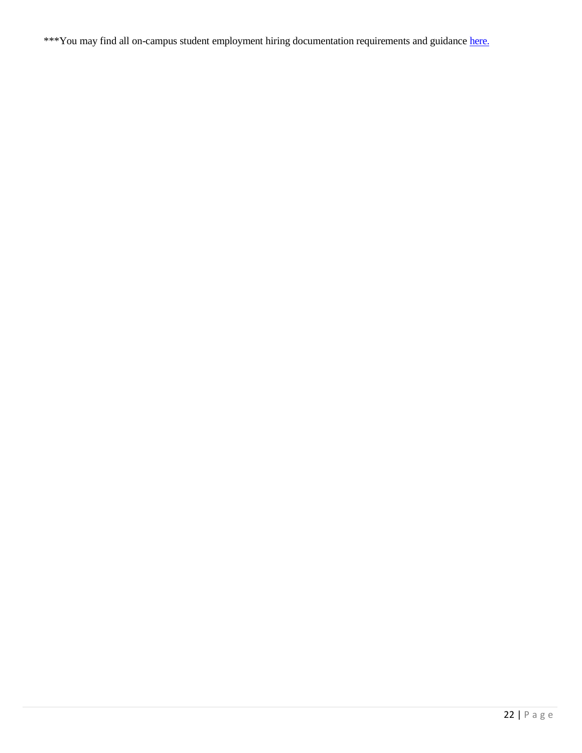***You may find all on-campus student employment hiring documentation requirements and guidance [here.]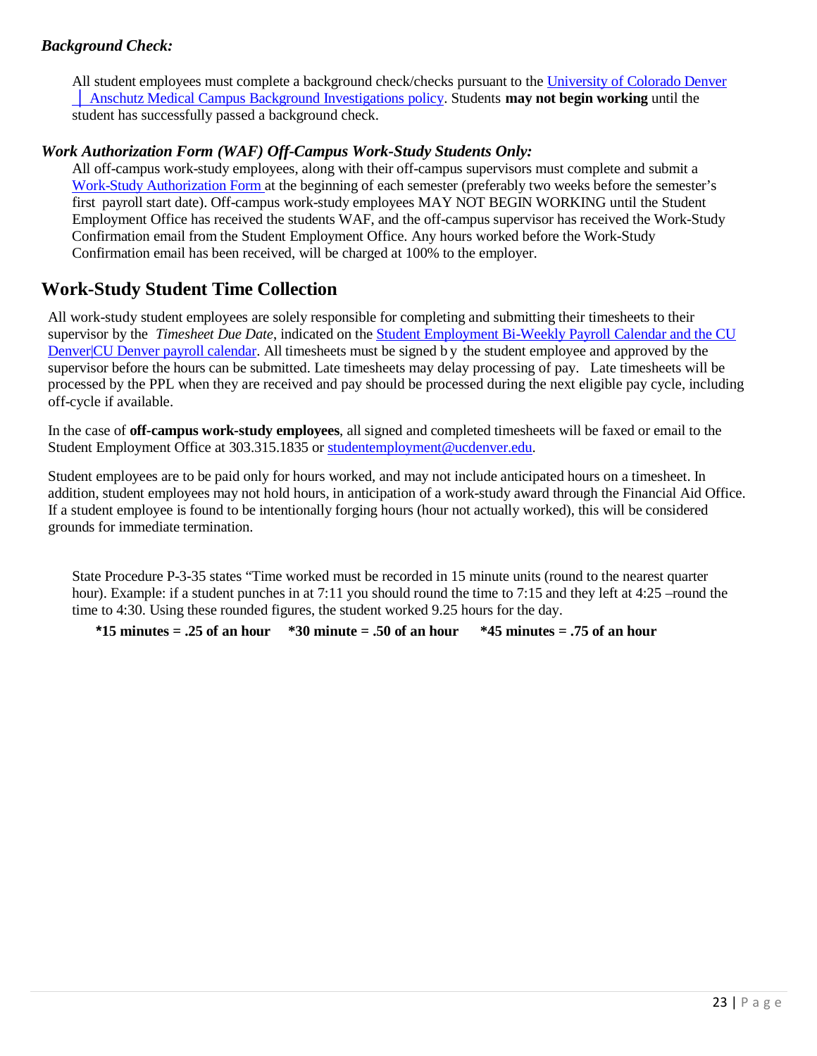*Background Check:*

All student employees must complete a background check/checks pursuant to the University of Colorado Denver │ Anschutz Medical Campus Background Investigations policy. Students **may not begin working** until the student has successfully passed a background check.

*Work Authorization Form (WAF) Off-Campus Work-Study Students Only:*

All off-campus work-study employees, along with their off-campus supervisors must complete and submit a Work-Study Authorization Form at the beginning of each semester (preferably two weeks before the semester's first payroll start date). Off-campus work-study employees MAY NOT BEGIN WORKING until the Student Employment Office has received the students WAF, and the off-campus supervisor has received the Work-Study Confirmation email from the Student Employment Office. Any hours worked before the Work-Study Confirmation email has been received, will be charged at 100% to the employer.

## Work-Study Student Time Collection

All work-study student employees are solely responsible for completing and submitting their timesheets to their supervisor by the *Timesheet Due Date*, indicated on the Student Employment Bi-Weekly Payroll Calendar and the CU Denver|CU Denver payroll calendar. All timesheets must be signed by the student employee and approved by the supervisor before the hours can be submitted. Late timesheets may delay processing of pay. Late timesheets will be processed by the PPL when they are received and pay should be processed during the next eligible pay cycle, including off-cycle if available.

In the case of **off-campus work-study employees**, all signed and completed timesheets will be faxed or email to the Student Employment Office at 303.315.1835 or studentemployment@ucdenver.edu.

Student employees are to be paid only for hours worked, and may not include anticipated hours on a timesheet. In addition, student employees may not hold hours, in anticipation of a work-study award through the Financial Aid Office. If a student employee is found to be intentionally forging hours (hour not actually worked), this will be considered grounds for immediate termination.

State Procedure P-3-35 states "Time worked must be recorded in 15 minute units (round to the nearest quarter hour). Example: if a student punches in at 7:11 you should round the time to 7:15 and they left at 4:25 –round the time to 4:30. Using these rounded figures, the student worked 9.25 hours for the day.

**\*15 minutes = .25 of an hour  \*30 minute = .50 of an hour  \*45 minutes = .75 of an hour**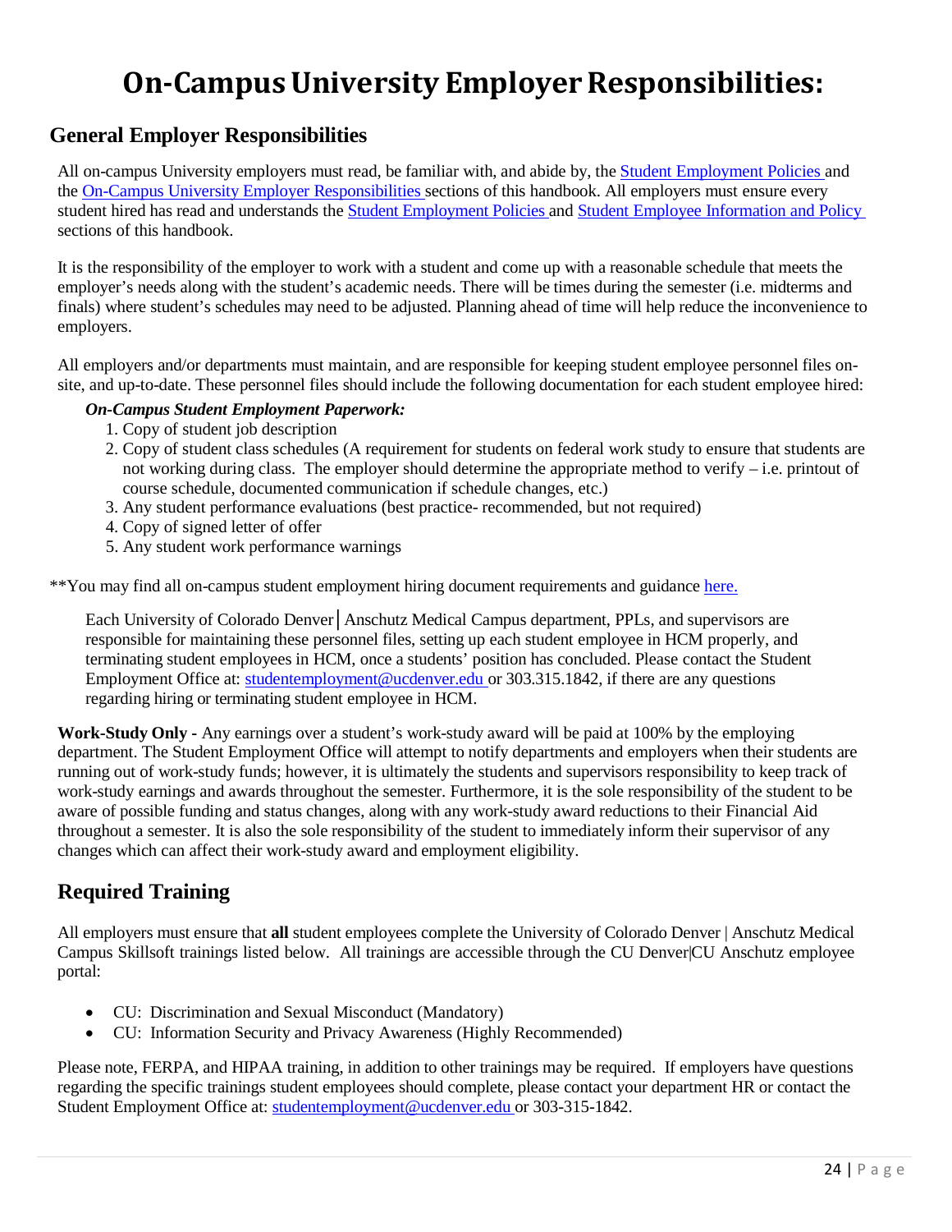# On-Campus University Employer Responsibilities:

## General Employer Responsibilities

All on-campus University employers must read, be familiar with, and abide by, the Student Employment Policies and the On-Campus University Employer Responsibilities sections of this handbook. All employers must ensure every student hired has read and understands the Student Employment Policies and Student Employee Information and Policy sections of this handbook.

It is the responsibility of the employer to work with a student and come up with a reasonable schedule that meets the employer's needs along with the student's academic needs. There will be times during the semester (i.e. midterms and finals) where student's schedules may need to be adjusted. Planning ahead of time will help reduce the inconvenience to employers.

All employers and/or departments must maintain, and are responsible for keeping student employee personnel files on-site, and up-to-date. These personnel files should include the following documentation for each student employee hired:

***On-Campus Student Employment Paperwork:***

1. Copy of student job description
2. Copy of student class schedules (A requirement for students on federal work study to ensure that students are not working during class. The employer should determine the appropriate method to verify – i.e. printout of course schedule, documented communication if schedule changes, etc.)
3. Any student performance evaluations (best practice- recommended, but not required)
4. Copy of signed letter of offer
5. Any student work performance warnings

**You may find all on-campus student employment hiring document requirements and guidance here.

Each University of Colorado Denver│Anschutz Medical Campus department, PPLs, and supervisors are responsible for maintaining these personnel files, setting up each student employee in HCM properly, and terminating student employees in HCM, once a students' position has concluded. Please contact the Student Employment Office at: studentemployment@ucdenver.edu or 303.315.1842, if there are any questions regarding hiring or terminating student employee in HCM.

**Work-Study Only -** Any earnings over a student's work-study award will be paid at 100% by the employing department. The Student Employment Office will attempt to notify departments and employers when their students are running out of work-study funds; however, it is ultimately the students and supervisors responsibility to keep track of work-study earnings and awards throughout the semester. Furthermore, it is the sole responsibility of the student to be aware of possible funding and status changes, along with any work-study award reductions to their Financial Aid throughout a semester. It is also the sole responsibility of the student to immediately inform their supervisor of any changes which can affect their work-study award and employment eligibility.

## Required Training

All employers must ensure that **all** student employees complete the University of Colorado Denver | Anschutz Medical Campus Skillsoft trainings listed below. All trainings are accessible through the CU Denver|CU Anschutz employee portal:

- CU: Discrimination and Sexual Misconduct (Mandatory)
- CU: Information Security and Privacy Awareness (Highly Recommended)

Please note, FERPA, and HIPAA training, in addition to other trainings may be required. If employers have questions regarding the specific trainings student employees should complete, please contact your department HR or contact the Student Employment Office at: studentemployment@ucdenver.edu or 303-315-1842.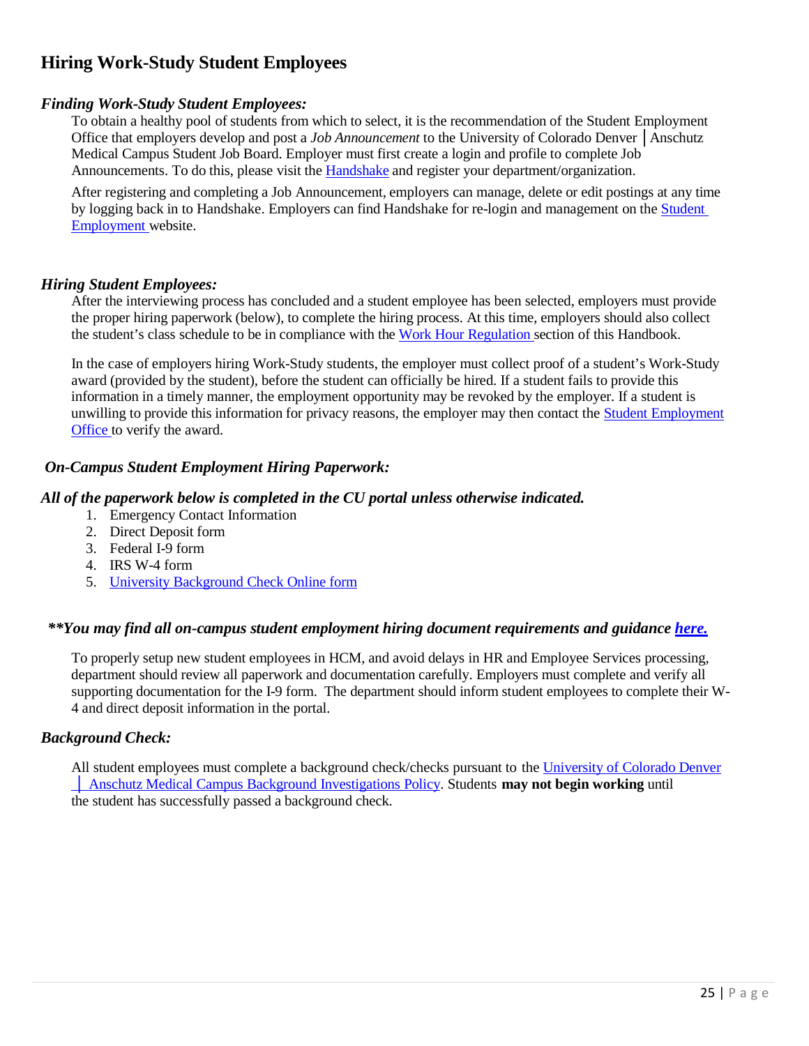# Hiring Work-Study Student Employees

### *Finding Work-Study Student Employees:*

To obtain a healthy pool of students from which to select, it is the recommendation of the Student Employment Office that employers develop and post a *Job Announcement* to the University of Colorado Denver │Anschutz Medical Campus Student Job Board. Employer must first create a login and profile to complete Job Announcements. To do this, please visit the Handshake and register your department/organization.

After registering and completing a Job Announcement, employers can manage, delete or edit postings at any time by logging back in to Handshake. Employers can find Handshake for re-login and management on the Student Employment website.

### *Hiring Student Employees:*

After the interviewing process has concluded and a student employee has been selected, employers must provide the proper hiring paperwork (below), to complete the hiring process. At this time, employers should also collect the student's class schedule to be in compliance with the Work Hour Regulation section of this Handbook.

In the case of employers hiring Work-Study students, the employer must collect proof of a student's Work-Study award (provided by the student), before the student can officially be hired. If a student fails to provide this information in a timely manner, the employment opportunity may be revoked by the employer. If a student is unwilling to provide this information for privacy reasons, the employer may then contact the Student Employment Office to verify the award.

### *On-Campus Student Employment Hiring Paperwork:*

***All of the paperwork below is completed in the CU portal unless otherwise indicated.***

1. Emergency Contact Information
2. Direct Deposit form
3. Federal I-9 form
4. IRS W-4 form
5. University Background Check Online form

***\*\*You may find all on-campus student employment hiring document requirements and guidance here.***

To properly setup new student employees in HCM, and avoid delays in HR and Employee Services processing, department should review all paperwork and documentation carefully. Employers must complete and verify all supporting documentation for the I-9 form. The department should inform student employees to complete their W-4 and direct deposit information in the portal.

### *Background Check:*

All student employees must complete a background check/checks pursuant to the University of Colorado Denver │ Anschutz Medical Campus Background Investigations Policy. Students **may not begin working** until the student has successfully passed a background check.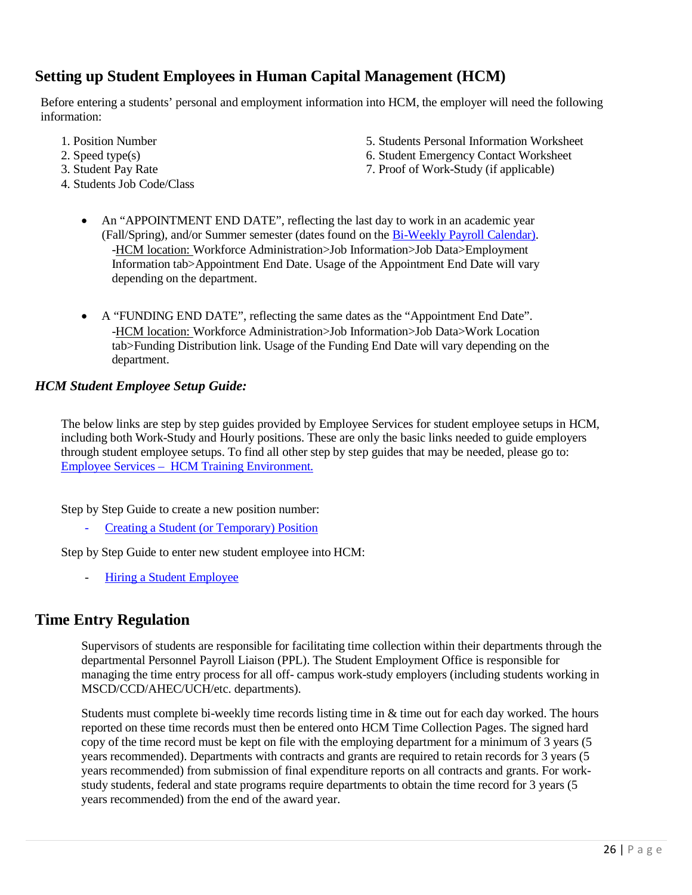## Setting up Student Employees in Human Capital Management (HCM)

Before entering a students' personal and employment information into HCM, the employer will need the following information:

1. Position Number
2. Speed type(s)
3. Student Pay Rate
4. Students Job Code/Class
5. Students Personal Information Worksheet
6. Student Emergency Contact Worksheet
7. Proof of Work-Study (if applicable)

- An "APPOINTMENT END DATE", reflecting the last day to work in an academic year (Fall/Spring), and/or Summer semester (dates found on the [Bi-Weekly Payroll Calendar)](). -HCM location: Workforce Administration>Job Information>Job Data>Employment Information tab>Appointment End Date. Usage of the Appointment End Date will vary depending on the department.

- A "FUNDING END DATE", reflecting the same dates as the "Appointment End Date". -HCM location: Workforce Administration>Job Information>Job Data>Work Location tab>Funding Distribution link. Usage of the Funding End Date will vary depending on the department.

### *HCM Student Employee Setup Guide:*

The below links are step by step guides provided by Employee Services for student employee setups in HCM, including both Work-Study and Hourly positions. These are only the basic links needed to guide employers through student employee setups. To find all other step by step guides that may be needed, please go to: Employee Services – HCM Training Environment.

Step by Step Guide to create a new position number:

- Creating a Student (or Temporary) Position

Step by Step Guide to enter new student employee into HCM:

- Hiring a Student Employee

## Time Entry Regulation

Supervisors of students are responsible for facilitating time collection within their departments through the departmental Personnel Payroll Liaison (PPL). The Student Employment Office is responsible for managing the time entry process for all off- campus work-study employers (including students working in MSCD/CCD/AHEC/UCH/etc. departments).

Students must complete bi-weekly time records listing time in & time out for each day worked. The hours reported on these time records must then be entered onto HCM Time Collection Pages. The signed hard copy of the time record must be kept on file with the employing department for a minimum of 3 years (5 years recommended). Departments with contracts and grants are required to retain records for 3 years (5 years recommended) from submission of final expenditure reports on all contracts and grants. For work-study students, federal and state programs require departments to obtain the time record for 3 years (5 years recommended) from the end of the award year.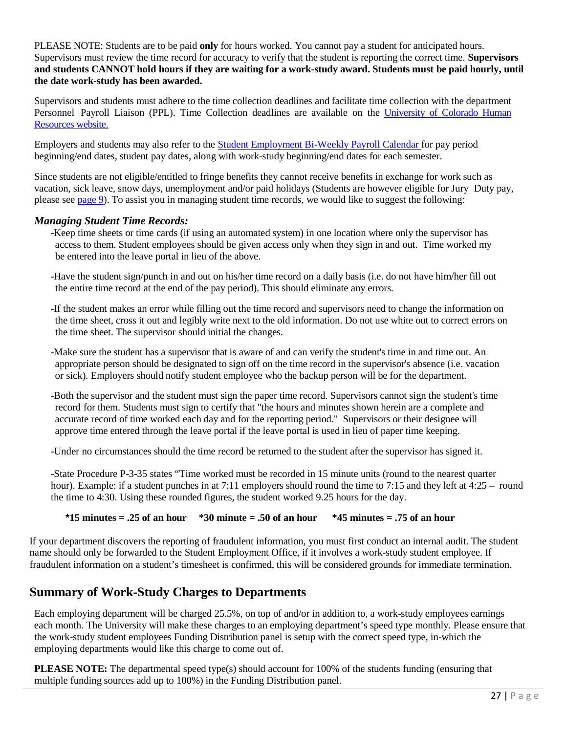PLEASE NOTE: Students are to be paid **only** for hours worked. You cannot pay a student for anticipated hours. Supervisors must review the time record for accuracy to verify that the student is reporting the correct time. **Supervisors and students CANNOT hold hours if they are waiting for a work-study award. Students must be paid hourly, until the date work-study has been awarded.**

Supervisors and students must adhere to the time collection deadlines and facilitate time collection with the department Personnel Payroll Liaison (PPL). Time Collection deadlines are available on the [University of Colorado Human Resources website.]()

Employers and students may also refer to the [Student Employment Bi-Weekly Payroll Calendar ]()for pay period beginning/end dates, student pay dates, along with work-study beginning/end dates for each semester.

Since students are not eligible/entitled to fringe benefits they cannot receive benefits in exchange for work such as vacation, sick leave, snow days, unemployment and/or paid holidays (Students are however eligible for Jury Duty pay, please see [page 9]()). To assist you in managing student time records, we would like to suggest the following:

### *Managing Student Time Records:*

-Keep time sheets or time cards (if using an automated system) in one location where only the supervisor has access to them. Student employees should be given access only when they sign in and out. Time worked my be entered into the leave portal in lieu of the above.

-Have the student sign/punch in and out on his/her time record on a daily basis (i.e. do not have him/her fill out the entire time record at the end of the pay period). This should eliminate any errors.

-If the student makes an error while filling out the time record and supervisors need to change the information on the time sheet, cross it out and legibly write next to the old information. Do not use white out to correct errors on the time sheet. The supervisor should initial the changes.

-Make sure the student has a supervisor that is aware of and can verify the student's time in and time out. An appropriate person should be designated to sign off on the time record in the supervisor's absence (i.e. vacation or sick). Employers should notify student employee who the backup person will be for the department.

-Both the supervisor and the student must sign the paper time record. Supervisors cannot sign the student's time record for them. Students must sign to certify that "the hours and minutes shown herein are a complete and accurate record of time worked each day and for the reporting period." Supervisors or their designee will approve time entered through the leave portal if the leave portal is used in lieu of paper time keeping.

-Under no circumstances should the time record be returned to the student after the supervisor has signed it.

-State Procedure P-3-35 states "Time worked must be recorded in 15 minute units (round to the nearest quarter hour). Example: if a student punches in at 7:11 employers should round the time to 7:15 and they left at 4:25 – round the time to 4:30. Using these rounded figures, the student worked 9.25 hours for the day.

**\*15 minutes = .25 of an hour \*30 minute = .50 of an hour \*45 minutes = .75 of an hour**

If your department discovers the reporting of fraudulent information, you must first conduct an internal audit. The student name should only be forwarded to the Student Employment Office, if it involves a work-study student employee. If fraudulent information on a student's timesheet is confirmed, this will be considered grounds for immediate termination.

## Summary of Work-Study Charges to Departments

Each employing department will be charged 25.5%, on top of and/or in addition to, a work-study employees earnings each month. The University will make these charges to an employing department's speed type monthly. Please ensure that the work-study student employees Funding Distribution panel is setup with the correct speed type, in-which the employing departments would like this charge to come out of.

**PLEASE NOTE:** The departmental speed type(s) should account for 100% of the students funding (ensuring that multiple funding sources add up to 100%) in the Funding Distribution panel.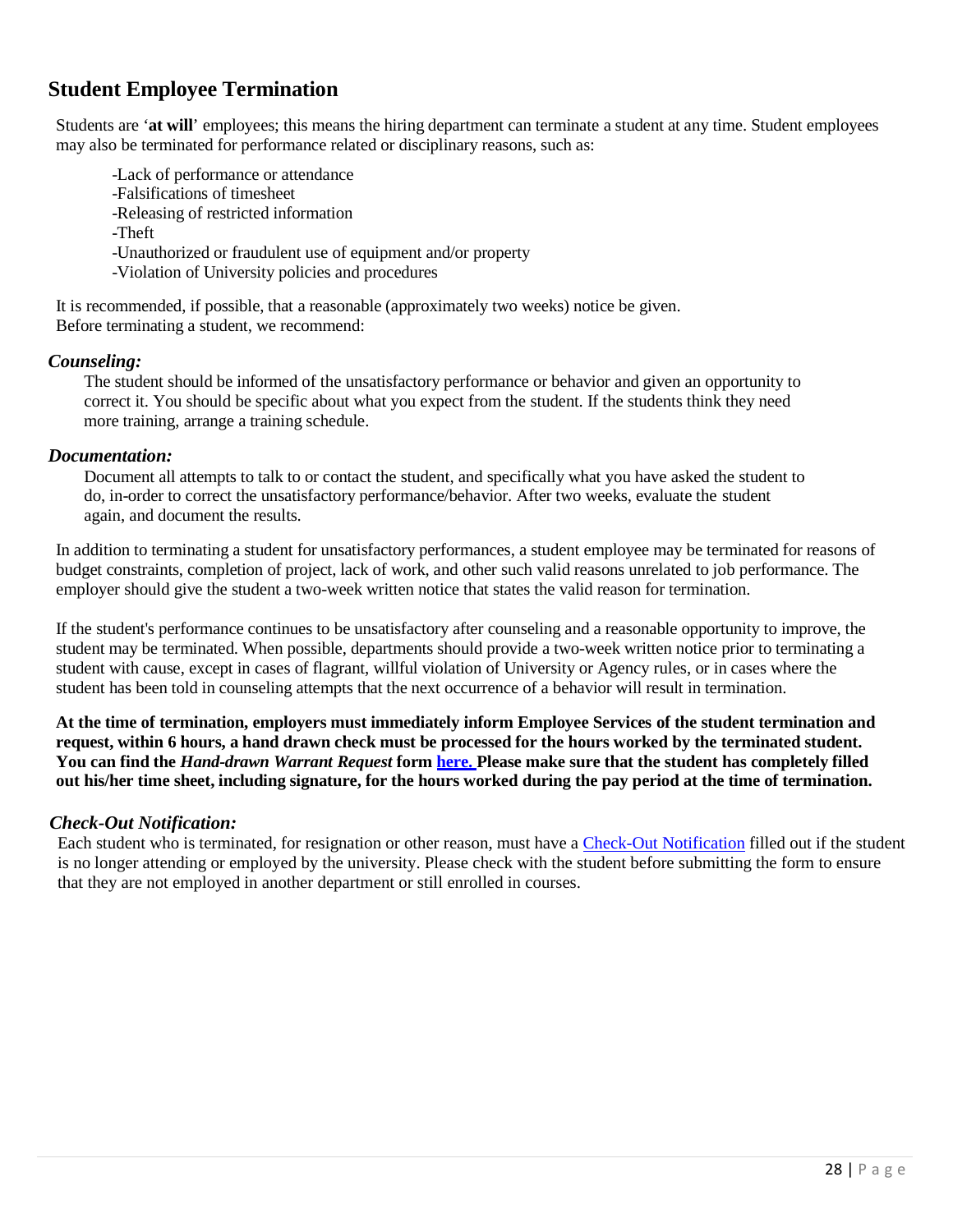## Student Employee Termination

Students are '**at will**' employees; this means the hiring department can terminate a student at any time. Student employees may also be terminated for performance related or disciplinary reasons, such as:

-Lack of performance or attendance
-Falsifications of timesheet
-Releasing of restricted information
-Theft
-Unauthorized or fraudulent use of equipment and/or property
-Violation of University policies and procedures

It is recommended, if possible, that a reasonable (approximately two weeks) notice be given.
Before terminating a student, we recommend:

### *Counseling:*

The student should be informed of the unsatisfactory performance or behavior and given an opportunity to correct it. You should be specific about what you expect from the student. If the students think they need more training, arrange a training schedule.

### *Documentation:*

Document all attempts to talk to or contact the student, and specifically what you have asked the student to do, in-order to correct the unsatisfactory performance/behavior. After two weeks, evaluate the student again, and document the results.

In addition to terminating a student for unsatisfactory performances, a student employee may be terminated for reasons of budget constraints, completion of project, lack of work, and other such valid reasons unrelated to job performance. The employer should give the student a two-week written notice that states the valid reason for termination.

If the student's performance continues to be unsatisfactory after counseling and a reasonable opportunity to improve, the student may be terminated. When possible, departments should provide a two-week written notice prior to terminating a student with cause, except in cases of flagrant, willful violation of University or Agency rules, or in cases where the student has been told in counseling attempts that the next occurrence of a behavior will result in termination.

**At the time of termination, employers must immediately inform Employee Services of the student termination and request, within 6 hours, a hand drawn check must be processed for the hours worked by the terminated student. You can find the *Hand-drawn Warrant Request* form [here.](#) Please make sure that the student has completely filled out his/her time sheet, including signature, for the hours worked during the pay period at the time of termination.**

### *Check-Out Notification:*

Each student who is terminated, for resignation or other reason, must have a [Check-Out Notification](#) filled out if the student is no longer attending or employed by the university. Please check with the student before submitting the form to ensure that they are not employed in another department or still enrolled in courses.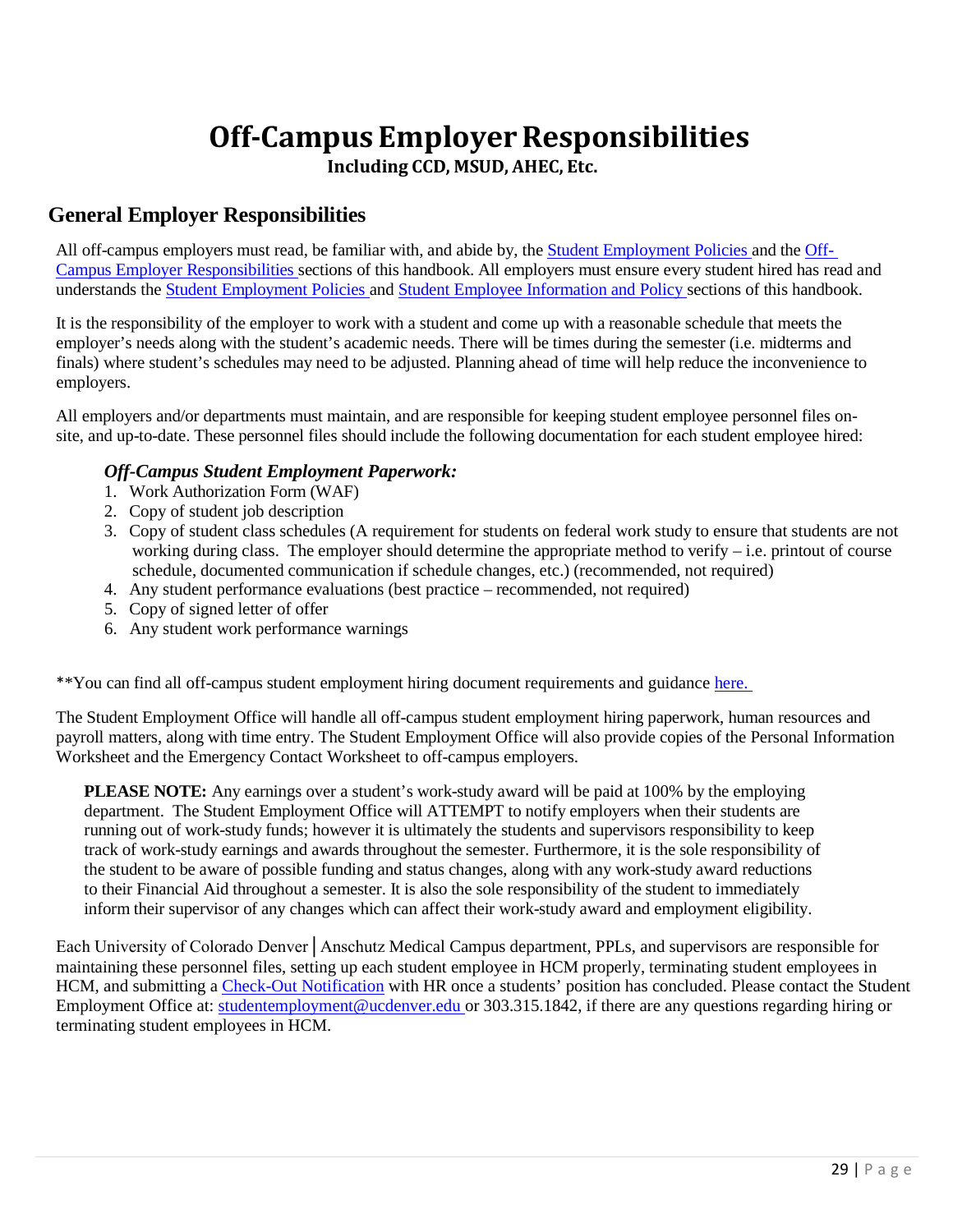# Off-Campus Employer Responsibilities

**Including CCD, MSUD, AHEC, Etc.**

## General Employer Responsibilities

All off-campus employers must read, be familiar with, and abide by, the Student Employment Policies and the Off-Campus Employer Responsibilities sections of this handbook. All employers must ensure every student hired has read and understands the Student Employment Policies and Student Employee Information and Policy sections of this handbook.

It is the responsibility of the employer to work with a student and come up with a reasonable schedule that meets the employer's needs along with the student's academic needs. There will be times during the semester (i.e. midterms and finals) where student's schedules may need to be adjusted. Planning ahead of time will help reduce the inconvenience to employers.

All employers and/or departments must maintain, and are responsible for keeping student employee personnel files on-site, and up-to-date. These personnel files should include the following documentation for each student employee hired:

### *Off-Campus Student Employment Paperwork:*

1. Work Authorization Form (WAF)
2. Copy of student job description
3. Copy of student class schedules (A requirement for students on federal work study to ensure that students are not working during class. The employer should determine the appropriate method to verify – i.e. printout of course schedule, documented communication if schedule changes, etc.) (recommended, not required)
4. Any student performance evaluations (best practice – recommended, not required)
5. Copy of signed letter of offer
6. Any student work performance warnings

**You can find all off-campus student employment hiring document requirements and guidance here.

The Student Employment Office will handle all off-campus student employment hiring paperwork, human resources and payroll matters, along with time entry. The Student Employment Office will also provide copies of the Personal Information Worksheet and the Emergency Contact Worksheet to off-campus employers.

**PLEASE NOTE:** Any earnings over a student's work-study award will be paid at 100% by the employing department. The Student Employment Office will ATTEMPT to notify employers when their students are running out of work-study funds; however it is ultimately the students and supervisors responsibility to keep track of work-study earnings and awards throughout the semester. Furthermore, it is the sole responsibility of the student to be aware of possible funding and status changes, along with any work-study award reductions to their Financial Aid throughout a semester. It is also the sole responsibility of the student to immediately inform their supervisor of any changes which can affect their work-study award and employment eligibility.

Each University of Colorado Denver | Anschutz Medical Campus department, PPLs, and supervisors are responsible for maintaining these personnel files, setting up each student employee in HCM properly, terminating student employees in HCM, and submitting a Check-Out Notification with HR once a students' position has concluded. Please contact the Student Employment Office at: studentemployment@ucdenver.edu or 303.315.1842, if there are any questions regarding hiring or terminating student employees in HCM.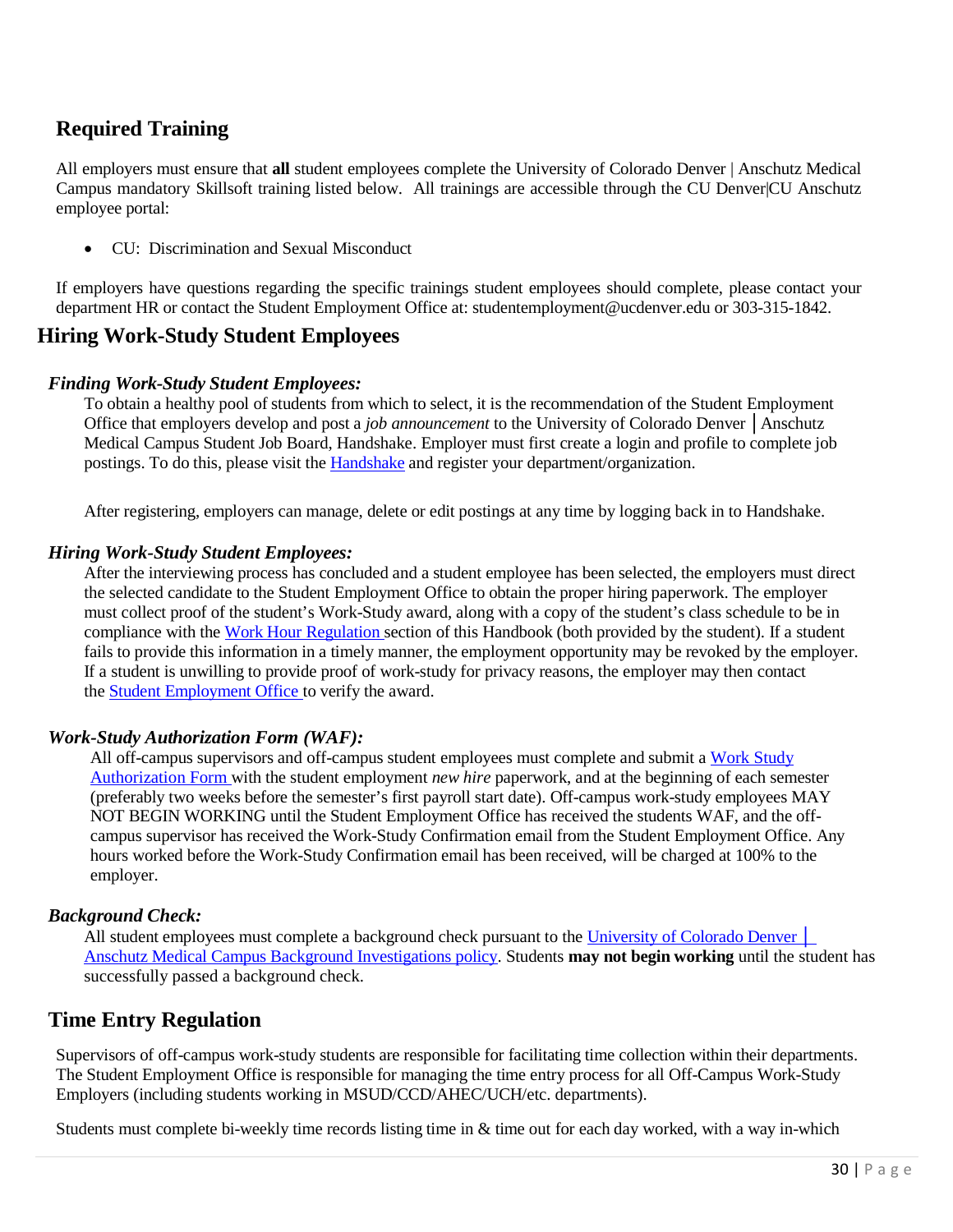## Required Training

All employers must ensure that **all** student employees complete the University of Colorado Denver | Anschutz Medical Campus mandatory Skillsoft training listed below. All trainings are accessible through the CU Denver|CU Anschutz employee portal:

- CU: Discrimination and Sexual Misconduct

If employers have questions regarding the specific trainings student employees should complete, please contact your department HR or contact the Student Employment Office at: studentemployment@ucdenver.edu or 303-315-1842.

# Hiring Work-Study Student Employees

### *Finding Work-Study Student Employees:*

To obtain a healthy pool of students from which to select, it is the recommendation of the Student Employment Office that employers develop and post a *job announcement* to the University of Colorado Denver │Anschutz Medical Campus Student Job Board, Handshake. Employer must first create a login and profile to complete job postings. To do this, please visit the Handshake and register your department/organization.

After registering, employers can manage, delete or edit postings at any time by logging back in to Handshake.

### *Hiring Work-Study Student Employees:*

After the interviewing process has concluded and a student employee has been selected, the employers must direct the selected candidate to the Student Employment Office to obtain the proper hiring paperwork. The employer must collect proof of the student's Work-Study award, along with a copy of the student's class schedule to be in compliance with the Work Hour Regulation section of this Handbook (both provided by the student). If a student fails to provide this information in a timely manner, the employment opportunity may be revoked by the employer. If a student is unwilling to provide proof of work-study for privacy reasons, the employer may then contact the Student Employment Office to verify the award.

### *Work-Study Authorization Form (WAF):*

All off-campus supervisors and off-campus student employees must complete and submit a Work Study Authorization Form with the student employment *new hire* paperwork, and at the beginning of each semester (preferably two weeks before the semester's first payroll start date). Off-campus work-study employees MAY NOT BEGIN WORKING until the Student Employment Office has received the students WAF, and the off-campus supervisor has received the Work-Study Confirmation email from the Student Employment Office. Any hours worked before the Work-Study Confirmation email has been received, will be charged at 100% to the employer.

### *Background Check:*

All student employees must complete a background check pursuant to the University of Colorado Denver │ Anschutz Medical Campus Background Investigations policy. Students **may not begin working** until the student has successfully passed a background check.

## Time Entry Regulation

Supervisors of off-campus work-study students are responsible for facilitating time collection within their departments. The Student Employment Office is responsible for managing the time entry process for all Off-Campus Work-Study Employers (including students working in MSUD/CCD/AHEC/UCH/etc. departments).

Students must complete bi-weekly time records listing time in & time out for each day worked, with a way in-which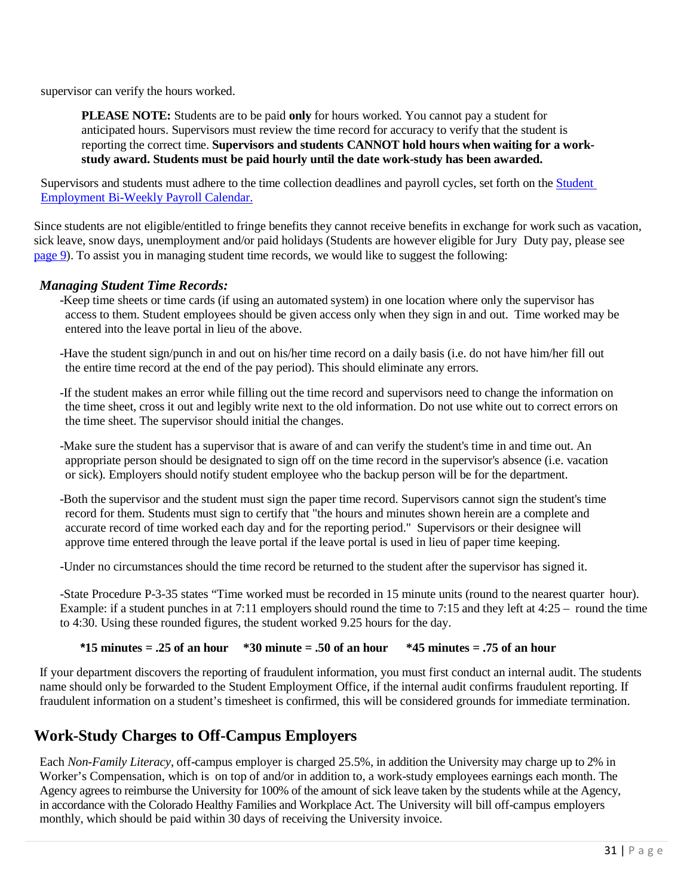supervisor can verify the hours worked.

> **PLEASE NOTE:** Students are to be paid **only** for hours worked. You cannot pay a student for anticipated hours. Supervisors must review the time record for accuracy to verify that the student is reporting the correct time. **Supervisors and students CANNOT hold hours when waiting for a work-study award. Students must be paid hourly until the date work-study has been awarded.**

Supervisors and students must adhere to the time collection deadlines and payroll cycles, set forth on the [Student Employment Bi-Weekly Payroll Calendar.]()

Since students are not eligible/entitled to fringe benefits they cannot receive benefits in exchange for work such as vacation, sick leave, snow days, unemployment and/or paid holidays (Students are however eligible for Jury Duty pay, please see [page 9]()). To assist you in managing student time records, we would like to suggest the following:

***Managing Student Time Records:***

-Keep time sheets or time cards (if using an automated system) in one location where only the supervisor has access to them. Student employees should be given access only when they sign in and out. Time worked may be entered into the leave portal in lieu of the above.

-Have the student sign/punch in and out on his/her time record on a daily basis (i.e. do not have him/her fill out the entire time record at the end of the pay period). This should eliminate any errors.

-If the student makes an error while filling out the time record and supervisors need to change the information on the time sheet, cross it out and legibly write next to the old information. Do not use white out to correct errors on the time sheet. The supervisor should initial the changes.

-Make sure the student has a supervisor that is aware of and can verify the student's time in and time out. An appropriate person should be designated to sign off on the time record in the supervisor's absence (i.e. vacation or sick). Employers should notify student employee who the backup person will be for the department.

-Both the supervisor and the student must sign the paper time record. Supervisors cannot sign the student's time record for them. Students must sign to certify that "the hours and minutes shown herein are a complete and accurate record of time worked each day and for the reporting period." Supervisors or their designee will approve time entered through the leave portal if the leave portal is used in lieu of paper time keeping.

-Under no circumstances should the time record be returned to the student after the supervisor has signed it.

-State Procedure P-3-35 states "Time worked must be recorded in 15 minute units (round to the nearest quarter hour). Example: if a student punches in at 7:11 employers should round the time to 7:15 and they left at 4:25 – round the time to 4:30. Using these rounded figures, the student worked 9.25 hours for the day.

**\*15 minutes = .25 of an hour    \*30 minute = .50 of an hour    \*45 minutes = .75 of an hour**

If your department discovers the reporting of fraudulent information, you must first conduct an internal audit. The students name should only be forwarded to the Student Employment Office, if the internal audit confirms fraudulent reporting. If fraudulent information on a student's timesheet is confirmed, this will be considered grounds for immediate termination.

## Work-Study Charges to Off-Campus Employers

Each *Non-Family Literacy*, off-campus employer is charged 25.5%, in addition the University may charge up to 2% in Worker's Compensation, which is on top of and/or in addition to, a work-study employees earnings each month. The Agency agrees to reimburse the University for 100% of the amount of sick leave taken by the students while at the Agency, in accordance with the Colorado Healthy Families and Workplace Act. The University will bill off-campus employers monthly, which should be paid within 30 days of receiving the University invoice.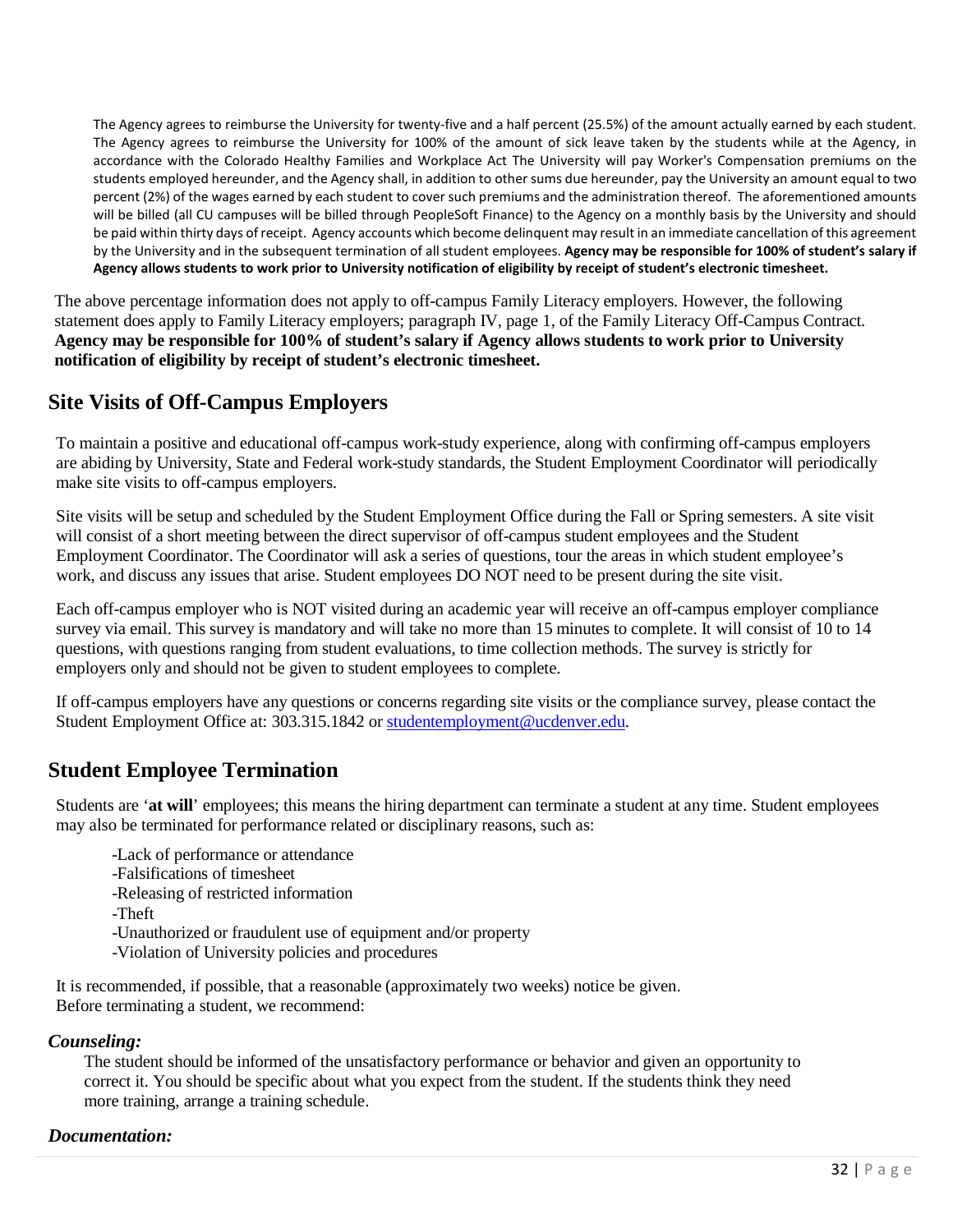The Agency agrees to reimburse the University for twenty-five and a half percent (25.5%) of the amount actually earned by each student. The Agency agrees to reimburse the University for 100% of the amount of sick leave taken by the students while at the Agency, in accordance with the Colorado Healthy Families and Workplace Act The University will pay Worker's Compensation premiums on the students employed hereunder, and the Agency shall, in addition to other sums due hereunder, pay the University an amount equal to two percent (2%) of the wages earned by each student to cover such premiums and the administration thereof. The aforementioned amounts will be billed (all CU campuses will be billed through PeopleSoft Finance) to the Agency on a monthly basis by the University and should be paid within thirty days of receipt. Agency accounts which become delinquent may result in an immediate cancellation of this agreement by the University and in the subsequent termination of all student employees. **Agency may be responsible for 100% of student's salary if Agency allows students to work prior to University notification of eligibility by receipt of student's electronic timesheet.**

The above percentage information does not apply to off-campus Family Literacy employers. However, the following statement does apply to Family Literacy employers; paragraph IV, page 1, of the Family Literacy Off-Campus Contract. **Agency may be responsible for 100% of student's salary if Agency allows students to work prior to University notification of eligibility by receipt of student's electronic timesheet.**

## Site Visits of Off-Campus Employers

To maintain a positive and educational off-campus work-study experience, along with confirming off-campus employers are abiding by University, State and Federal work-study standards, the Student Employment Coordinator will periodically make site visits to off-campus employers.

Site visits will be setup and scheduled by the Student Employment Office during the Fall or Spring semesters. A site visit will consist of a short meeting between the direct supervisor of off-campus student employees and the Student Employment Coordinator. The Coordinator will ask a series of questions, tour the areas in which student employee's work, and discuss any issues that arise. Student employees DO NOT need to be present during the site visit.

Each off-campus employer who is NOT visited during an academic year will receive an off-campus employer compliance survey via email. This survey is mandatory and will take no more than 15 minutes to complete. It will consist of 10 to 14 questions, with questions ranging from student evaluations, to time collection methods. The survey is strictly for employers only and should not be given to student employees to complete.

If off-campus employers have any questions or concerns regarding site visits or the compliance survey, please contact the Student Employment Office at: 303.315.1842 or studentemployment@ucdenver.edu.

## Student Employee Termination

Students are '**at will**' employees; this means the hiring department can terminate a student at any time. Student employees may also be terminated for performance related or disciplinary reasons, such as:

- Lack of performance or attendance
- Falsifications of timesheet
- Releasing of restricted information
- Theft
- Unauthorized or fraudulent use of equipment and/or property
- Violation of University policies and procedures

It is recommended, if possible, that a reasonable (approximately two weeks) notice be given.
Before terminating a student, we recommend:

### *Counseling:*

The student should be informed of the unsatisfactory performance or behavior and given an opportunity to correct it. You should be specific about what you expect from the student. If the students think they need more training, arrange a training schedule.

### *Documentation:*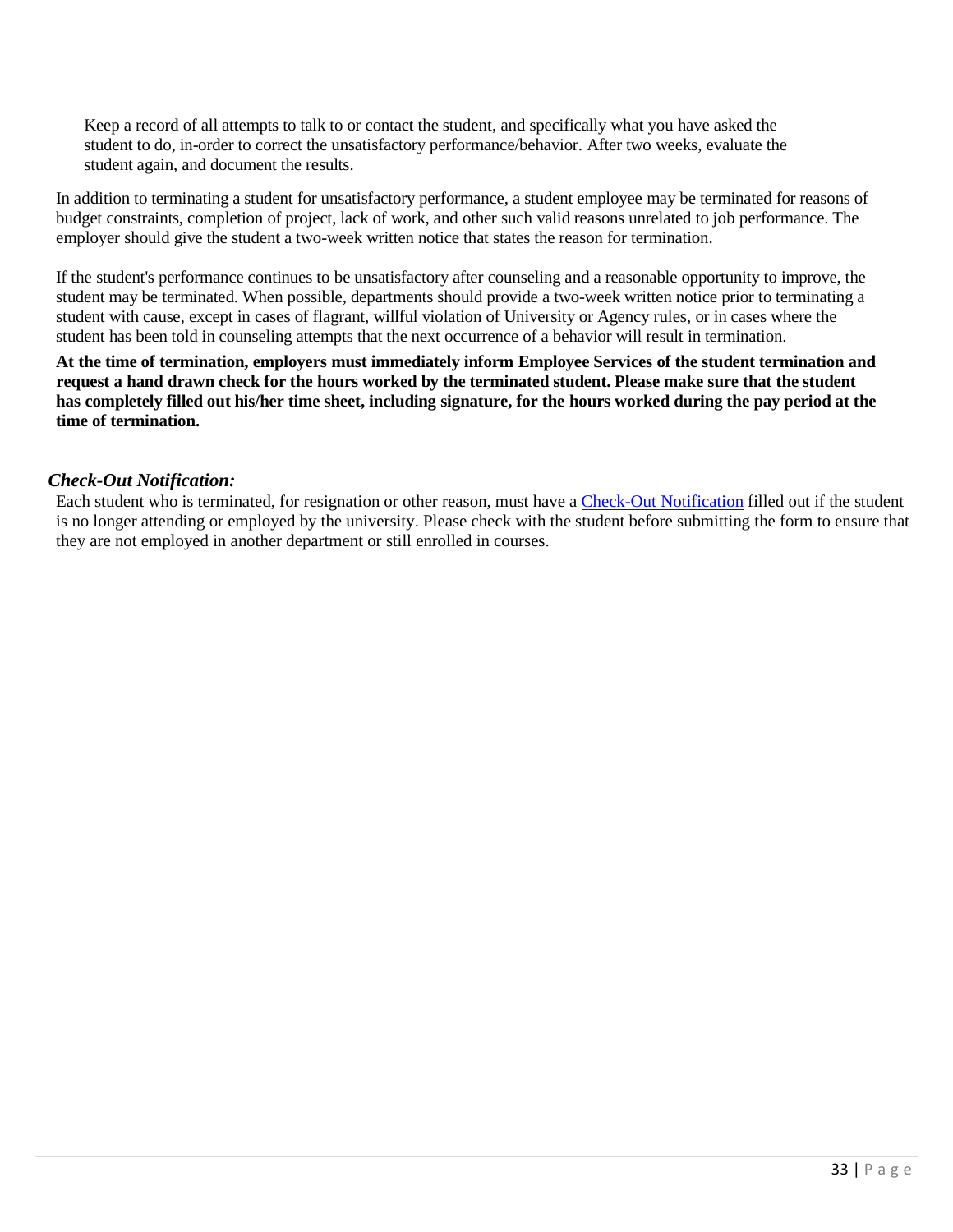Keep a record of all attempts to talk to or contact the student, and specifically what you have asked the student to do, in-order to correct the unsatisfactory performance/behavior. After two weeks, evaluate the student again, and document the results.

In addition to terminating a student for unsatisfactory performance, a student employee may be terminated for reasons of budget constraints, completion of project, lack of work, and other such valid reasons unrelated to job performance. The employer should give the student a two-week written notice that states the reason for termination.

If the student's performance continues to be unsatisfactory after counseling and a reasonable opportunity to improve, the student may be terminated. When possible, departments should provide a two-week written notice prior to terminating a student with cause, except in cases of flagrant, willful violation of University or Agency rules, or in cases where the student has been told in counseling attempts that the next occurrence of a behavior will result in termination.

**At the time of termination, employers must immediately inform Employee Services of the student termination and request a hand drawn check for the hours worked by the terminated student. Please make sure that the student has completely filled out his/her time sheet, including signature, for the hours worked during the pay period at the time of termination.**

### *Check-Out Notification:*

Each student who is terminated, for resignation or other reason, must have a Check-Out Notification filled out if the student is no longer attending or employed by the university. Please check with the student before submitting the form to ensure that they are not employed in another department or still enrolled in courses.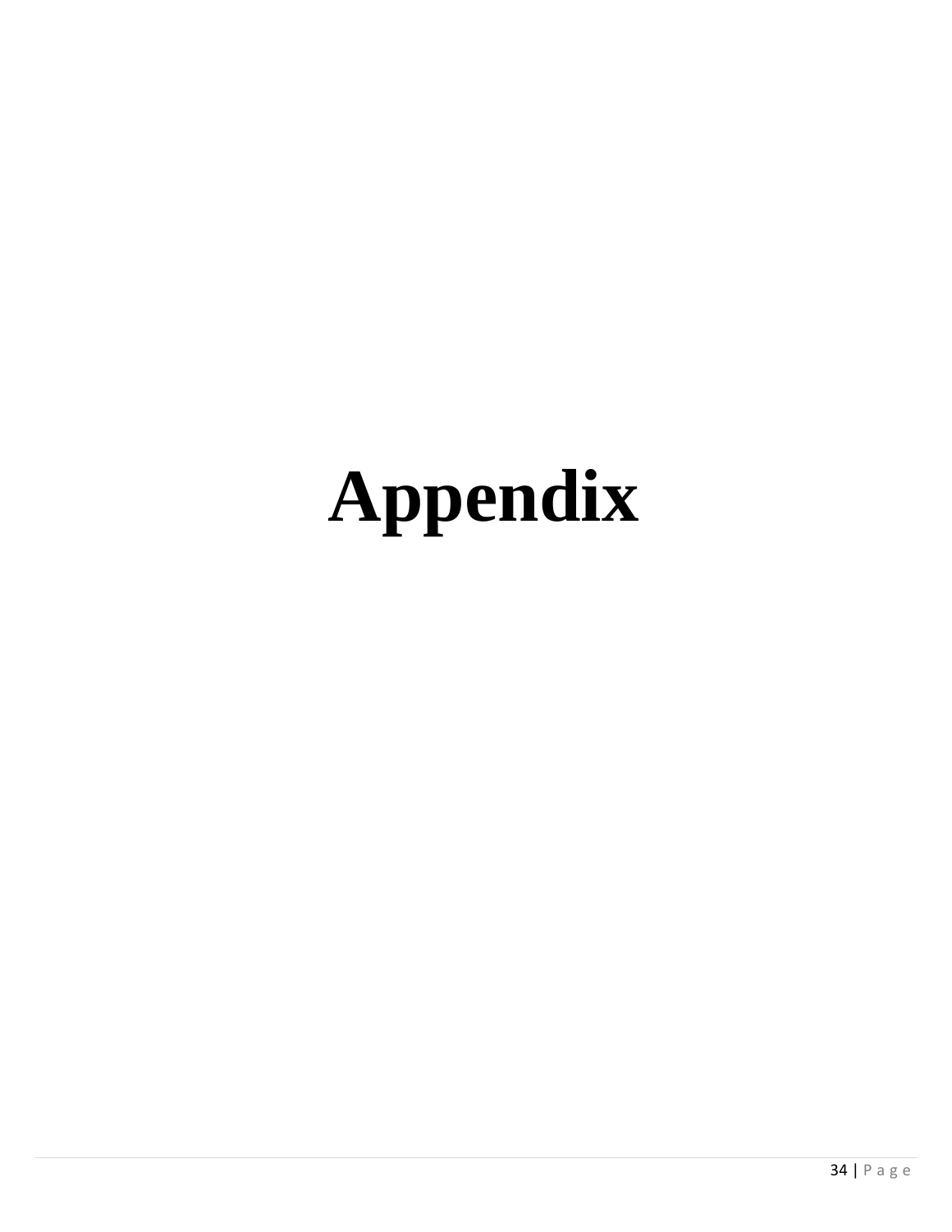# Appendix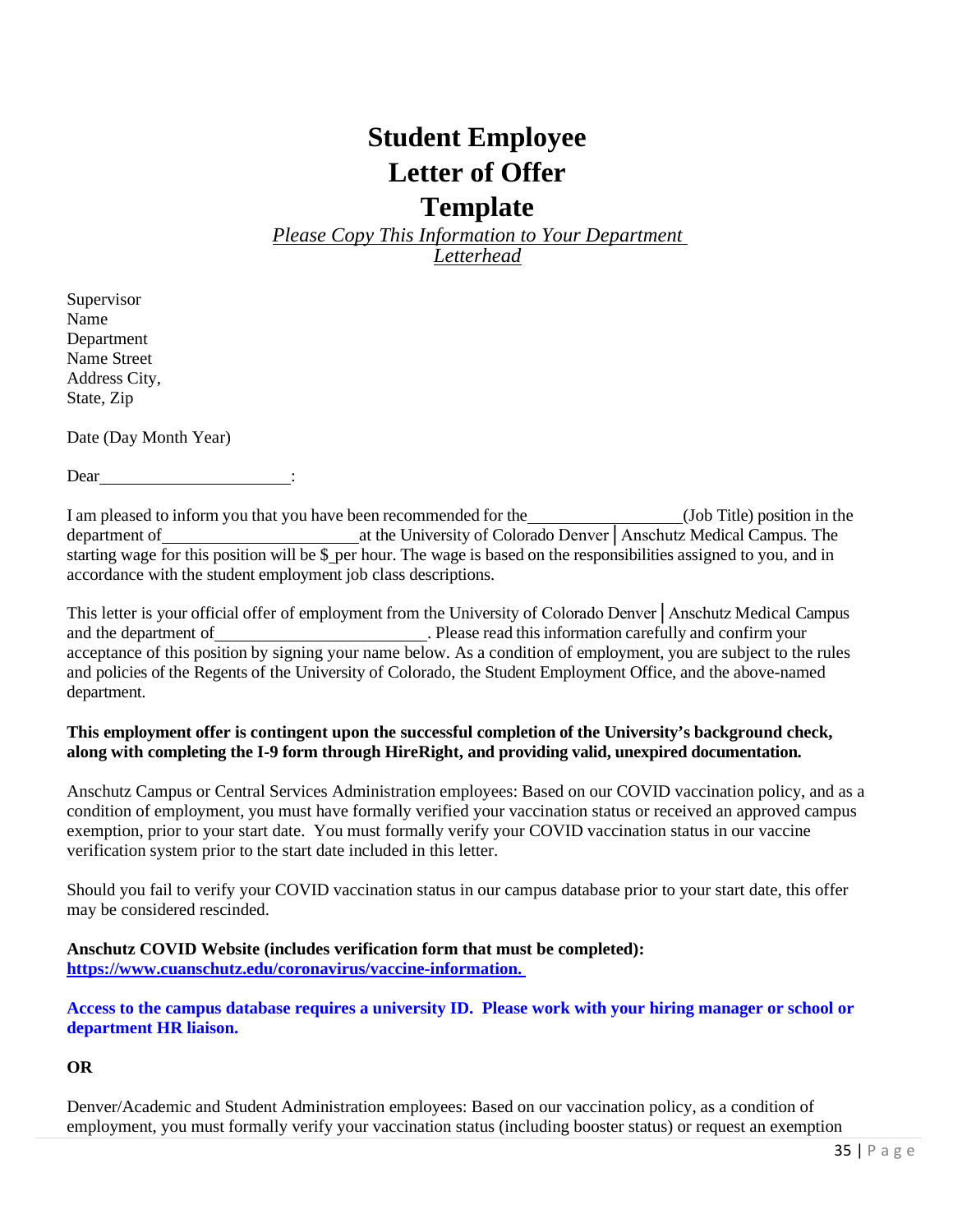# Student Employee Letter of Offer Template

*Please Copy This Information to Your Department Letterhead*

Supervisor
Name
Department
Name Street
Address City,
State, Zip

Date (Day Month Year)

Dear______________________:

I am pleased to inform you that you have been recommended for the__________________(Job Title) position in the department of________________________at the University of Colorado Denver│Anschutz Medical Campus. The starting wage for this position will be $_per hour. The wage is based on the responsibilities assigned to you, and in accordance with the student employment job class descriptions.

This letter is your official offer of employment from the University of Colorado Denver│Anschutz Medical Campus and the department of________________________. Please read this information carefully and confirm your acceptance of this position by signing your name below. As a condition of employment, you are subject to the rules and policies of the Regents of the University of Colorado, the Student Employment Office, and the above-named department.

**This employment offer is contingent upon the successful completion of the University's background check, along with completing the I-9 form through HireRight, and providing valid, unexpired documentation.**

Anschutz Campus or Central Services Administration employees: Based on our COVID vaccination policy, and as a condition of employment, you must have formally verified your vaccination status or received an approved campus exemption, prior to your start date. You must formally verify your COVID vaccination status in our vaccine verification system prior to the start date included in this letter.

Should you fail to verify your COVID vaccination status in our campus database prior to your start date, this offer may be considered rescinded.

**Anschutz COVID Website (includes verification form that must be completed):**
**https://www.cuanschutz.edu/coronavirus/vaccine-information.**

**Access to the campus database requires a university ID. Please work with your hiring manager or school or department HR liaison.**

**OR**

Denver/Academic and Student Administration employees: Based on our vaccination policy, as a condition of employment, you must formally verify your vaccination status (including booster status) or request an exemption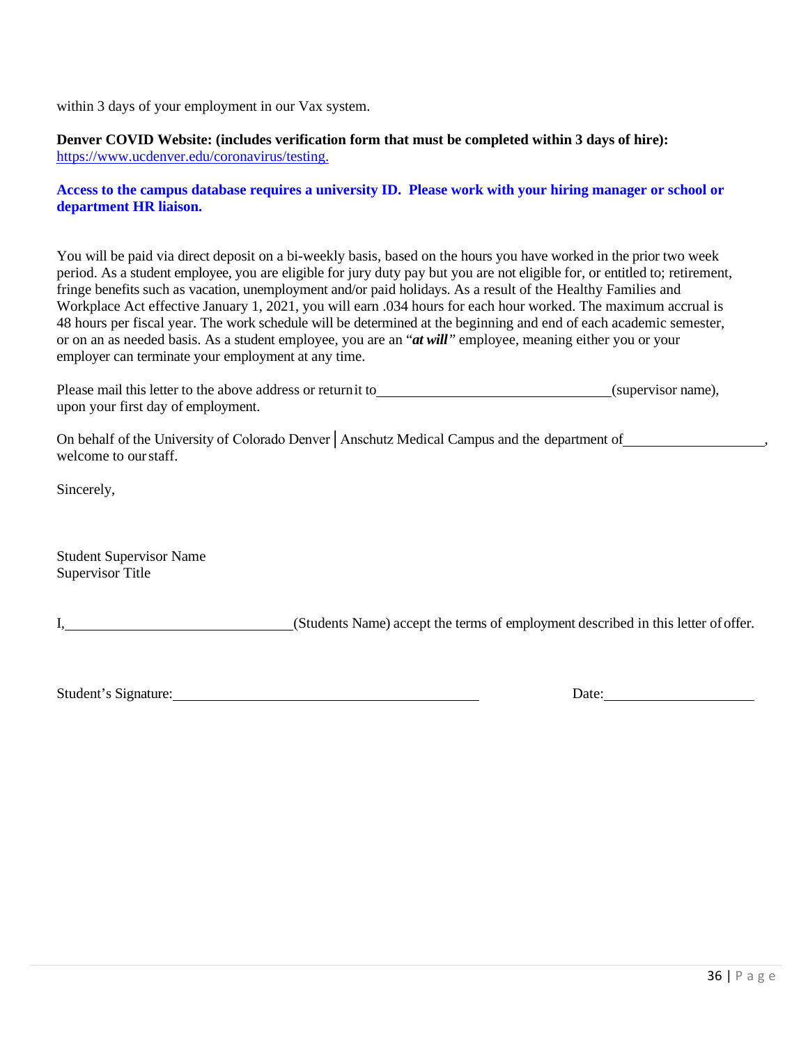within 3 days of your employment in our Vax system.

**Denver COVID Website: (includes verification form that must be completed within 3 days of hire):**
[https://www.ucdenver.edu/coronavirus/testing.](https://www.ucdenver.edu/coronavirus/testing.)

**Access to the campus database requires a university ID. Please work with your hiring manager or school or department HR liaison.**

You will be paid via direct deposit on a bi-weekly basis, based on the hours you have worked in the prior two week period. As a student employee, you are eligible for jury duty pay but you are not eligible for, or entitled to; retirement, fringe benefits such as vacation, unemployment and/or paid holidays. As a result of the Healthy Families and Workplace Act effective January 1, 2021, you will earn .034 hours for each hour worked. The maximum accrual is 48 hours per fiscal year. The work schedule will be determined at the beginning and end of each academic semester, or on an as needed basis. As a student employee, you are an "***at will***" employee, meaning either you or your employer can terminate your employment at any time.

Please mail this letter to the above address or return it to ________________________________ (supervisor name), upon your first day of employment.

On behalf of the University of Colorado Denver | Anschutz Medical Campus and the department of ___________________, welcome to our staff.

Sincerely,

Student Supervisor Name
Supervisor Title

I, ________________________________ (Students Name) accept the terms of employment described in this letter of offer.

Student's Signature: ___________________________________________ Date: _____________________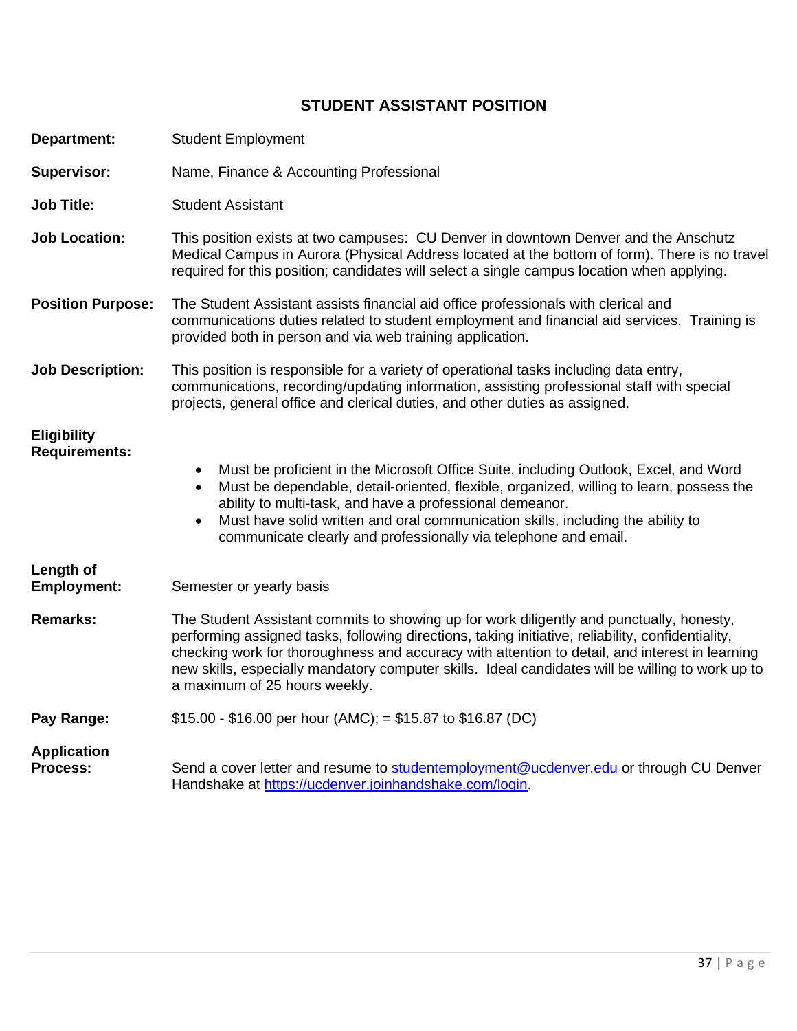## STUDENT ASSISTANT POSITION

**Department:** Student Employment

**Supervisor:** Name, Finance & Accounting Professional

**Job Title:** Student Assistant

**Job Location:** This position exists at two campuses: CU Denver in downtown Denver and the Anschutz Medical Campus in Aurora (Physical Address located at the bottom of form). There is no travel required for this position; candidates will select a single campus location when applying.

**Position Purpose:** The Student Assistant assists financial aid office professionals with clerical and communications duties related to student employment and financial aid services. Training is provided both in person and via web training application.

**Job Description:** This position is responsible for a variety of operational tasks including data entry, communications, recording/updating information, assisting professional staff with special projects, general office and clerical duties, and other duties as assigned.

**Eligibility Requirements:**

- Must be proficient in the Microsoft Office Suite, including Outlook, Excel, and Word
- Must be dependable, detail-oriented, flexible, organized, willing to learn, possess the ability to multi-task, and have a professional demeanor.
- Must have solid written and oral communication skills, including the ability to communicate clearly and professionally via telephone and email.

**Length of Employment:** Semester or yearly basis

**Remarks:** The Student Assistant commits to showing up for work diligently and punctually, honesty, performing assigned tasks, following directions, taking initiative, reliability, confidentiality, checking work for thoroughness and accuracy with attention to detail, and interest in learning new skills, especially mandatory computer skills. Ideal candidates will be willing to work up to a maximum of 25 hours weekly.

**Pay Range:** $15.00 - $16.00 per hour (AMC); = $15.87 to $16.87 (DC)

**Application Process:** Send a cover letter and resume to studentemployment@ucdenver.edu or through CU Denver Handshake at https://ucdenver.joinhandshake.com/login.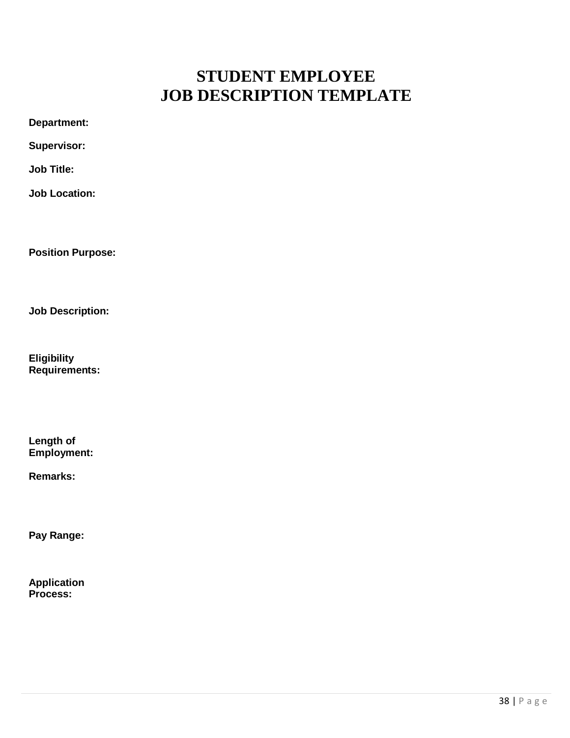# STUDENT EMPLOYEE
# JOB DESCRIPTION TEMPLATE

**Department:**

**Supervisor:**

**Job Title:**

**Job Location:**

**Position Purpose:**

**Job Description:**

**Eligibility Requirements:**

**Length of Employment:**

**Remarks:**

**Pay Range:**

**Application Process:**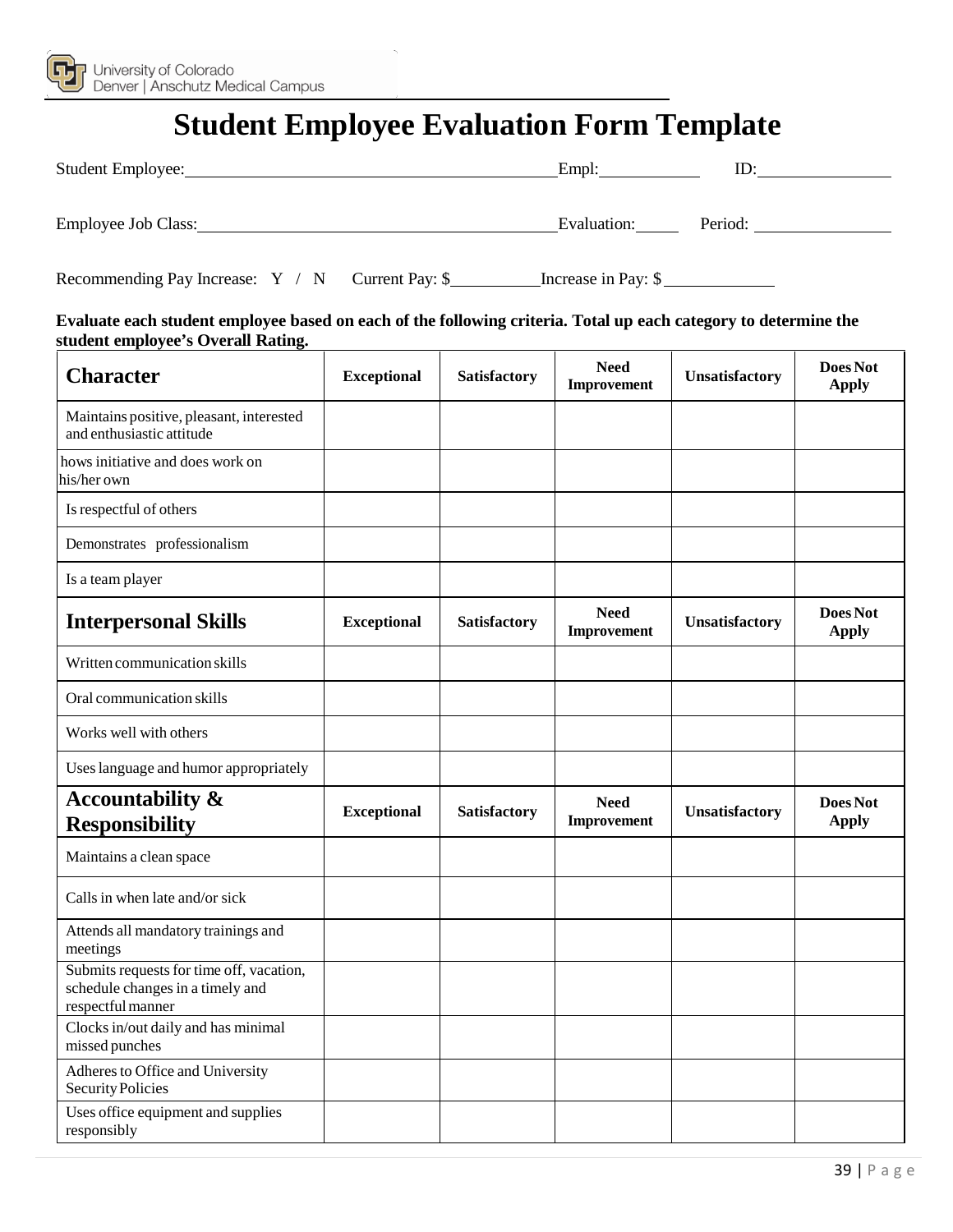# Student Employee Evaluation Form Template

Student Employee: \_\_\_\_\_\_\_\_\_\_\_\_\_\_\_\_\_\_\_\_ Empl: \_\_\_\_\_\_\_\_ ID: \_\_\_\_\_\_\_\_

Employee Job Class: \_\_\_\_\_\_\_\_\_\_\_\_\_\_\_\_\_\_\_\_ Evaluation: \_\_\_\_ Period: \_\_\_\_\_\_\_\_

Recommending Pay Increase: Y / N Current Pay: $\_\_\_\_\_\_\_\_ Increase in Pay: $\_\_\_\_\_\_\_\_

**Evaluate each student employee based on each of the following criteria. Total up each category to determine the student employee's Overall Rating.**

| **Character** | **Exceptional** | **Satisfactory** | **Need Improvement** | **Unsatisfactory** | **Does Not Apply** |
|---|---|---|---|---|---|
| Maintains positive, pleasant, interested and enthusiastic attitude | | | | | |
| hows initiative and does work on his/her own | | | | | |
| Is respectful of others | | | | | |
| Demonstrates professionalism | | | | | |
| Is a team player | | | | | |
| **Interpersonal Skills** | **Exceptional** | **Satisfactory** | **Need Improvement** | **Unsatisfactory** | **Does Not Apply** |
| Written communication skills | | | | | |
| Oral communication skills | | | | | |
| Works well with others | | | | | |
| Uses language and humor appropriately | | | | | |
| **Accountability & Responsibility** | **Exceptional** | **Satisfactory** | **Need Improvement** | **Unsatisfactory** | **Does Not Apply** |
| Maintains a clean space | | | | | |
| Calls in when late and/or sick | | | | | |
| Attends all mandatory trainings and meetings | | | | | |
| Submits requests for time off, vacation, schedule changes in a timely and respectful manner | | | | | |
| Clocks in/out daily and has minimal missed punches | | | | | |
| Adheres to Office and University Security Policies | | | | | |
| Uses office equipment and supplies responsibly | | | | | |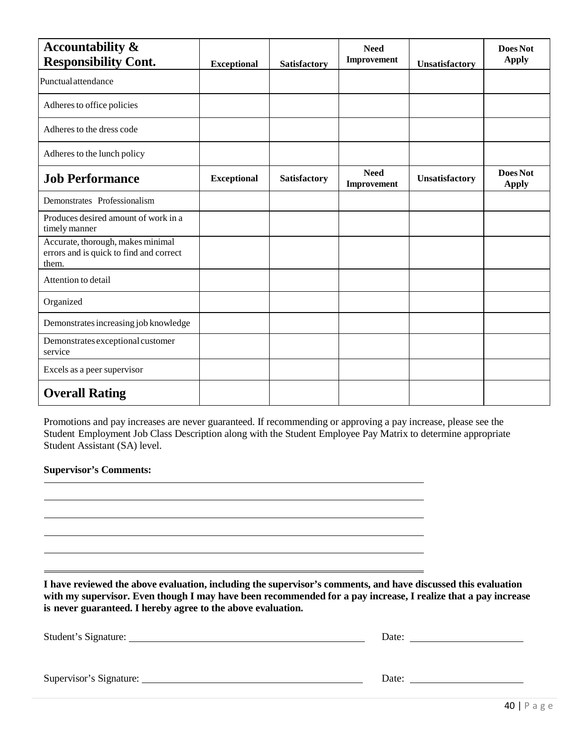| **Accountability & Responsibility Cont.** | **Exceptional** | **Satisfactory** | **Need Improvement** | **Unsatisfactory** | **Does Not Apply** |
|---|---|---|---|---|---|
| Punctual attendance | | | | | |
| Adheres to office policies | | | | | |
| Adheres to the dress code | | | | | |
| Adheres to the lunch policy | | | | | |
| **Job Performance** | **Exceptional** | **Satisfactory** | **Need Improvement** | **Unsatisfactory** | **Does Not Apply** |
| Demonstrates Professionalism | | | | | |
| Produces desired amount of work in a timely manner | | | | | |
| Accurate, thorough, makes minimal errors and is quick to find and correct them. | | | | | |
| Attention to detail | | | | | |
| Organized | | | | | |
| Demonstrates increasing job knowledge | | | | | |
| Demonstrates exceptional customer service | | | | | |
| Excels as a peer supervisor | | | | | |
| **Overall Rating** | | | | | |

Promotions and pay increases are never guaranteed. If recommending or approving a pay increase, please see the Student Employment Job Class Description along with the Student Employee Pay Matrix to determine appropriate Student Assistant (SA) level.

**Supervisor's Comments:**

______________________________________________________________________________

______________________________________________________________________________

______________________________________________________________________________

______________________________________________________________________________

______________________________________________________________________________

______________________________________________________________________________

**I have reviewed the above evaluation, including the supervisor's comments, and have discussed this evaluation with my supervisor. Even though I may have been recommended for a pay increase, I realize that a pay increase is never guaranteed. I hereby agree to the above evaluation.**

Student's Signature: ________________________________________ Date: ____________________

Supervisor's Signature: ______________________________________ Date: ____________________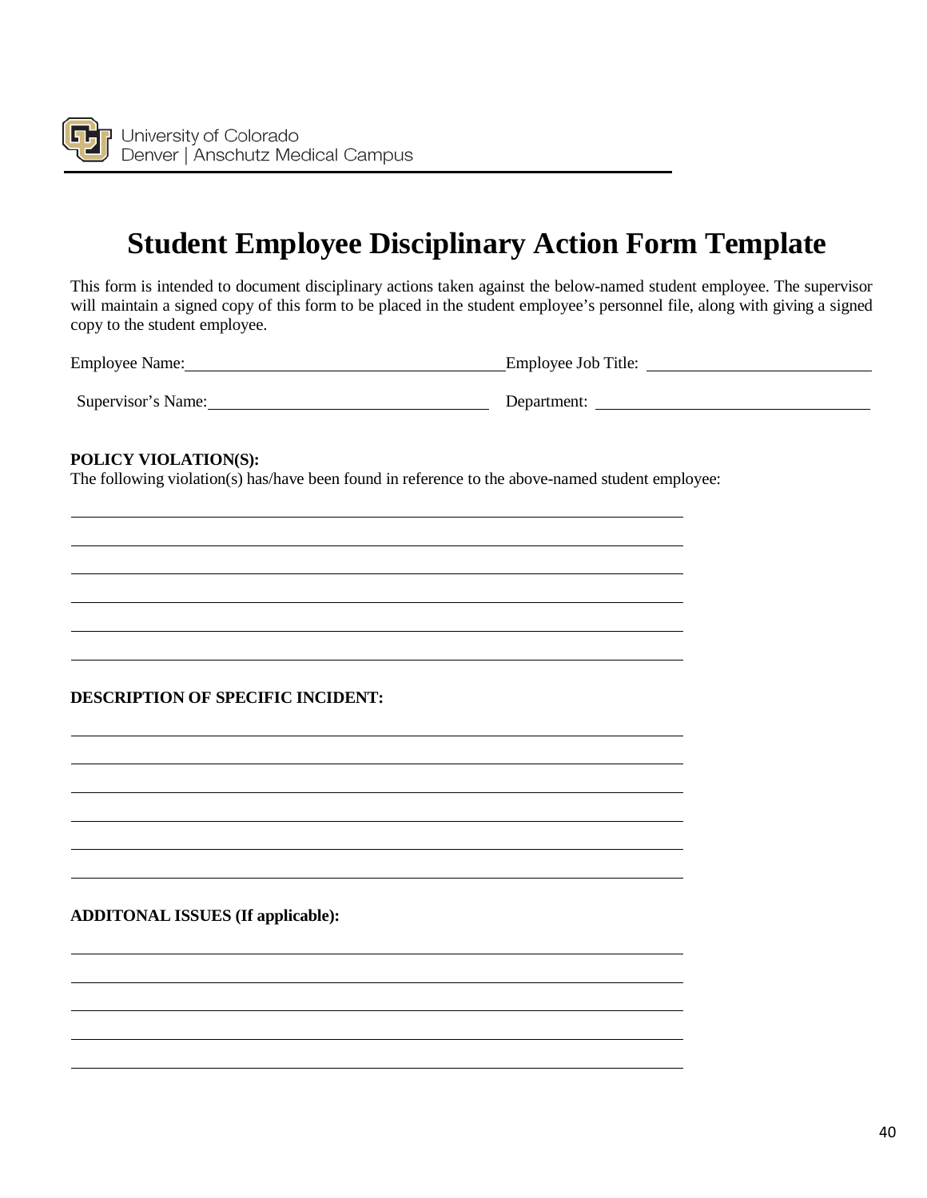University of Colorado
Denver | Anschutz Medical Campus

# Student Employee Disciplinary Action Form Template

This form is intended to document disciplinary actions taken against the below-named student employee. The supervisor will maintain a signed copy of this form to be placed in the student employee's personnel file, along with giving a signed copy to the student employee.

Employee Name: ______________________________ Employee Job Title: ______________________________

Supervisor's Name: ______________________________ Department: ______________________________

**POLICY VIOLATION(S):**

The following violation(s) has/have been found in reference to the above-named student employee:

______________________________________________________________________

______________________________________________________________________

______________________________________________________________________

______________________________________________________________________

______________________________________________________________________

______________________________________________________________________

**DESCRIPTION OF SPECIFIC INCIDENT:**

______________________________________________________________________

______________________________________________________________________

______________________________________________________________________

______________________________________________________________________

______________________________________________________________________

______________________________________________________________________

**ADDITONAL ISSUES (If applicable):**

______________________________________________________________________

______________________________________________________________________

______________________________________________________________________

______________________________________________________________________

______________________________________________________________________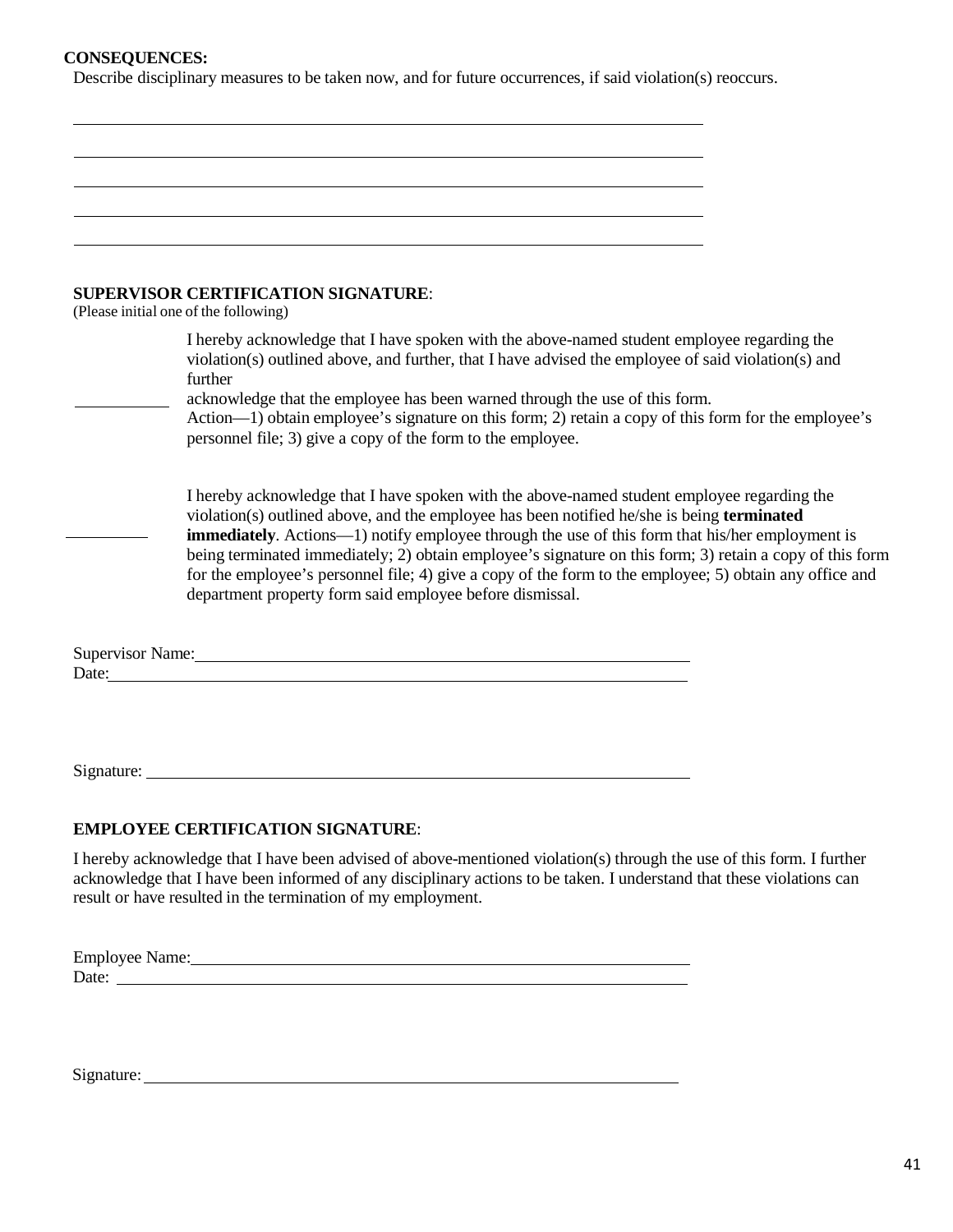**CONSEQUENCES:**

Describe disciplinary measures to be taken now, and for future occurrences, if said violation(s) reoccurs.

\_\_\_\_\_\_\_\_\_\_\_\_\_\_\_\_\_\_\_\_\_\_\_\_\_\_\_\_\_\_\_\_\_\_\_\_\_\_\_\_\_\_\_\_\_\_\_\_\_\_\_\_\_\_\_\_\_\_\_\_\_\_\_\_\_\_\_\_\_\_\_\_

\_\_\_\_\_\_\_\_\_\_\_\_\_\_\_\_\_\_\_\_\_\_\_\_\_\_\_\_\_\_\_\_\_\_\_\_\_\_\_\_\_\_\_\_\_\_\_\_\_\_\_\_\_\_\_\_\_\_\_\_\_\_\_\_\_\_\_\_\_\_\_\_

\_\_\_\_\_\_\_\_\_\_\_\_\_\_\_\_\_\_\_\_\_\_\_\_\_\_\_\_\_\_\_\_\_\_\_\_\_\_\_\_\_\_\_\_\_\_\_\_\_\_\_\_\_\_\_\_\_\_\_\_\_\_\_\_\_\_\_\_\_\_\_\_

\_\_\_\_\_\_\_\_\_\_\_\_\_\_\_\_\_\_\_\_\_\_\_\_\_\_\_\_\_\_\_\_\_\_\_\_\_\_\_\_\_\_\_\_\_\_\_\_\_\_\_\_\_\_\_\_\_\_\_\_\_\_\_\_\_\_\_\_\_\_\_\_

\_\_\_\_\_\_\_\_\_\_\_\_\_\_\_\_\_\_\_\_\_\_\_\_\_\_\_\_\_\_\_\_\_\_\_\_\_\_\_\_\_\_\_\_\_\_\_\_\_\_\_\_\_\_\_\_\_\_\_\_\_\_\_\_\_\_\_\_\_\_\_\_

**SUPERVISOR CERTIFICATION SIGNATURE**:

(Please initial one of the following)

\_\_\_\_\_\_\_\_\_\_ I hereby acknowledge that I have spoken with the above-named student employee regarding the violation(s) outlined above, and further, that I have advised the employee of said violation(s) and further acknowledge that the employee has been warned through the use of this form. Action—1) obtain employee's signature on this form; 2) retain a copy of this form for the employee's personnel file; 3) give a copy of the form to the employee.

\_\_\_\_\_\_\_\_\_\_ I hereby acknowledge that I have spoken with the above-named student employee regarding the violation(s) outlined above, and the employee has been notified he/she is being **terminated immediately**. Actions—1) notify employee through the use of this form that his/her employment is being terminated immediately; 2) obtain employee's signature on this form; 3) retain a copy of this form for the employee's personnel file; 4) give a copy of the form to the employee; 5) obtain any office and department property form said employee before dismissal.

Supervisor Name: \_\_\_\_\_\_\_\_\_\_\_\_\_\_\_\_\_\_\_\_\_\_\_\_\_\_\_\_\_\_\_\_\_\_\_\_\_\_\_\_\_\_\_\_\_\_\_\_\_\_\_\_\_\_

Date: \_\_\_\_\_\_\_\_\_\_\_\_\_\_\_\_\_\_\_\_\_\_\_\_\_\_\_\_\_\_\_\_\_\_\_\_\_\_\_\_\_\_\_\_\_\_\_\_\_\_\_\_\_\_\_\_\_\_\_\_\_\_

Signature: \_\_\_\_\_\_\_\_\_\_\_\_\_\_\_\_\_\_\_\_\_\_\_\_\_\_\_\_\_\_\_\_\_\_\_\_\_\_\_\_\_\_\_\_\_\_\_\_\_\_\_\_\_\_\_\_\_\_\_

**EMPLOYEE CERTIFICATION SIGNATURE**:

I hereby acknowledge that I have been advised of above-mentioned violation(s) through the use of this form. I further acknowledge that I have been informed of any disciplinary actions to be taken. I understand that these violations can result or have resulted in the termination of my employment.

Employee Name: \_\_\_\_\_\_\_\_\_\_\_\_\_\_\_\_\_\_\_\_\_\_\_\_\_\_\_\_\_\_\_\_\_\_\_\_\_\_\_\_\_\_\_\_\_\_\_\_\_\_\_\_\_\_

Date: \_\_\_\_\_\_\_\_\_\_\_\_\_\_\_\_\_\_\_\_\_\_\_\_\_\_\_\_\_\_\_\_\_\_\_\_\_\_\_\_\_\_\_\_\_\_\_\_\_\_\_\_\_\_\_\_\_\_\_\_\_\_

Signature: \_\_\_\_\_\_\_\_\_\_\_\_\_\_\_\_\_\_\_\_\_\_\_\_\_\_\_\_\_\_\_\_\_\_\_\_\_\_\_\_\_\_\_\_\_\_\_\_\_\_\_\_\_\_\_\_\_\_\_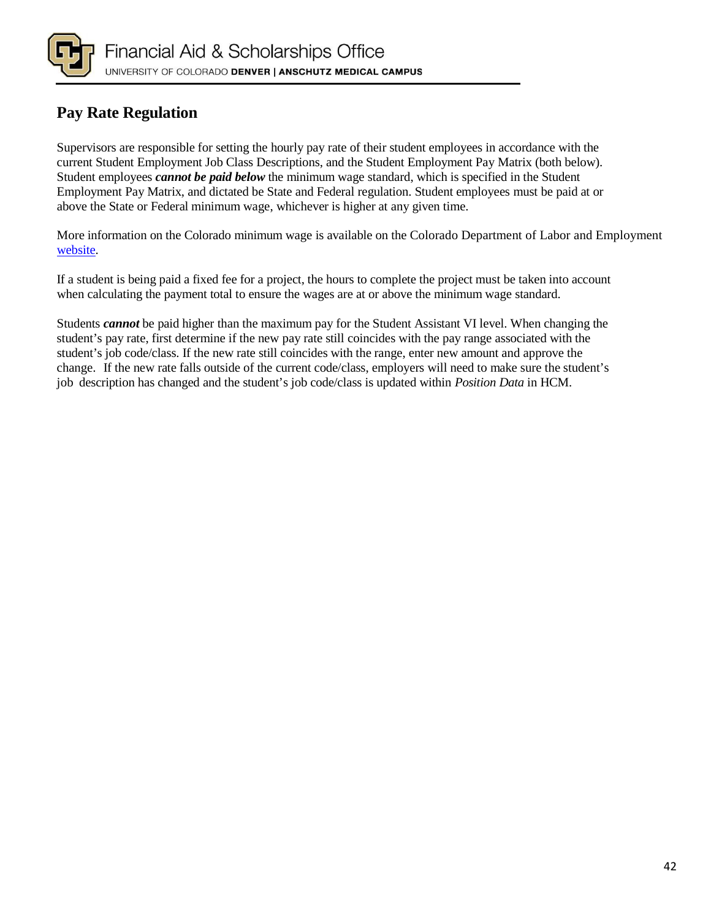## Pay Rate Regulation

Supervisors are responsible for setting the hourly pay rate of their student employees in accordance with the current Student Employment Job Class Descriptions, and the Student Employment Pay Matrix (both below). Student employees ***cannot be paid below*** the minimum wage standard, which is specified in the Student Employment Pay Matrix, and dictated be State and Federal regulation. Student employees must be paid at or above the State or Federal minimum wage, whichever is higher at any given time.

More information on the Colorado minimum wage is available on the Colorado Department of Labor and Employment website.

If a student is being paid a fixed fee for a project, the hours to complete the project must be taken into account when calculating the payment total to ensure the wages are at or above the minimum wage standard.

Students ***cannot*** be paid higher than the maximum pay for the Student Assistant VI level. When changing the student's pay rate, first determine if the new pay rate still coincides with the pay range associated with the student's job code/class. If the new rate still coincides with the range, enter new amount and approve the change. If the new rate falls outside of the current code/class, employers will need to make sure the student's job description has changed and the student's job code/class is updated within *Position Data* in HCM.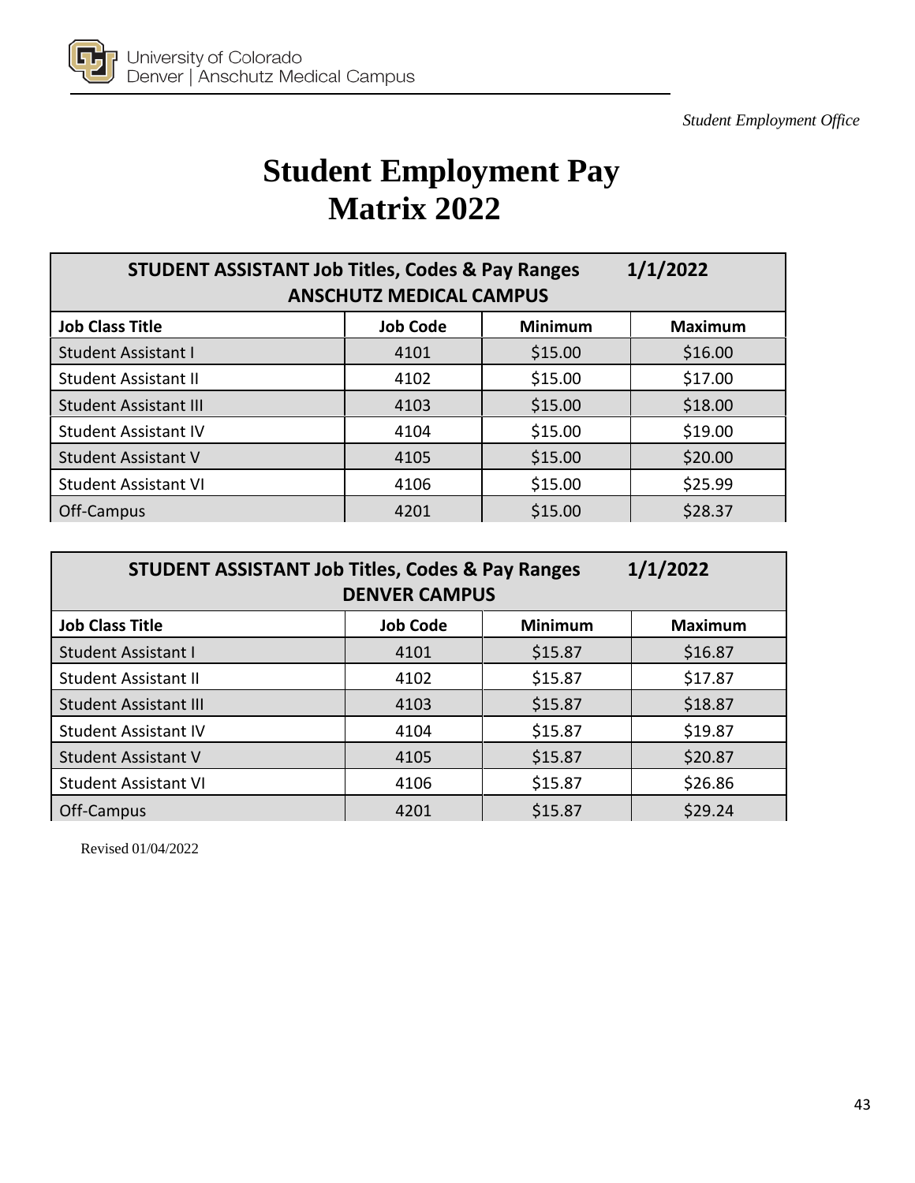University of Colorado
Denver | Anschutz Medical Campus

*Student Employment Office*

# Student Employment Pay Matrix 2022

| STUDENT ASSISTANT Job Titles, Codes & Pay Ranges 1/1/2022 ANSCHUTZ MEDICAL CAMPUS | | | |
|---|---|---|---|
| **Job Class Title** | **Job Code** | **Minimum** | **Maximum** |
| Student Assistant I | 4101 | $15.00 | $16.00 |
| Student Assistant II | 4102 | $15.00 | $17.00 |
| Student Assistant III | 4103 | $15.00 | $18.00 |
| Student Assistant IV | 4104 | $15.00 | $19.00 |
| Student Assistant V | 4105 | $15.00 | $20.00 |
| Student Assistant VI | 4106 | $15.00 | $25.99 |
| Off-Campus | 4201 | $15.00 | $28.37 |

| STUDENT ASSISTANT Job Titles, Codes & Pay Ranges 1/1/2022 DENVER CAMPUS | | | |
|---|---|---|---|
| **Job Class Title** | **Job Code** | **Minimum** | **Maximum** |
| Student Assistant I | 4101 | $15.87 | $16.87 |
| Student Assistant II | 4102 | $15.87 | $17.87 |
| Student Assistant III | 4103 | $15.87 | $18.87 |
| Student Assistant IV | 4104 | $15.87 | $19.87 |
| Student Assistant V | 4105 | $15.87 | $20.87 |
| Student Assistant VI | 4106 | $15.87 | $26.86 |
| Off-Campus | 4201 | $15.87 | $29.24 |

Revised 01/04/2022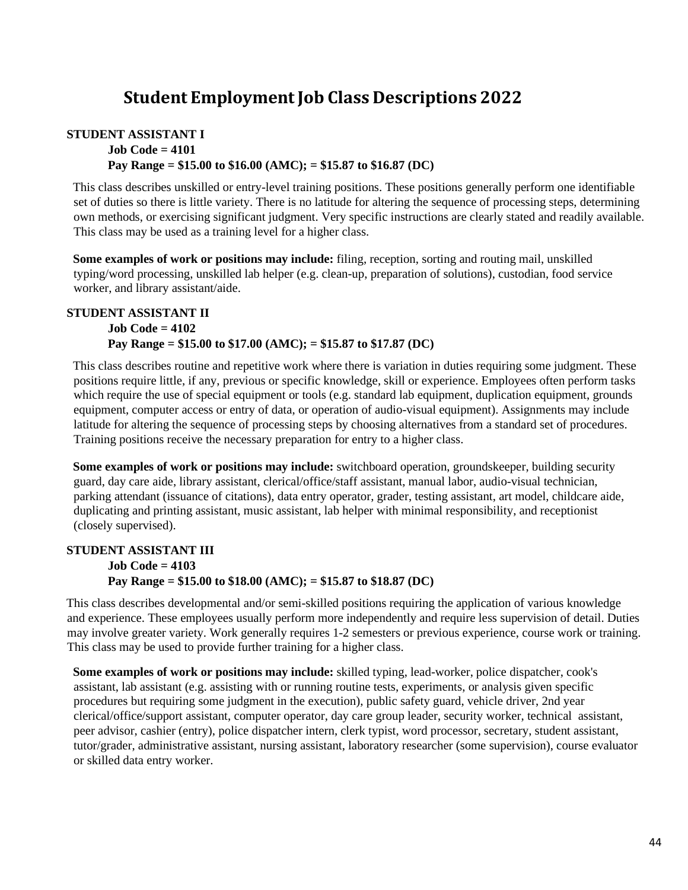# Student Employment Job Class Descriptions 2022

**STUDENT ASSISTANT I**

**Job Code = 4101**

**Pay Range = $15.00 to $16.00 (AMC); = $15.87 to $16.87 (DC)**

This class describes unskilled or entry-level training positions. These positions generally perform one identifiable set of duties so there is little variety. There is no latitude for altering the sequence of processing steps, determining own methods, or exercising significant judgment. Very specific instructions are clearly stated and readily available. This class may be used as a training level for a higher class.

**Some examples of work or positions may include:** filing, reception, sorting and routing mail, unskilled typing/word processing, unskilled lab helper (e.g. clean-up, preparation of solutions), custodian, food service worker, and library assistant/aide.

**STUDENT ASSISTANT II**

**Job Code = 4102**

**Pay Range = $15.00 to $17.00 (AMC); = $15.87 to $17.87 (DC)**

This class describes routine and repetitive work where there is variation in duties requiring some judgment. These positions require little, if any, previous or specific knowledge, skill or experience. Employees often perform tasks which require the use of special equipment or tools (e.g. standard lab equipment, duplication equipment, grounds equipment, computer access or entry of data, or operation of audio-visual equipment). Assignments may include latitude for altering the sequence of processing steps by choosing alternatives from a standard set of procedures. Training positions receive the necessary preparation for entry to a higher class.

**Some examples of work or positions may include:** switchboard operation, groundskeeper, building security guard, day care aide, library assistant, clerical/office/staff assistant, manual labor, audio-visual technician, parking attendant (issuance of citations), data entry operator, grader, testing assistant, art model, childcare aide, duplicating and printing assistant, music assistant, lab helper with minimal responsibility, and receptionist (closely supervised).

**STUDENT ASSISTANT III**

**Job Code = 4103**

**Pay Range = $15.00 to $18.00 (AMC); = $15.87 to $18.87 (DC)**

This class describes developmental and/or semi-skilled positions requiring the application of various knowledge and experience. These employees usually perform more independently and require less supervision of detail. Duties may involve greater variety. Work generally requires 1-2 semesters or previous experience, course work or training. This class may be used to provide further training for a higher class.

**Some examples of work or positions may include:** skilled typing, lead-worker, police dispatcher, cook's assistant, lab assistant (e.g. assisting with or running routine tests, experiments, or analysis given specific procedures but requiring some judgment in the execution), public safety guard, vehicle driver, 2nd year clerical/office/support assistant, computer operator, day care group leader, security worker, technical assistant, peer advisor, cashier (entry), police dispatcher intern, clerk typist, word processor, secretary, student assistant, tutor/grader, administrative assistant, nursing assistant, laboratory researcher (some supervision), course evaluator or skilled data entry worker.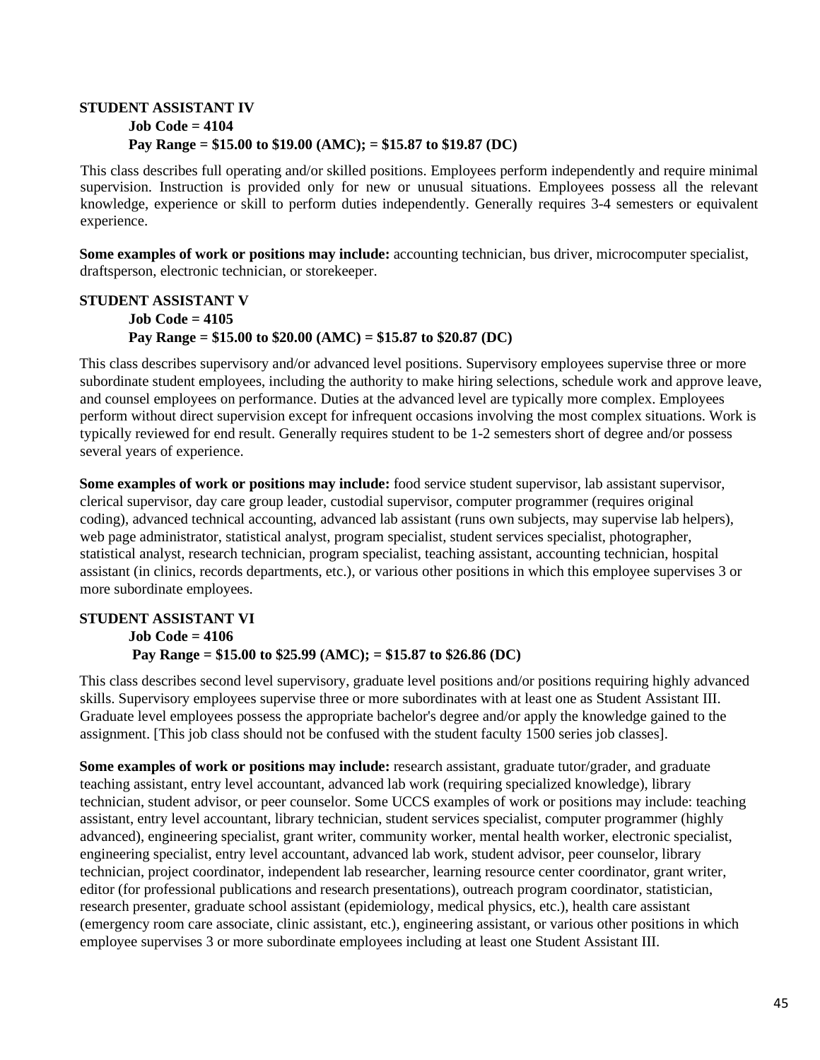**STUDENT ASSISTANT IV**

**Job Code = 4104**

**Pay Range = $15.00 to $19.00 (AMC); = $15.87 to $19.87 (DC)**

This class describes full operating and/or skilled positions. Employees perform independently and require minimal supervision. Instruction is provided only for new or unusual situations. Employees possess all the relevant knowledge, experience or skill to perform duties independently. Generally requires 3-4 semesters or equivalent experience.

**Some examples of work or positions may include:** accounting technician, bus driver, microcomputer specialist, draftsperson, electronic technician, or storekeeper.

**STUDENT ASSISTANT V**

**Job Code = 4105**

**Pay Range = $15.00 to $20.00 (AMC) = $15.87 to $20.87 (DC)**

This class describes supervisory and/or advanced level positions. Supervisory employees supervise three or more subordinate student employees, including the authority to make hiring selections, schedule work and approve leave, and counsel employees on performance. Duties at the advanced level are typically more complex. Employees perform without direct supervision except for infrequent occasions involving the most complex situations. Work is typically reviewed for end result. Generally requires student to be 1-2 semesters short of degree and/or possess several years of experience.

**Some examples of work or positions may include:** food service student supervisor, lab assistant supervisor, clerical supervisor, day care group leader, custodial supervisor, computer programmer (requires original coding), advanced technical accounting, advanced lab assistant (runs own subjects, may supervise lab helpers), web page administrator, statistical analyst, program specialist, student services specialist, photographer, statistical analyst, research technician, program specialist, teaching assistant, accounting technician, hospital assistant (in clinics, records departments, etc.), or various other positions in which this employee supervises 3 or more subordinate employees.

**STUDENT ASSISTANT VI**

**Job Code = 4106**

**Pay Range = $15.00 to $25.99 (AMC); = $15.87 to $26.86 (DC)**

This class describes second level supervisory, graduate level positions and/or positions requiring highly advanced skills. Supervisory employees supervise three or more subordinates with at least one as Student Assistant III. Graduate level employees possess the appropriate bachelor's degree and/or apply the knowledge gained to the assignment. [This job class should not be confused with the student faculty 1500 series job classes].

**Some examples of work or positions may include:** research assistant, graduate tutor/grader, and graduate teaching assistant, entry level accountant, advanced lab work (requiring specialized knowledge), library technician, student advisor, or peer counselor. Some UCCS examples of work or positions may include: teaching assistant, entry level accountant, library technician, student services specialist, computer programmer (highly advanced), engineering specialist, grant writer, community worker, mental health worker, electronic specialist, engineering specialist, entry level accountant, advanced lab work, student advisor, peer counselor, library technician, project coordinator, independent lab researcher, learning resource center coordinator, grant writer, editor (for professional publications and research presentations), outreach program coordinator, statistician, research presenter, graduate school assistant (epidemiology, medical physics, etc.), health care assistant (emergency room care associate, clinic assistant, etc.), engineering assistant, or various other positions in which employee supervises 3 or more subordinate employees including at least one Student Assistant III.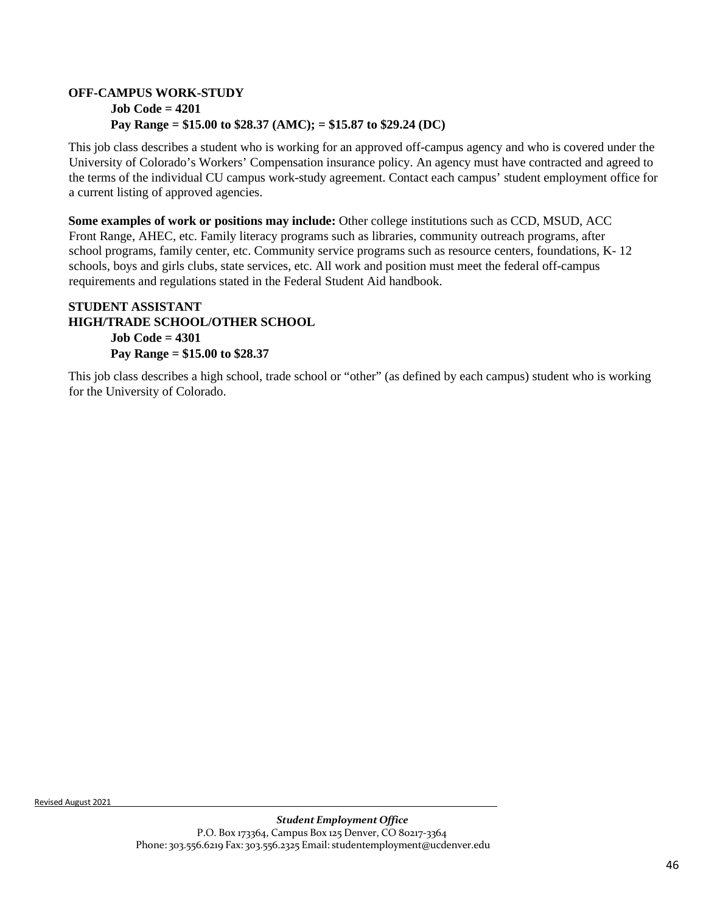**OFF-CAMPUS WORK-STUDY**

**Job Code = 4201**

**Pay Range = $15.00 to $28.37 (AMC); = $15.87 to $29.24 (DC)**

This job class describes a student who is working for an approved off-campus agency and who is covered under the University of Colorado's Workers' Compensation insurance policy. An agency must have contracted and agreed to the terms of the individual CU campus work-study agreement. Contact each campus' student employment office for a current listing of approved agencies.

**Some examples of work or positions may include:** Other college institutions such as CCD, MSUD, ACC Front Range, AHEC, etc. Family literacy programs such as libraries, community outreach programs, after school programs, family center, etc. Community service programs such as resource centers, foundations, K- 12 schools, boys and girls clubs, state services, etc. All work and position must meet the federal off-campus requirements and regulations stated in the Federal Student Aid handbook.

**STUDENT ASSISTANT**
**HIGH/TRADE SCHOOL/OTHER SCHOOL**

**Job Code = 4301**

**Pay Range = $15.00 to $28.37**

This job class describes a high school, trade school or "other" (as defined by each campus) student who is working for the University of Colorado.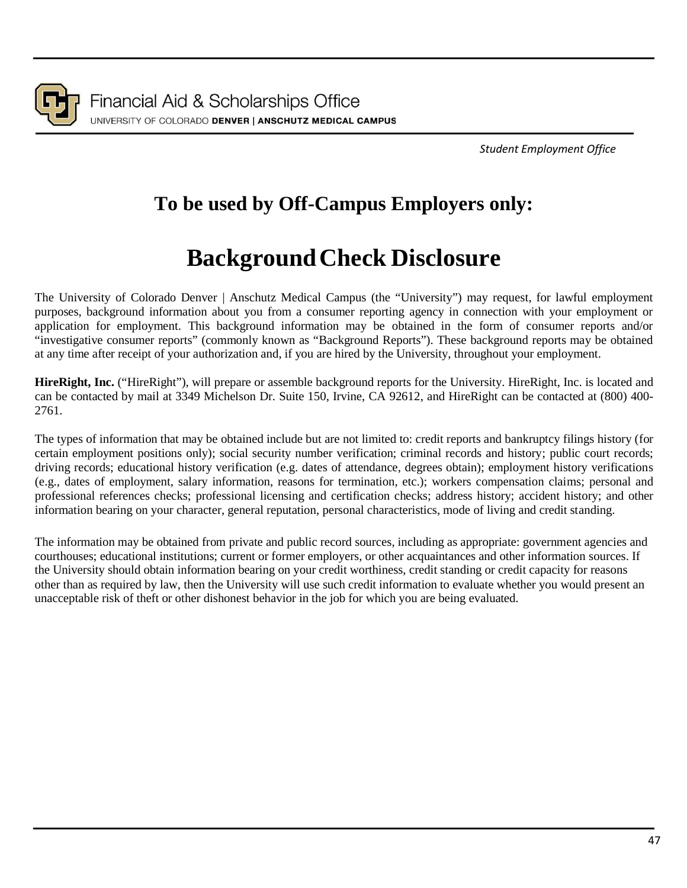Financial Aid & Scholarships Office
UNIVERSITY OF COLORADO **DENVER | ANSCHUTZ MEDICAL CAMPUS**

*Student Employment Office*

## To be used by Off-Campus Employers only:

# Background Check Disclosure

The University of Colorado Denver | Anschutz Medical Campus (the "University") may request, for lawful employment purposes, background information about you from a consumer reporting agency in connection with your employment or application for employment. This background information may be obtained in the form of consumer reports and/or "investigative consumer reports" (commonly known as "Background Reports"). These background reports may be obtained at any time after receipt of your authorization and, if you are hired by the University, throughout your employment.

**HireRight, Inc.** ("HireRight"), will prepare or assemble background reports for the University. HireRight, Inc. is located and can be contacted by mail at 3349 Michelson Dr. Suite 150, Irvine, CA 92612, and HireRight can be contacted at (800) 400-2761.

The types of information that may be obtained include but are not limited to: credit reports and bankruptcy filings history (for certain employment positions only); social security number verification; criminal records and history; public court records; driving records; educational history verification (e.g. dates of attendance, degrees obtain); employment history verifications (e.g., dates of employment, salary information, reasons for termination, etc.); workers compensation claims; personal and professional references checks; professional licensing and certification checks; address history; accident history; and other information bearing on your character, general reputation, personal characteristics, mode of living and credit standing.

The information may be obtained from private and public record sources, including as appropriate: government agencies and courthouses; educational institutions; current or former employers, or other acquaintances and other information sources. If the University should obtain information bearing on your credit worthiness, credit standing or credit capacity for reasons other than as required by law, then the University will use such credit information to evaluate whether you would present an unacceptable risk of theft or other dishonest behavior in the job for which you are being evaluated.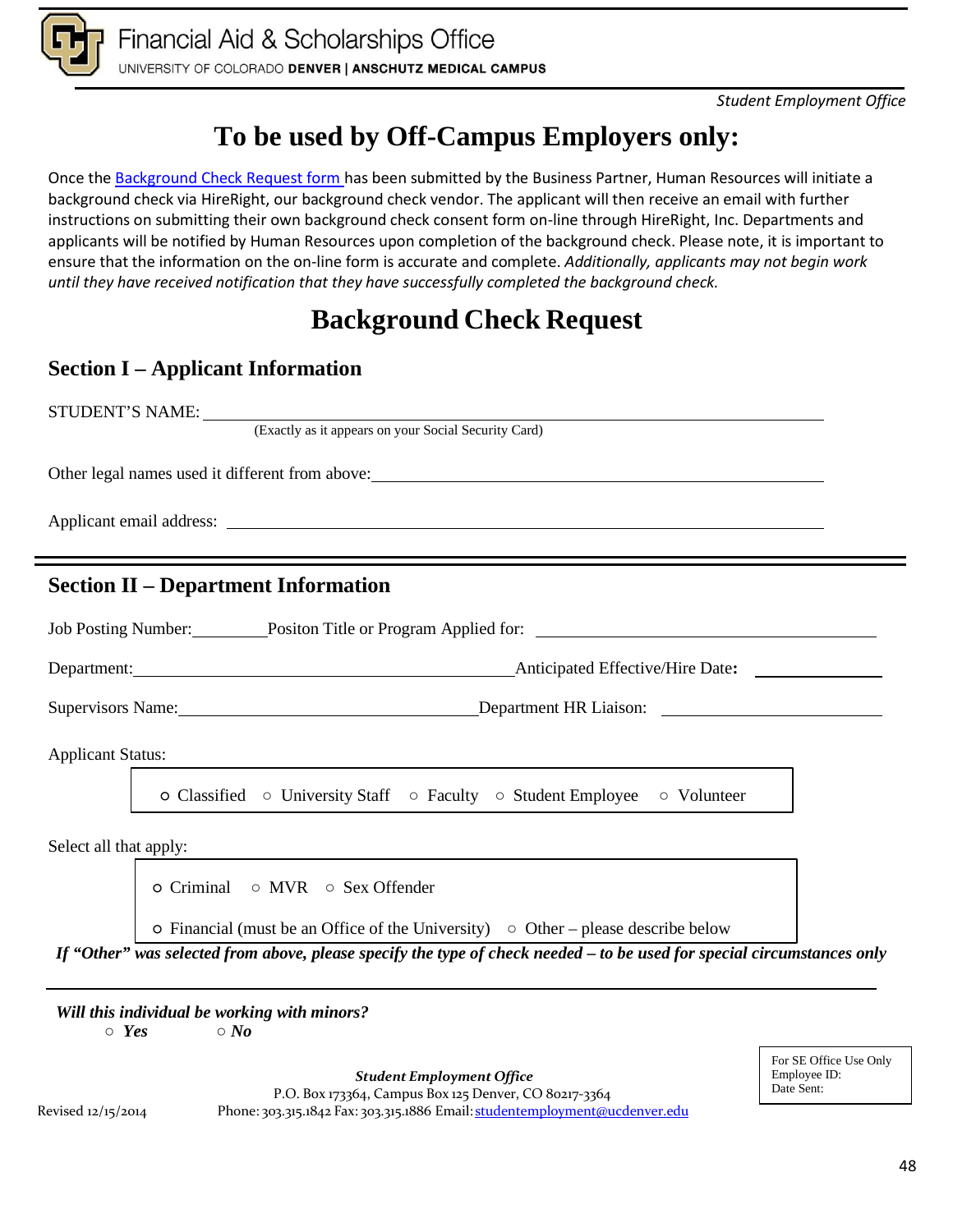Financial Aid & Scholarships Office

UNIVERSITY OF COLORADO **DENVER | ANSCHUTZ MEDICAL CAMPUS**

*Student Employment Office*

# To be used by Off-Campus Employers only:

Once the [Background Check Request form](#) has been submitted by the Business Partner, Human Resources will initiate a background check via HireRight, our background check vendor. The applicant will then receive an email with further instructions on submitting their own background check consent form on-line through HireRight, Inc. Departments and applicants will be notified by Human Resources upon completion of the background check. Please note, it is important to ensure that the information on the on-line form is accurate and complete. *Additionally, applicants may not begin work until they have received notification that they have successfully completed the background check.*

# Background Check Request

## Section I – Applicant Information

STUDENT'S NAME: ______________________________
(Exactly as it appears on your Social Security Card)

Other legal names used it different from above: ______________________________

Applicant email address: ______________________________

## Section II – Department Information

Job Posting Number: ________ Positon Title or Program Applied for: ______________________________

Department: ______________________________ Anticipated Effective/Hire Date**:** ______________

Supervisors Name: ______________________________ Department HR Liaison: ______________________________

Applicant Status:

○ Classified ○ University Staff ○ Faculty ○ Student Employee ○ Volunteer

Select all that apply:

○ Criminal ○ MVR ○ Sex Offender

○ Financial (must be an Office of the University) ○ Other – please describe below

***If "Other" was selected from above, please specify the type of check needed – to be used for special circumstances only***

______________________________

***Will this individual be working with minors?***

○ ***Yes*** ○ ***No***

For SE Office Use Only
Employee ID:
Date Sent:

***Student Employment Office***
P.O. Box 173364, Campus Box 125 Denver, CO 80217-3364
Phone: 303.315.1842 Fax: 303.315.1886 Email: studentemployment@ucdenver.edu

Revised 12/15/2014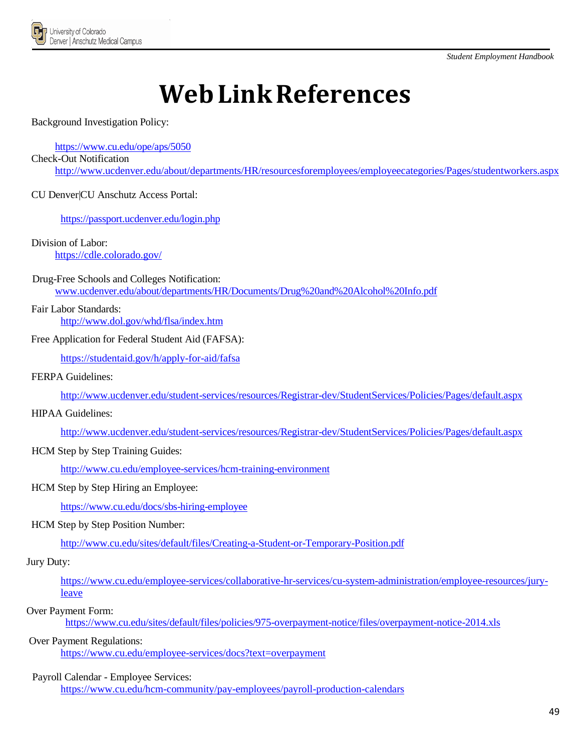# Web Link References

Background Investigation Policy:

https://www.cu.edu/ope/aps/5050

Check-Out Notification

http://www.ucdenver.edu/about/departments/HR/resourcesforemployees/employeecategories/Pages/studentworkers.aspx

CU Denver|CU Anschutz Access Portal:

https://passport.ucdenver.edu/login.php

Division of Labor:

https://cdle.colorado.gov/

Drug-Free Schools and Colleges Notification:

www.ucdenver.edu/about/departments/HR/Documents/Drug%20and%20Alcohol%20Info.pdf

Fair Labor Standards:

http://www.dol.gov/whd/flsa/index.htm

Free Application for Federal Student Aid (FAFSA):

https://studentaid.gov/h/apply-for-aid/fafsa

FERPA Guidelines:

http://www.ucdenver.edu/student-services/resources/Registrar-dev/StudentServices/Policies/Pages/default.aspx

HIPAA Guidelines:

http://www.ucdenver.edu/student-services/resources/Registrar-dev/StudentServices/Policies/Pages/default.aspx

HCM Step by Step Training Guides:

http://www.cu.edu/employee-services/hcm-training-environment

HCM Step by Step Hiring an Employee:

https://www.cu.edu/docs/sbs-hiring-employee

HCM Step by Step Position Number:

http://www.cu.edu/sites/default/files/Creating-a-Student-or-Temporary-Position.pdf

Jury Duty:

https://www.cu.edu/employee-services/collaborative-hr-services/cu-system-administration/employee-resources/jury-leave

Over Payment Form:

https://www.cu.edu/sites/default/files/policies/975-overpayment-notice/files/overpayment-notice-2014.xls

Over Payment Regulations:

https://www.cu.edu/employee-services/docs?text=overpayment

Payroll Calendar - Employee Services:

https://www.cu.edu/hcm-community/pay-employees/payroll-production-calendars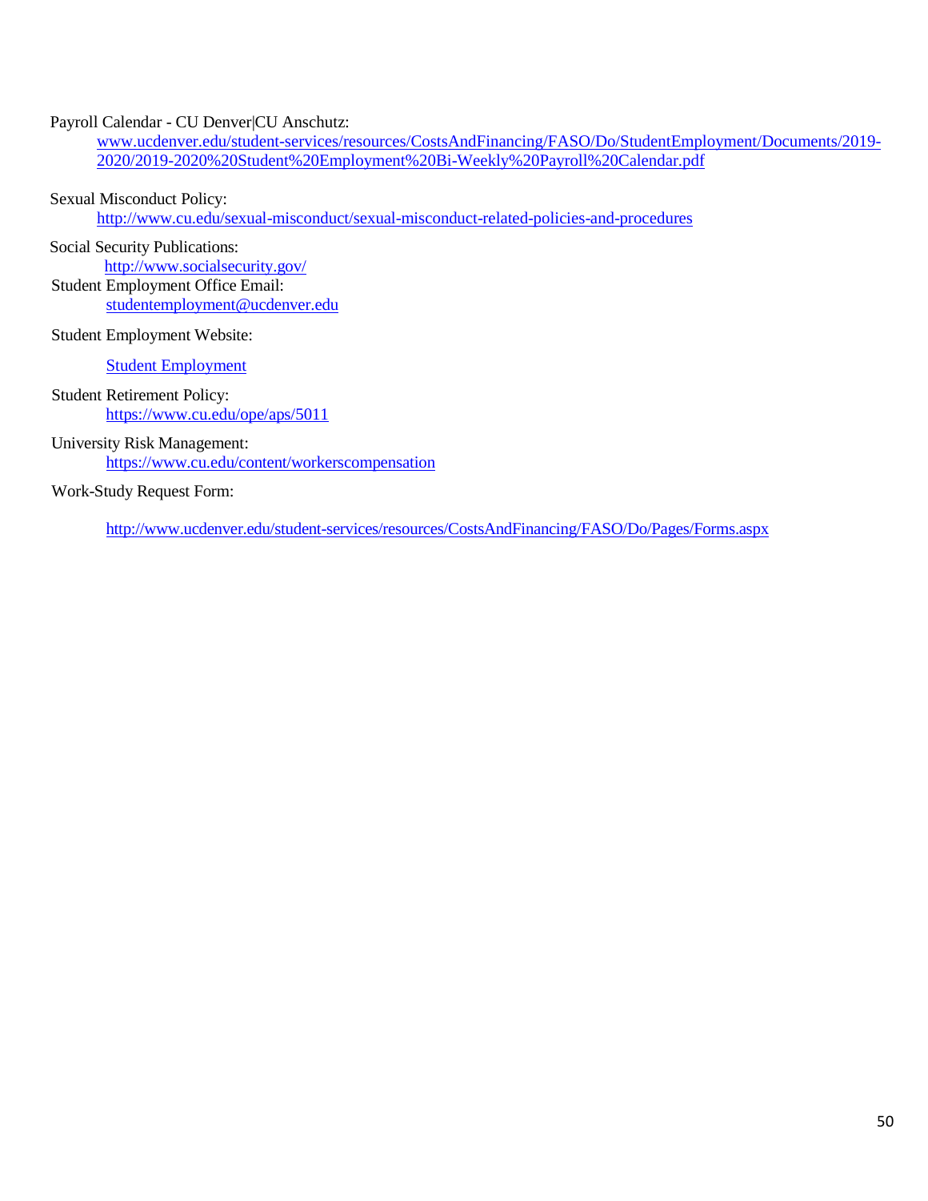Payroll Calendar - CU Denver|CU Anschutz:

www.ucdenver.edu/student-services/resources/CostsAndFinancing/FASO/Do/StudentEmployment/Documents/2019-2020/2019-2020%20Student%20Employment%20Bi-Weekly%20Payroll%20Calendar.pdf

Sexual Misconduct Policy:

http://www.cu.edu/sexual-misconduct/sexual-misconduct-related-policies-and-procedures

Social Security Publications:

http://www.socialsecurity.gov/

Student Employment Office Email:

studentemployment@ucdenver.edu

Student Employment Website:

Student Employment

Student Retirement Policy:

https://www.cu.edu/ope/aps/5011

University Risk Management:

https://www.cu.edu/content/workerscompensation

Work-Study Request Form:

http://www.ucdenver.edu/student-services/resources/CostsAndFinancing/FASO/Do/Pages/Forms.aspx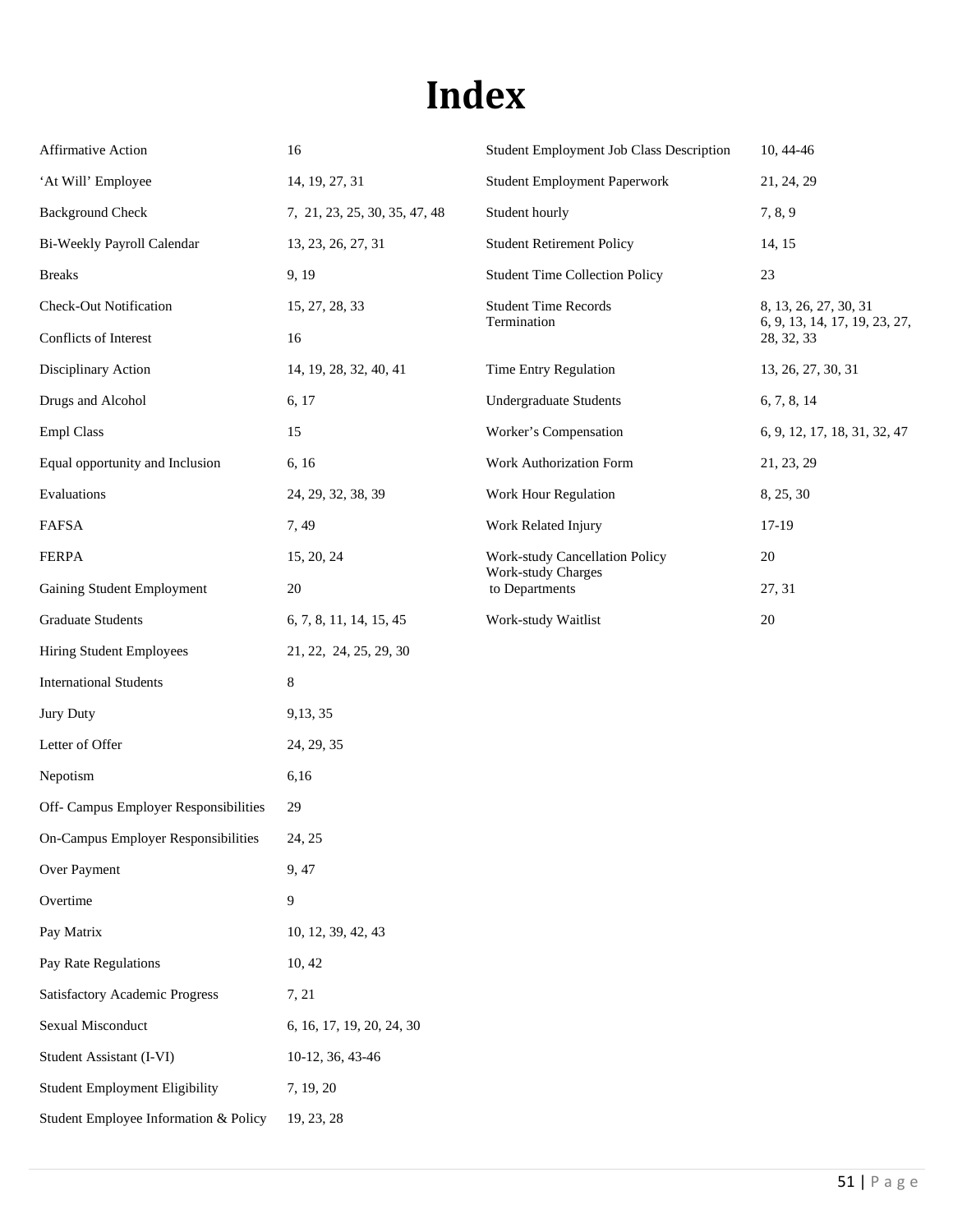# Index

| | |
|---|---|
| Affirmative Action | 16 |
| 'At Will' Employee | 14, 19, 27, 31 |
| Background Check | 7, 21, 23, 25, 30, 35, 47, 48 |
| Bi-Weekly Payroll Calendar | 13, 23, 26, 27, 31 |
| Breaks | 9, 19 |
| Check-Out Notification | 15, 27, 28, 33 |
| Conflicts of Interest | 16 |
| Disciplinary Action | 14, 19, 28, 32, 40, 41 |
| Drugs and Alcohol | 6, 17 |
| Empl Class | 15 |
| Equal opportunity and Inclusion | 6, 16 |
| Evaluations | 24, 29, 32, 38, 39 |
| FAFSA | 7, 49 |
| FERPA | 15, 20, 24 |
| Gaining Student Employment | 20 |
| Graduate Students | 6, 7, 8, 11, 14, 15, 45 |
| Hiring Student Employees | 21, 22, 24, 25, 29, 30 |
| International Students | 8 |
| Jury Duty | 9,13, 35 |
| Letter of Offer | 24, 29, 35 |
| Nepotism | 6,16 |
| Off- Campus Employer Responsibilities | 29 |
| On-Campus Employer Responsibilities | 24, 25 |
| Over Payment | 9, 47 |
| Overtime | 9 |
| Pay Matrix | 10, 12, 39, 42, 43 |
| Pay Rate Regulations | 10, 42 |
| Satisfactory Academic Progress | 7, 21 |
| Sexual Misconduct | 6, 16, 17, 19, 20, 24, 30 |
| Student Assistant (I-VI) | 10-12, 36, 43-46 |
| Student Employment Eligibility | 7, 19, 20 |
| Student Employee Information & Policy | 19, 23, 28 |
| Student Employment Job Class Description | 10, 44-46 |
| Student Employment Paperwork | 21, 24, 29 |
| Student hourly | 7, 8, 9 |
| Student Retirement Policy | 14, 15 |
| Student Time Collection Policy | 23 |
| Student Time Records | 8, 13, 26, 27, 30, 31 |
| Termination | 6, 9, 13, 14, 17, 19, 23, 27, 28, 32, 33 |
| Time Entry Regulation | 13, 26, 27, 30, 31 |
| Undergraduate Students | 6, 7, 8, 14 |
| Worker's Compensation | 6, 9, 12, 17, 18, 31, 32, 47 |
| Work Authorization Form | 21, 23, 29 |
| Work Hour Regulation | 8, 25, 30 |
| Work Related Injury | 17-19 |
| Work-study Cancellation Policy | 20 |
| Work-study Charges to Departments | 27, 31 |
| Work-study Waitlist | 20 |